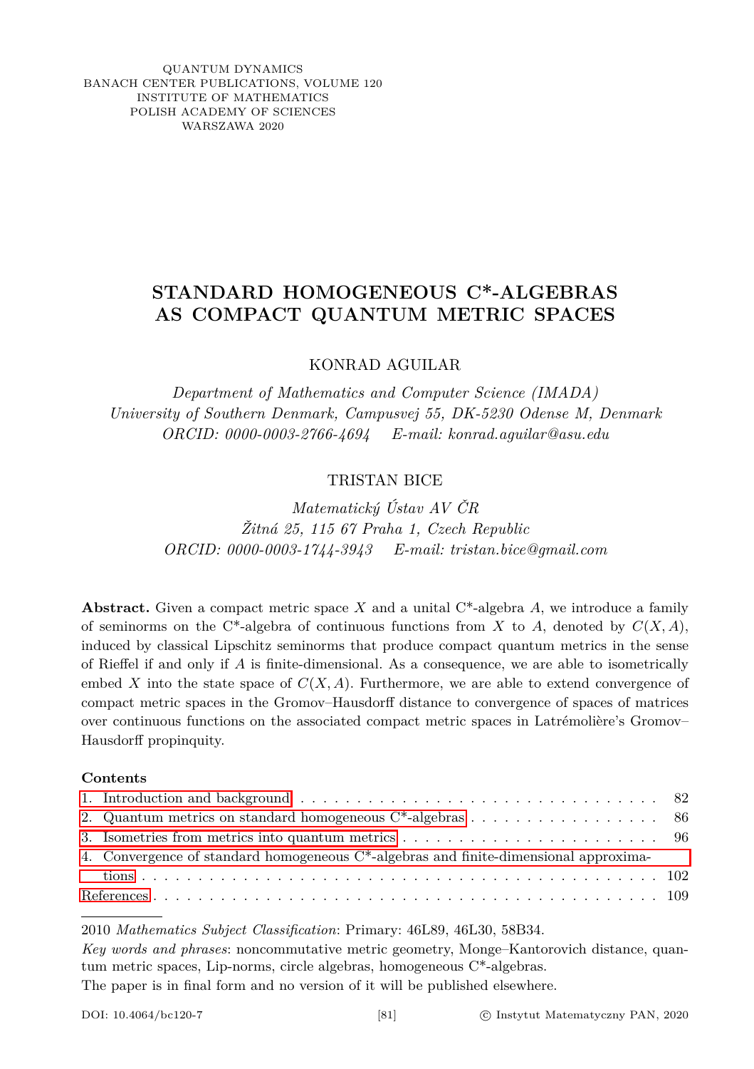QUANTUM DYNAMICS
BANACH CENTER PUBLICATIONS, VOLUME 120
INSTITUTE OF MATHEMATICS
POLISH ACADEMY OF SCIENCES
WARSZAWA 2020

# STANDARD HOMOGENEOUS C*-ALGEBRAS AS COMPACT QUANTUM METRIC SPACES

KONRAD AGUILAR

*Department of Mathematics and Computer Science (IMADA)*
*University of Southern Denmark, Campusvej 55, DK-5230 Odense M, Denmark*
*ORCID: 0000-0003-2766-4694 E-mail: konrad.aguilar@asu.edu*

TRISTAN BICE

*Matematický Ústav AV ČR*
*Žitná 25, 115 67 Praha 1, Czech Republic*
*ORCID: 0000-0003-1744-3943 E-mail: tristan.bice@gmail.com*

**Abstract.** Given a compact metric space $X$ and a unital C*-algebra $A$, we introduce a family of seminorms on the C*-algebra of continuous functions from $X$ to $A$, denoted by $C(X, A)$, induced by classical Lipschitz seminorms that produce compact quantum metrics in the sense of Rieffel if and only if $A$ is finite-dimensional. As a consequence, we are able to isometrically embed $X$ into the state space of $C(X, A)$. Furthermore, we are able to extend convergence of compact metric spaces in the Gromov–Hausdorff distance to convergence of spaces of matrices over continuous functions on the associated compact metric spaces in Latrémolière's Gromov–Hausdorff propinquity.

**Contents**

1. Introduction and background . . . 82
2. Quantum metrics on standard homogeneous C*-algebras . . . 86
3. Isometries from metrics into quantum metrics . . . 96
4. Convergence of standard homogeneous C*-algebras and finite-dimensional approximations . . . 102

References . . . 109

---

2010 *Mathematics Subject Classification*: Primary: 46L89, 46L30, 58B34.

*Key words and phrases*: noncommutative metric geometry, Monge–Kantorovich distance, quantum metric spaces, Lip-norms, circle algebras, homogeneous C*-algebras.

The paper is in final form and no version of it will be published elsewhere.

DOI: 10.4064/bc120-7 © Instytut Matematyczny PAN, 2020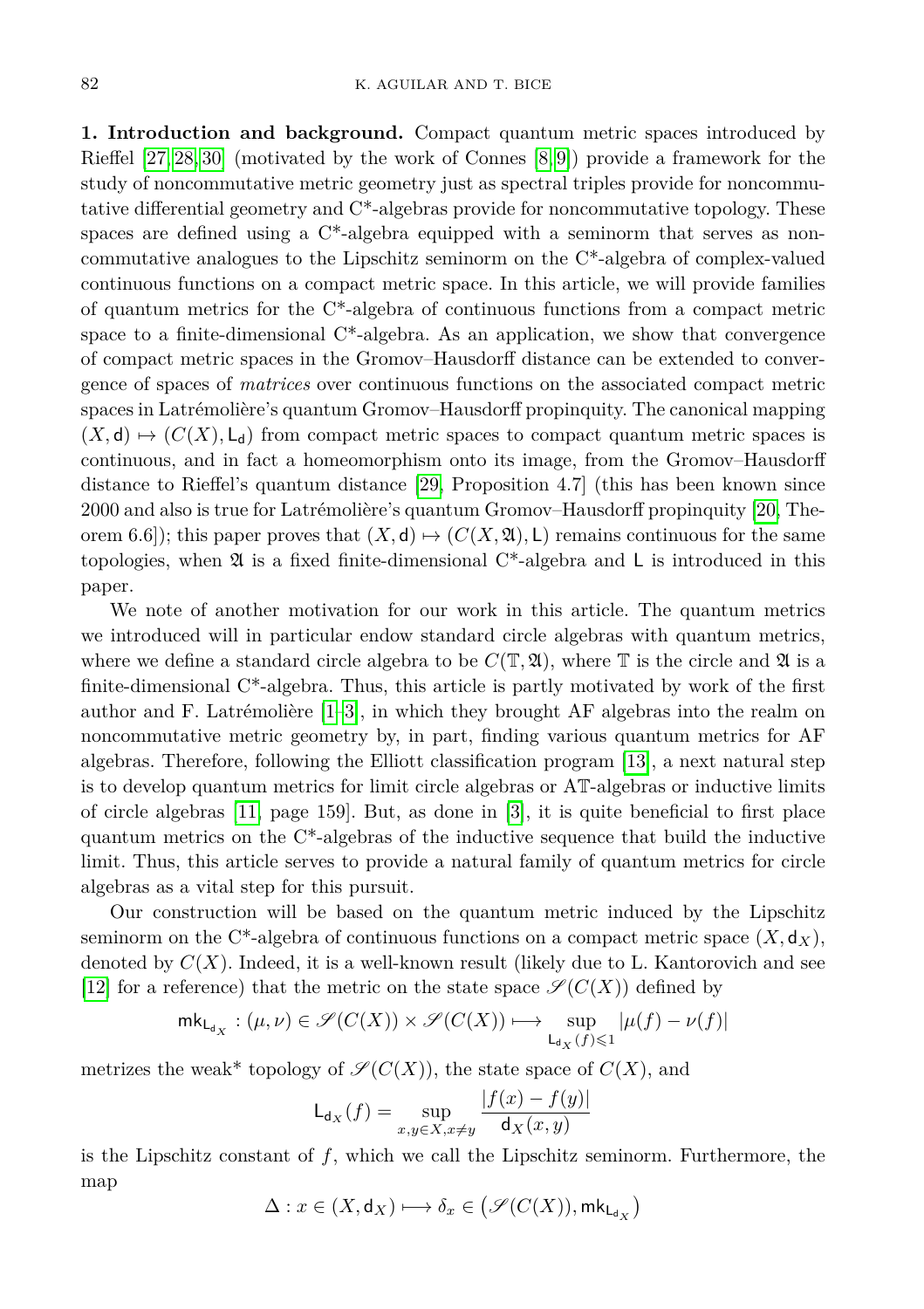**1. Introduction and background.** Compact quantum metric spaces introduced by Rieffel [27, 28, 30] (motivated by the work of Connes [8, 9]) provide a framework for the study of noncommutative metric geometry just as spectral triples provide for noncommutative differential geometry and C*-algebras provide for noncommutative topology. These spaces are defined using a C*-algebra equipped with a seminorm that serves as noncommutative analogues to the Lipschitz seminorm on the C*-algebra of complex-valued continuous functions on a compact metric space. In this article, we will provide families of quantum metrics for the C*-algebra of continuous functions from a compact metric space to a finite-dimensional C*-algebra. As an application, we show that convergence of compact metric spaces in the Gromov–Hausdorff distance can be extended to convergence of spaces of *matrices* over continuous functions on the associated compact metric spaces in Latrémolière's quantum Gromov–Hausdorff propinquity. The canonical mapping $(X, \mathsf{d}) \mapsto (C(X), \mathsf{L}_{\mathsf{d}})$ from compact metric spaces to compact quantum metric spaces is continuous, and in fact a homeomorphism onto its image, from the Gromov–Hausdorff distance to Rieffel's quantum distance [29, Proposition 4.7] (this has been known since 2000 and also is true for Latrémolière's quantum Gromov–Hausdorff propinquity [20, Theorem 6.6]); this paper proves that $(X, \mathsf{d}) \mapsto (C(X, \mathfrak{A}), \mathsf{L})$ remains continuous for the same topologies, when $\mathfrak{A}$ is a fixed finite-dimensional C*-algebra and $\mathsf{L}$ is introduced in this paper.

We note of another motivation for our work in this article. The quantum metrics we introduced will in particular endow standard circle algebras with quantum metrics, where we define a standard circle algebra to be $C(\mathbb{T}, \mathfrak{A})$, where $\mathbb{T}$ is the circle and $\mathfrak{A}$ is a finite-dimensional C*-algebra. Thus, this article is partly motivated by work of the first author and F. Latrémolière [1–3], in which they brought AF algebras into the realm on noncommutative metric geometry by, in part, finding various quantum metrics for AF algebras. Therefore, following the Elliott classification program [13], a next natural step is to develop quantum metrics for limit circle algebras or A$\mathbb{T}$-algebras or inductive limits of circle algebras [11, page 159]. But, as done in [3], it is quite beneficial to first place quantum metrics on the C*-algebras of the inductive sequence that build the inductive limit. Thus, this article serves to provide a natural family of quantum metrics for circle algebras as a vital step for this pursuit.

Our construction will be based on the quantum metric induced by the Lipschitz seminorm on the C*-algebra of continuous functions on a compact metric space $(X, \mathsf{d}_X)$, denoted by $C(X)$. Indeed, it is a well-known result (likely due to L. Kantorovich and see [12] for a reference) that the metric on the state space $\mathscr{S}(C(X))$ defined by

$$\mathsf{mk}_{\mathsf{L}_{\mathsf{d}_X}} : (\mu, \nu) \in \mathscr{S}(C(X)) \times \mathscr{S}(C(X)) \longmapsto \sup_{\mathsf{L}_{\mathsf{d}_X}(f) \leqslant 1} |\mu(f) - \nu(f)|$$

metrizes the weak* topology of $\mathscr{S}(C(X))$, the state space of $C(X)$, and

$$\mathsf{L}_{\mathsf{d}_X}(f) = \sup_{x,y \in X, x \neq y} \frac{|f(x) - f(y)|}{\mathsf{d}_X(x, y)}$$

is the Lipschitz constant of $f$, which we call the Lipschitz seminorm. Furthermore, the map

$$\Delta : x \in (X, \mathsf{d}_X) \longmapsto \delta_x \in \left(\mathscr{S}(C(X)), \mathsf{mk}_{\mathsf{L}_{\mathsf{d}_X}}\right)$$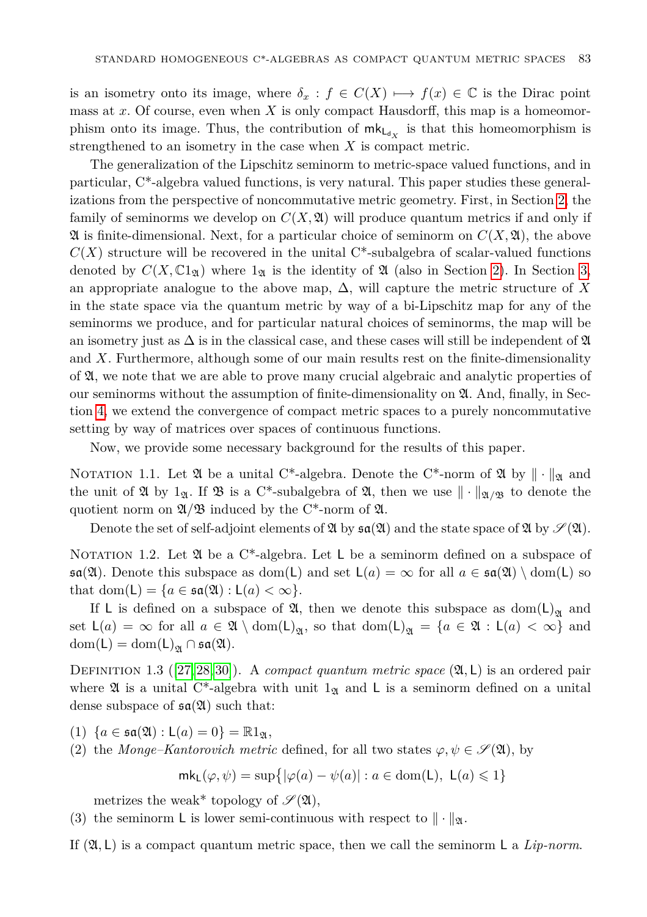is an isometry onto its image, where $\delta_x : f \in C(X) \longmapsto f(x) \in \mathbb{C}$ is the Dirac point mass at $x$. Of course, even when $X$ is only compact Hausdorff, this map is a homeomorphism onto its image. Thus, the contribution of $\mathsf{mk}_{\mathsf{L}_{d_X}}$ is that this homeomorphism is strengthened to an isometry in the case when $X$ is compact metric.

The generalization of the Lipschitz seminorm to metric-space valued functions, and in particular, C*-algebra valued functions, is very natural. This paper studies these generalizations from the perspective of noncommutative metric geometry. First, in Section 2, the family of seminorms we develop on $C(X, \mathfrak{A})$ will produce quantum metrics if and only if $\mathfrak{A}$ is finite-dimensional. Next, for a particular choice of seminorm on $C(X, \mathfrak{A})$, the above $C(X)$ structure will be recovered in the unital C*-subalgebra of scalar-valued functions denoted by $C(X, \mathbb{C}1_{\mathfrak{A}})$ where $1_{\mathfrak{A}}$ is the identity of $\mathfrak{A}$ (also in Section 2). In Section 3, an appropriate analogue to the above map, $\Delta$, will capture the metric structure of $X$ in the state space via the quantum metric by way of a bi-Lipschitz map for any of the seminorms we produce, and for particular natural choices of seminorms, the map will be an isometry just as $\Delta$ is in the classical case, and these cases will still be independent of $\mathfrak{A}$ and $X$. Furthermore, although some of our main results rest on the finite-dimensionality of $\mathfrak{A}$, we note that we are able to prove many crucial algebraic and analytic properties of our seminorms without the assumption of finite-dimensionality on $\mathfrak{A}$. And, finally, in Section 4, we extend the convergence of compact metric spaces to a purely noncommutative setting by way of matrices over spaces of continuous functions.

Now, we provide some necessary background for the results of this paper.

Notation 1.1. Let $\mathfrak{A}$ be a unital C*-algebra. Denote the C*-norm of $\mathfrak{A}$ by $\|\cdot\|_{\mathfrak{A}}$ and the unit of $\mathfrak{A}$ by $1_{\mathfrak{A}}$. If $\mathfrak{B}$ is a C*-subalgebra of $\mathfrak{A}$, then we use $\|\cdot\|_{\mathfrak{A}/\mathfrak{B}}$ to denote the quotient norm on $\mathfrak{A}/\mathfrak{B}$ induced by the C*-norm of $\mathfrak{A}$.

Denote the set of self-adjoint elements of $\mathfrak{A}$ by $\mathfrak{sa}(\mathfrak{A})$ and the state space of $\mathfrak{A}$ by $\mathscr{S}(\mathfrak{A})$.

Notation 1.2. Let $\mathfrak{A}$ be a C*-algebra. Let $\mathsf{L}$ be a seminorm defined on a subspace of $\mathfrak{sa}(\mathfrak{A})$. Denote this subspace as $\operatorname{dom}(\mathsf{L})$ and set $\mathsf{L}(a) = \infty$ for all $a \in \mathfrak{sa}(\mathfrak{A}) \setminus \operatorname{dom}(\mathsf{L})$ so that $\operatorname{dom}(\mathsf{L}) = \{a \in \mathfrak{sa}(\mathfrak{A}) : \mathsf{L}(a) < \infty\}$.

If $\mathsf{L}$ is defined on a subspace of $\mathfrak{A}$, then we denote this subspace as $\operatorname{dom}(\mathsf{L})_{\mathfrak{A}}$ and set $\mathsf{L}(a) = \infty$ for all $a \in \mathfrak{A} \setminus \operatorname{dom}(\mathsf{L})_{\mathfrak{A}}$, so that $\operatorname{dom}(\mathsf{L})_{\mathfrak{A}} = \{a \in \mathfrak{A} : \mathsf{L}(a) < \infty\}$ and $\operatorname{dom}(\mathsf{L}) = \operatorname{dom}(\mathsf{L})_{\mathfrak{A}} \cap \mathfrak{sa}(\mathfrak{A})$.

Definition 1.3 ([27, 28, 30]). A *compact quantum metric space* $(\mathfrak{A}, \mathsf{L})$ is an ordered pair where $\mathfrak{A}$ is a unital C*-algebra with unit $1_{\mathfrak{A}}$ and $\mathsf{L}$ is a seminorm defined on a unital dense subspace of $\mathfrak{sa}(\mathfrak{A})$ such that:

(1) $\{a \in \mathfrak{sa}(\mathfrak{A}) : \mathsf{L}(a) = 0\} = \mathbb{R}1_{\mathfrak{A}}$,
(2) the *Monge–Kantorovich metric* defined, for all two states $\varphi, \psi \in \mathscr{S}(\mathfrak{A})$, by

$$\mathsf{mk}_{\mathsf{L}}(\varphi, \psi) = \sup\{|\varphi(a) - \psi(a)| : a \in \operatorname{dom}(\mathsf{L}),\ \mathsf{L}(a) \leqslant 1\}$$

metrizes the weak* topology of $\mathscr{S}(\mathfrak{A})$,
(3) the seminorm $\mathsf{L}$ is lower semi-continuous with respect to $\|\cdot\|_{\mathfrak{A}}$.

If $(\mathfrak{A}, \mathsf{L})$ is a compact quantum metric space, then we call the seminorm $\mathsf{L}$ a *Lip-norm*.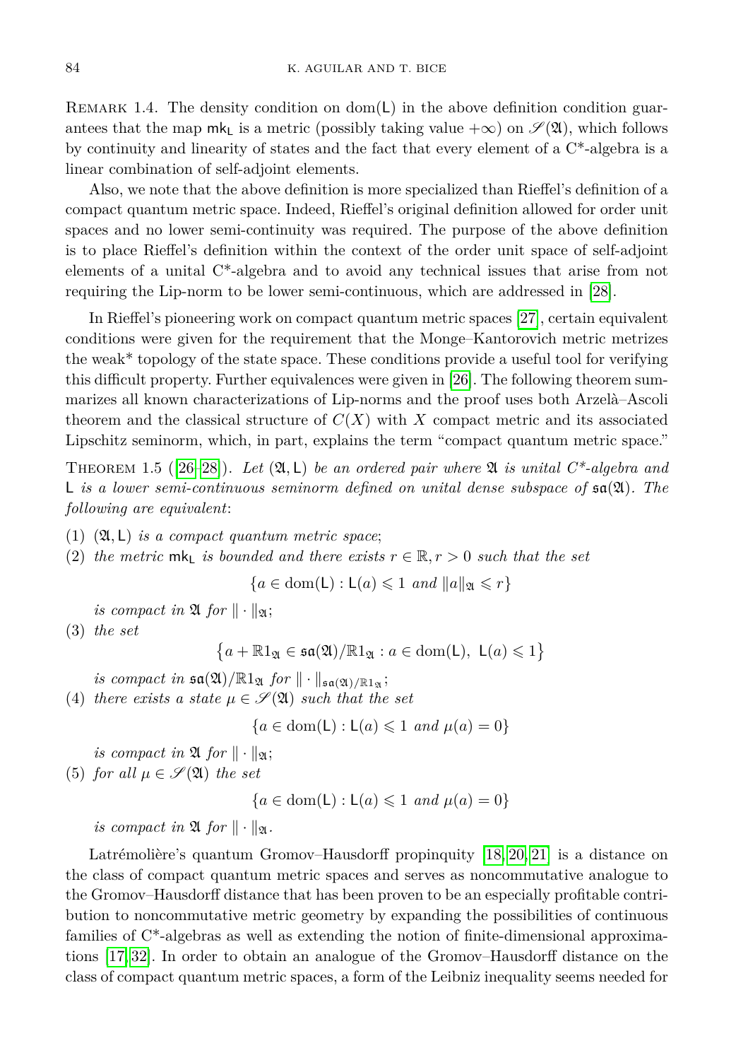Remark 1.4. The density condition on $\operatorname{dom}(\mathsf{L})$ in the above definition condition guarantees that the map $\mathsf{mk}_{\mathsf{L}}$ is a metric (possibly taking value $+\infty$) on $\mathscr{S}(\mathfrak{A})$, which follows by continuity and linearity of states and the fact that every element of a C*-algebra is a linear combination of self-adjoint elements.

Also, we note that the above definition is more specialized than Rieffel's definition of a compact quantum metric space. Indeed, Rieffel's original definition allowed for order unit spaces and no lower semi-continuity was required. The purpose of the above definition is to place Rieffel's definition within the context of the order unit space of self-adjoint elements of a unital C*-algebra and to avoid any technical issues that arise from not requiring the Lip-norm to be lower semi-continuous, which are addressed in [28].

In Rieffel's pioneering work on compact quantum metric spaces [27], certain equivalent conditions were given for the requirement that the Monge–Kantorovich metric metrizes the weak* topology of the state space. These conditions provide a useful tool for verifying this difficult property. Further equivalences were given in [26]. The following theorem summarizes all known characterizations of Lip-norms and the proof uses both Arzelà–Ascoli theorem and the classical structure of $C(X)$ with $X$ compact metric and its associated Lipschitz seminorm, which, in part, explains the term "compact quantum metric space."

Theorem 1.5 ([26–28]). *Let $(\mathfrak{A}, \mathsf{L})$ be an ordered pair where $\mathfrak{A}$ is unital C\*-algebra and $\mathsf{L}$ is a lower semi-continuous seminorm defined on unital dense subspace of $\mathfrak{sa}(\mathfrak{A})$. The following are equivalent*:

(1) *$(\mathfrak{A}, \mathsf{L})$ is a compact quantum metric space*;

(2) *the metric $\mathsf{mk}_{\mathsf{L}}$ is bounded and there exists $r \in \mathbb{R}, r > 0$ such that the set*
$$\{a \in \operatorname{dom}(\mathsf{L}) : \mathsf{L}(a) \leqslant 1 \text{ and } \|a\|_{\mathfrak{A}} \leqslant r\}$$
*is compact in $\mathfrak{A}$ for $\|\cdot\|_{\mathfrak{A}}$*;

(3) *the set*
$$\left\{a + \mathbb{R}1_{\mathfrak{A}} \in \mathfrak{sa}(\mathfrak{A})/\mathbb{R}1_{\mathfrak{A}} : a \in \operatorname{dom}(\mathsf{L}),\ \mathsf{L}(a) \leqslant 1\right\}$$
*is compact in $\mathfrak{sa}(\mathfrak{A})/\mathbb{R}1_{\mathfrak{A}}$ for $\|\cdot\|_{\mathfrak{sa}(\mathfrak{A})/\mathbb{R}1_{\mathfrak{A}}}$*;

(4) *there exists a state $\mu \in \mathscr{S}(\mathfrak{A})$ such that the set*
$$\{a \in \operatorname{dom}(\mathsf{L}) : \mathsf{L}(a) \leqslant 1 \text{ and } \mu(a) = 0\}$$
*is compact in $\mathfrak{A}$ for $\|\cdot\|_{\mathfrak{A}}$*;

(5) *for all $\mu \in \mathscr{S}(\mathfrak{A})$ the set*
$$\{a \in \operatorname{dom}(\mathsf{L}) : \mathsf{L}(a) \leqslant 1 \text{ and } \mu(a) = 0\}$$
*is compact in $\mathfrak{A}$ for $\|\cdot\|_{\mathfrak{A}}$.*

Latrémolière's quantum Gromov–Hausdorff propinquity [18, 20, 21] is a distance on the class of compact quantum metric spaces and serves as noncommutative analogue to the Gromov–Hausdorff distance that has been proven to be an especially profitable contribution to noncommutative metric geometry by expanding the possibilities of continuous families of C*-algebras as well as extending the notion of finite-dimensional approximations [17, 32]. In order to obtain an analogue of the Gromov–Hausdorff distance on the class of compact quantum metric spaces, a form of the Leibniz inequality seems needed for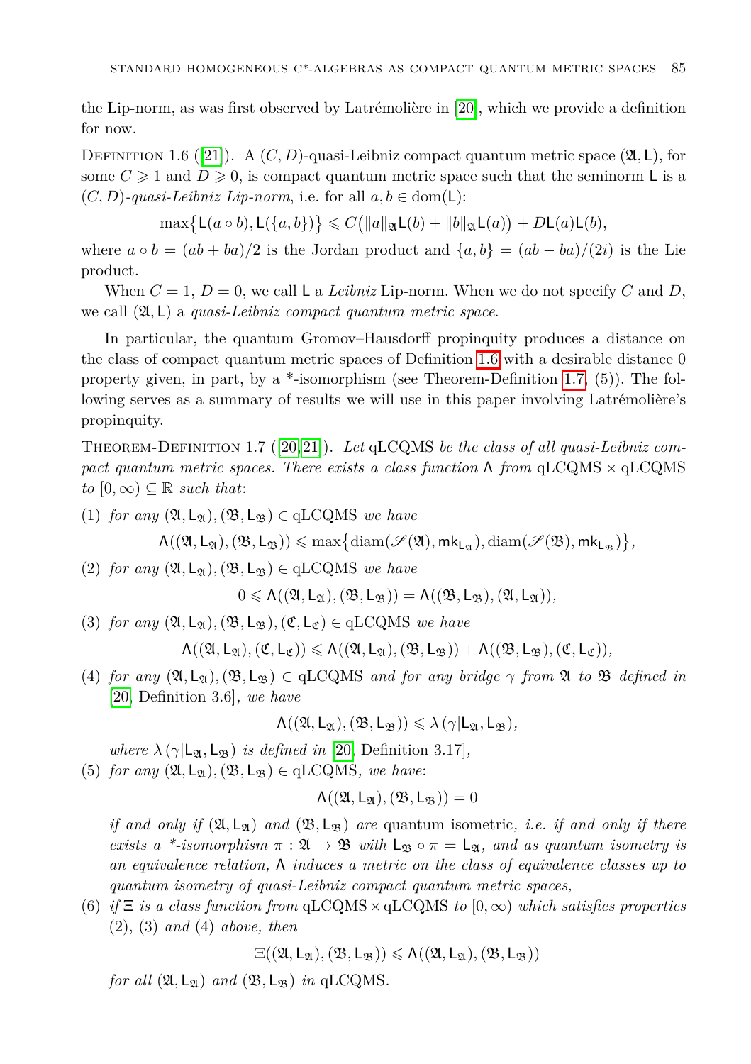the Lip-norm, as was first observed by Latrémolière in [20], which we provide a definition for now.

Definition 1.6 ([21]). A $(C, D)$-quasi-Leibniz compact quantum metric space $(\mathfrak{A}, \mathsf{L})$, for some $C \geqslant 1$ and $D \geqslant 0$, is compact quantum metric space such that the seminorm $\mathsf{L}$ is a $(C, D)$*-quasi-Leibniz Lip-norm*, i.e. for all $a, b \in \mathrm{dom}(\mathsf{L})$:

$$\max\big\{\mathsf{L}(a \circ b), \mathsf{L}(\{a, b\})\big\} \leqslant C\big(\|a\|_{\mathfrak{A}}\mathsf{L}(b) + \|b\|_{\mathfrak{A}}\mathsf{L}(a)\big) + D\mathsf{L}(a)\mathsf{L}(b),$$

where $a \circ b = (ab + ba)/2$ is the Jordan product and $\{a, b\} = (ab - ba)/(2i)$ is the Lie product.

When $C = 1$, $D = 0$, we call $\mathsf{L}$ a *Leibniz* Lip-norm. When we do not specify $C$ and $D$, we call $(\mathfrak{A}, \mathsf{L})$ a *quasi-Leibniz compact quantum metric space*.

In particular, the quantum Gromov–Hausdorff propinquity produces a distance on the class of compact quantum metric spaces of Definition 1.6 with a desirable distance 0 property given, in part, by a *-isomorphism (see Theorem-Definition 1.7, (5)). The following serves as a summary of results we will use in this paper involving Latrémolière's propinquity.

Theorem-Definition 1.7 ([20, 21]). *Let* qLCQMS *be the class of all quasi-Leibniz compact quantum metric spaces. There exists a class function* $\mathsf{\Lambda}$ *from* qLCQMS $\times$ qLCQMS *to* $[0, \infty) \subseteq \mathbb{R}$ *such that*:

(1) *for any* $(\mathfrak{A}, \mathsf{L}_{\mathfrak{A}}), (\mathfrak{B}, \mathsf{L}_{\mathfrak{B}}) \in$ qLCQMS *we have*

$$\mathsf{\Lambda}((\mathfrak{A}, \mathsf{L}_{\mathfrak{A}}), (\mathfrak{B}, \mathsf{L}_{\mathfrak{B}})) \leqslant \max\big\{\mathrm{diam}(\mathscr{S}(\mathfrak{A}), \mathsf{mk}_{\mathsf{L}_{\mathfrak{A}}}), \mathrm{diam}(\mathscr{S}(\mathfrak{B}), \mathsf{mk}_{\mathsf{L}_{\mathfrak{B}}})\big\},$$

(2) *for any* $(\mathfrak{A}, \mathsf{L}_{\mathfrak{A}}), (\mathfrak{B}, \mathsf{L}_{\mathfrak{B}}) \in$ qLCQMS *we have*

$$0 \leqslant \mathsf{\Lambda}((\mathfrak{A}, \mathsf{L}_{\mathfrak{A}}), (\mathfrak{B}, \mathsf{L}_{\mathfrak{B}})) = \mathsf{\Lambda}((\mathfrak{B}, \mathsf{L}_{\mathfrak{B}}), (\mathfrak{A}, \mathsf{L}_{\mathfrak{A}})),$$

(3) *for any* $(\mathfrak{A}, \mathsf{L}_{\mathfrak{A}}), (\mathfrak{B}, \mathsf{L}_{\mathfrak{B}}), (\mathfrak{C}, \mathsf{L}_{\mathfrak{C}}) \in$ qLCQMS *we have*

$$\mathsf{\Lambda}((\mathfrak{A}, \mathsf{L}_{\mathfrak{A}}), (\mathfrak{C}, \mathsf{L}_{\mathfrak{C}})) \leqslant \mathsf{\Lambda}((\mathfrak{A}, \mathsf{L}_{\mathfrak{A}}), (\mathfrak{B}, \mathsf{L}_{\mathfrak{B}})) + \mathsf{\Lambda}((\mathfrak{B}, \mathsf{L}_{\mathfrak{B}}), (\mathfrak{C}, \mathsf{L}_{\mathfrak{C}})),$$

(4) *for any* $(\mathfrak{A}, \mathsf{L}_{\mathfrak{A}}), (\mathfrak{B}, \mathsf{L}_{\mathfrak{B}}) \in$ qLCQMS *and for any bridge* $\gamma$ *from* $\mathfrak{A}$ *to* $\mathfrak{B}$ *defined in* [20, Definition 3.6]*, we have*

$$\mathsf{\Lambda}((\mathfrak{A}, \mathsf{L}_{\mathfrak{A}}), (\mathfrak{B}, \mathsf{L}_{\mathfrak{B}})) \leqslant \lambda(\gamma|\mathsf{L}_{\mathfrak{A}}, \mathsf{L}_{\mathfrak{B}}),$$

*where* $\lambda(\gamma|\mathsf{L}_{\mathfrak{A}}, \mathsf{L}_{\mathfrak{B}})$ *is defined in* [20, Definition 3.17]*,*

(5) *for any* $(\mathfrak{A}, \mathsf{L}_{\mathfrak{A}}), (\mathfrak{B}, \mathsf{L}_{\mathfrak{B}}) \in$ qLCQMS*, we have*:

$$\mathsf{\Lambda}((\mathfrak{A}, \mathsf{L}_{\mathfrak{A}}), (\mathfrak{B}, \mathsf{L}_{\mathfrak{B}})) = 0$$

*if and only if* $(\mathfrak{A}, \mathsf{L}_{\mathfrak{A}})$ *and* $(\mathfrak{B}, \mathsf{L}_{\mathfrak{B}})$ *are* quantum isometric*, i.e. if and only if there exists a \*-isomorphism* $\pi : \mathfrak{A} \to \mathfrak{B}$ *with* $\mathsf{L}_{\mathfrak{B}} \circ \pi = \mathsf{L}_{\mathfrak{A}}$*, and as quantum isometry is an equivalence relation,* $\mathsf{\Lambda}$ *induces a metric on the class of equivalence classes up to quantum isometry of quasi-Leibniz compact quantum metric spaces,*

(6) *if* $\Xi$ *is a class function from* qLCQMS $\times$ qLCQMS *to* $[0, \infty)$ *which satisfies properties* (2)*,* (3) *and* (4) *above, then*

$$\Xi((\mathfrak{A}, \mathsf{L}_{\mathfrak{A}}), (\mathfrak{B}, \mathsf{L}_{\mathfrak{B}})) \leqslant \mathsf{\Lambda}((\mathfrak{A}, \mathsf{L}_{\mathfrak{A}}), (\mathfrak{B}, \mathsf{L}_{\mathfrak{B}}))$$

*for all* $(\mathfrak{A}, \mathsf{L}_{\mathfrak{A}})$ *and* $(\mathfrak{B}, \mathsf{L}_{\mathfrak{B}})$ *in* qLCQMS*.*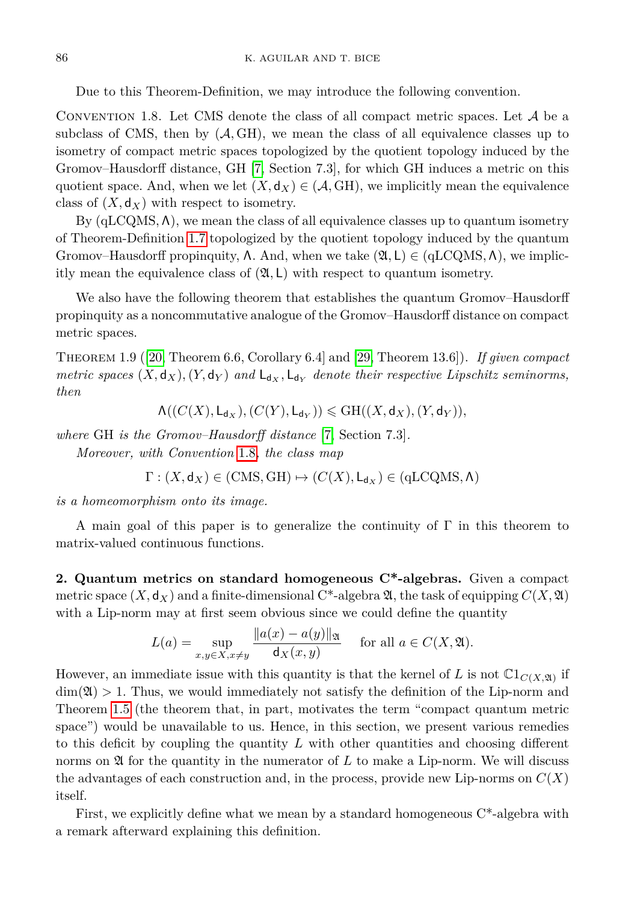Due to this Theorem-Definition, we may introduce the following convention.

Convention 1.8. Let CMS denote the class of all compact metric spaces. Let $\mathcal{A}$ be a subclass of CMS, then by $(\mathcal{A}, \mathrm{GH})$, we mean the class of all equivalence classes up to isometry of compact metric spaces topologized by the quotient topology induced by the Gromov–Hausdorff distance, GH [7, Section 7.3], for which GH induces a metric on this quotient space. And, when we let $(X, \mathsf{d}_X) \in (\mathcal{A}, \mathrm{GH})$, we implicitly mean the equivalence class of $(X, \mathsf{d}_X)$ with respect to isometry.

By $(\mathrm{qLCQMS}, \Lambda)$, we mean the class of all equivalence classes up to quantum isometry of Theorem-Definition 1.7 topologized by the quotient topology induced by the quantum Gromov–Hausdorff propinquity, $\Lambda$. And, when we take $(\mathfrak{A}, \mathsf{L}) \in (\mathrm{qLCQMS}, \Lambda)$, we implicitly mean the equivalence class of $(\mathfrak{A}, \mathsf{L})$ with respect to quantum isometry.

We also have the following theorem that establishes the quantum Gromov–Hausdorff propinquity as a noncommutative analogue of the Gromov–Hausdorff distance on compact metric spaces.

Theorem 1.9 ([20, Theorem 6.6, Corollary 6.4] and [29, Theorem 13.6]). *If given compact metric spaces $(X, \mathsf{d}_X), (Y, \mathsf{d}_Y)$ and $\mathsf{L}_{\mathsf{d}_X}, \mathsf{L}_{\mathsf{d}_Y}$ denote their respective Lipschitz seminorms, then*

$$\Lambda((C(X), \mathsf{L}_{\mathsf{d}_X}), (C(Y), \mathsf{L}_{\mathsf{d}_Y})) \leqslant \mathrm{GH}((X, \mathsf{d}_X), (Y, \mathsf{d}_Y)),$$

*where* GH *is the Gromov–Hausdorff distance* [7, Section 7.3].

*Moreover, with Convention 1.8, the class map*

$$\Gamma : (X, \mathsf{d}_X) \in (\mathrm{CMS}, \mathrm{GH}) \mapsto (C(X), \mathsf{L}_{\mathsf{d}_X}) \in (\mathrm{qLCQMS}, \Lambda)$$

*is a homeomorphism onto its image.*

A main goal of this paper is to generalize the continuity of $\Gamma$ in this theorem to matrix-valued continuous functions.

## 2. Quantum metrics on standard homogeneous C*-algebras.

Given a compact metric space $(X, \mathsf{d}_X)$ and a finite-dimensional C*-algebra $\mathfrak{A}$, the task of equipping $C(X, \mathfrak{A})$ with a Lip-norm may at first seem obvious since we could define the quantity

$$L(a) = \sup_{x,y \in X, x \neq y} \frac{\|a(x) - a(y)\|_{\mathfrak{A}}}{\mathsf{d}_X(x, y)} \quad \text{for all } a \in C(X, \mathfrak{A}).$$

However, an immediate issue with this quantity is that the kernel of $L$ is not $\mathbb{C}1_{C(X,\mathfrak{A})}$ if $\dim(\mathfrak{A}) > 1$. Thus, we would immediately not satisfy the definition of the Lip-norm and Theorem 1.5 (the theorem that, in part, motivates the term "compact quantum metric space") would be unavailable to us. Hence, in this section, we present various remedies to this deficit by coupling the quantity $L$ with other quantities and choosing different norms on $\mathfrak{A}$ for the quantity in the numerator of $L$ to make a Lip-norm. We will discuss the advantages of each construction and, in the process, provide new Lip-norms on $C(X)$ itself.

First, we explicitly define what we mean by a standard homogeneous C*-algebra with a remark afterward explaining this definition.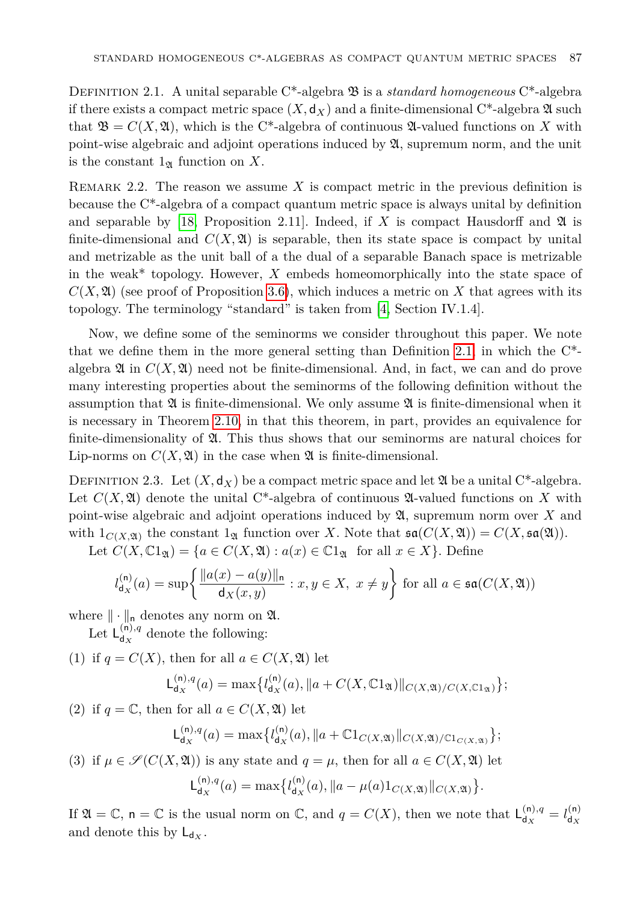Definition 2.1. A unital separable C*-algebra $\mathfrak{B}$ is a *standard homogeneous* C*-algebra if there exists a compact metric space $(X, \mathsf{d}_X)$ and a finite-dimensional C*-algebra $\mathfrak{A}$ such that $\mathfrak{B} = C(X, \mathfrak{A})$, which is the C*-algebra of continuous $\mathfrak{A}$-valued functions on $X$ with point-wise algebraic and adjoint operations induced by $\mathfrak{A}$, supremum norm, and the unit is the constant $1_{\mathfrak{A}}$ function on $X$.

Remark 2.2. The reason we assume $X$ is compact metric in the previous definition is because the C*-algebra of a compact quantum metric space is always unital by definition and separable by [18, Proposition 2.11]. Indeed, if $X$ is compact Hausdorff and $\mathfrak{A}$ is finite-dimensional and $C(X, \mathfrak{A})$ is separable, then its state space is compact by unital and metrizable as the unit ball of a the dual of a separable Banach space is metrizable in the weak* topology. However, $X$ embeds homeomorphically into the state space of $C(X, \mathfrak{A})$ (see proof of Proposition 3.6), which induces a metric on $X$ that agrees with its topology. The terminology "standard" is taken from [4, Section IV.1.4].

Now, we define some of the seminorms we consider throughout this paper. We note that we define them in the more general setting than Definition 2.1, in which the C*-algebra $\mathfrak{A}$ in $C(X, \mathfrak{A})$ need not be finite-dimensional. And, in fact, we can and do prove many interesting properties about the seminorms of the following definition without the assumption that $\mathfrak{A}$ is finite-dimensional. We only assume $\mathfrak{A}$ is finite-dimensional when it is necessary in Theorem 2.10, in that this theorem, in part, provides an equivalence for finite-dimensionality of $\mathfrak{A}$. This thus shows that our seminorms are natural choices for Lip-norms on $C(X, \mathfrak{A})$ in the case when $\mathfrak{A}$ is finite-dimensional.

Definition 2.3. Let $(X, \mathsf{d}_X)$ be a compact metric space and let $\mathfrak{A}$ be a unital C*-algebra. Let $C(X, \mathfrak{A})$ denote the unital C*-algebra of continuous $\mathfrak{A}$-valued functions on $X$ with point-wise algebraic and adjoint operations induced by $\mathfrak{A}$, supremum norm over $X$ and with $1_{C(X,\mathfrak{A})}$ the constant $1_{\mathfrak{A}}$ function over $X$. Note that $\mathfrak{sa}(C(X, \mathfrak{A})) = C(X, \mathfrak{sa}(\mathfrak{A}))$.

Let $C(X, \mathbb{C}1_{\mathfrak{A}}) = \{a \in C(X, \mathfrak{A}) : a(x) \in \mathbb{C}1_{\mathfrak{A}} \text{ for all } x \in X\}$. Define

$$l^{(\mathsf{n})}_{\mathsf{d}_X}(a) = \sup\left\{ \frac{\|a(x) - a(y)\|_{\mathsf{n}}}{\mathsf{d}_X(x,y)} : x, y \in X,\ x \neq y \right\} \text{ for all } a \in \mathfrak{sa}(C(X, \mathfrak{A}))$$

where $\|\cdot\|_{\mathsf{n}}$ denotes any norm on $\mathfrak{A}$.

Let $\mathsf{L}^{(\mathsf{n}),q}_{\mathsf{d}_X}$ denote the following:

(1) if $q = C(X)$, then for all $a \in C(X, \mathfrak{A})$ let

$$\mathsf{L}^{(\mathsf{n}),q}_{\mathsf{d}_X}(a) = \max\left\{ l^{(\mathsf{n})}_{\mathsf{d}_X}(a), \|a + C(X, \mathbb{C}1_{\mathfrak{A}})\|_{C(X,\mathfrak{A})/C(X,\mathbb{C}1_{\mathfrak{A}})} \right\};$$

(2) if $q = \mathbb{C}$, then for all $a \in C(X, \mathfrak{A})$ let

$$\mathsf{L}^{(\mathsf{n}),q}_{\mathsf{d}_X}(a) = \max\left\{ l^{(\mathsf{n})}_{\mathsf{d}_X}(a), \|a + \mathbb{C}1_{C(X,\mathfrak{A})}\|_{C(X,\mathfrak{A})/\mathbb{C}1_{C(X,\mathfrak{A})}} \right\};$$

(3) if $\mu \in \mathscr{S}(C(X, \mathfrak{A}))$ is any state and $q = \mu$, then for all $a \in C(X, \mathfrak{A})$ let

$$\mathsf{L}^{(\mathsf{n}),q}_{\mathsf{d}_X}(a) = \max\left\{ l^{(\mathsf{n})}_{\mathsf{d}_X}(a), \|a - \mu(a)1_{C(X,\mathfrak{A})}\|_{C(X,\mathfrak{A})} \right\}.$$

If $\mathfrak{A} = \mathbb{C}$, $\mathsf{n} = \mathbb{C}$ is the usual norm on $\mathbb{C}$, and $q = C(X)$, then we note that $\mathsf{L}^{(\mathsf{n}),q}_{\mathsf{d}_X} = l^{(\mathsf{n})}_{\mathsf{d}_X}$ and denote this by $\mathsf{L}_{\mathsf{d}_X}$.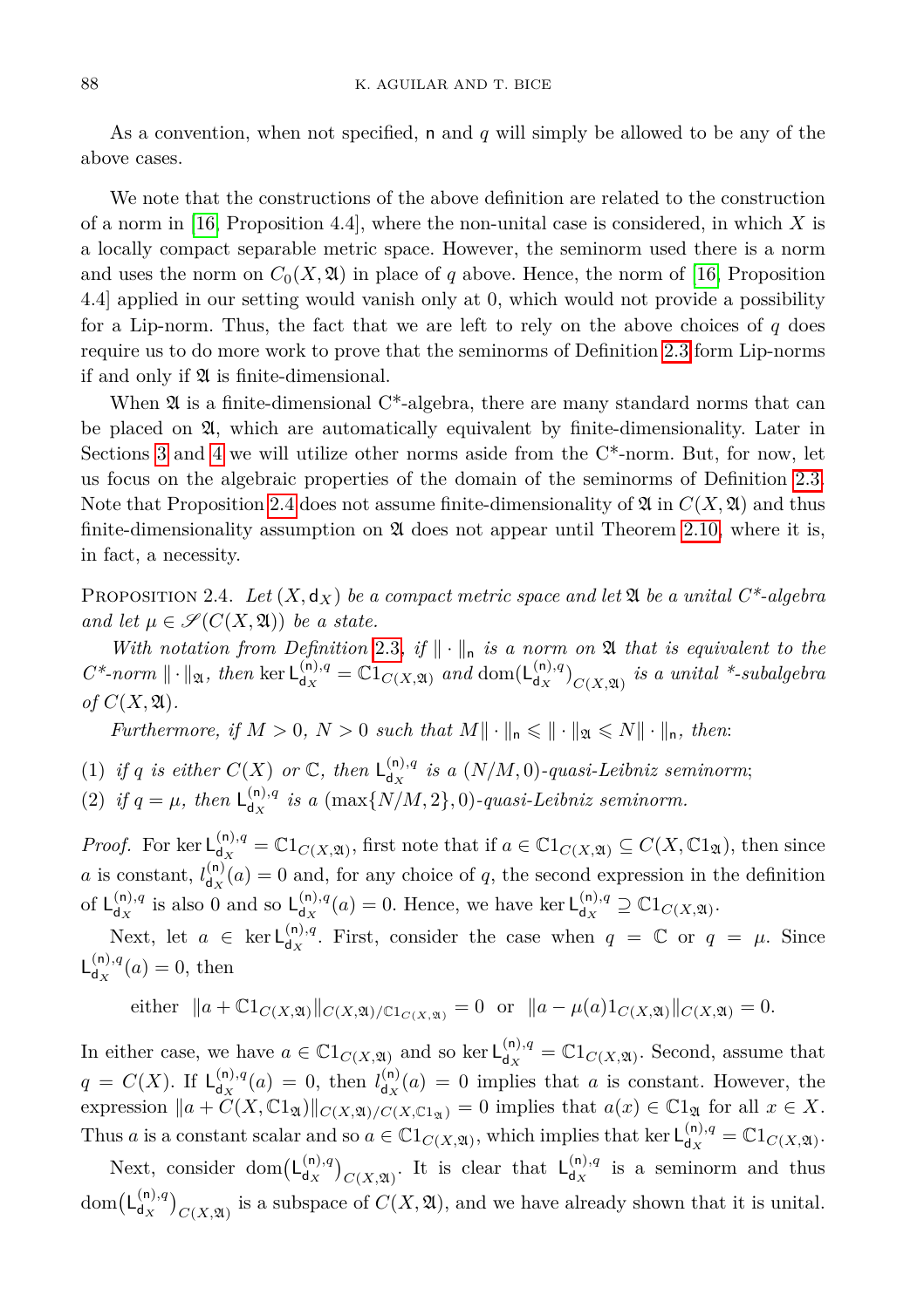As a convention, when not specified, $\mathsf{n}$ and $q$ will simply be allowed to be any of the above cases.

We note that the constructions of the above definition are related to the construction of a norm in [16, Proposition 4.4], where the non-unital case is considered, in which $X$ is a locally compact separable metric space. However, the seminorm used there is a norm and uses the norm on $C_0(X, \mathfrak{A})$ in place of $q$ above. Hence, the norm of [16, Proposition 4.4] applied in our setting would vanish only at 0, which would not provide a possibility for a Lip-norm. Thus, the fact that we are left to rely on the above choices of $q$ does require us to do more work to prove that the seminorms of Definition 2.3 form Lip-norms if and only if $\mathfrak{A}$ is finite-dimensional.

When $\mathfrak{A}$ is a finite-dimensional C*-algebra, there are many standard norms that can be placed on $\mathfrak{A}$, which are automatically equivalent by finite-dimensionality. Later in Sections 3 and 4 we will utilize other norms aside from the C*-norm. But, for now, let us focus on the algebraic properties of the domain of the seminorms of Definition 2.3. Note that Proposition 2.4 does not assume finite-dimensionality of $\mathfrak{A}$ in $C(X, \mathfrak{A})$ and thus finite-dimensionality assumption on $\mathfrak{A}$ does not appear until Theorem 2.10, where it is, in fact, a necessity.

Proposition 2.4. *Let $(X, \mathsf{d}_X)$ be a compact metric space and let $\mathfrak{A}$ be a unital C\*-algebra and let $\mu \in \mathscr{S}(C(X, \mathfrak{A}))$ be a state.*

*With notation from Definition 2.3, if $\|\cdot\|_{\mathsf{n}}$ is a norm on $\mathfrak{A}$ that is equivalent to the C\*-norm $\|\cdot\|_{\mathfrak{A}}$, then $\ker \mathsf{L}^{(\mathsf{n}),q}_{\mathsf{d}_X} = \mathbb{C}1_{C(X,\mathfrak{A})}$ and $\mathrm{dom}\big(\mathsf{L}^{(\mathsf{n}),q}_{\mathsf{d}_X}\big)_{C(X,\mathfrak{A})}$ is a unital \*-subalgebra of $C(X, \mathfrak{A})$.*

*Furthermore, if $M > 0$, $N > 0$ such that $M\|\cdot\|_{\mathsf{n}} \leqslant \|\cdot\|_{\mathfrak{A}} \leqslant N\|\cdot\|_{\mathsf{n}}$, then:*

1. *if $q$ is either $C(X)$ or $\mathbb{C}$, then $\mathsf{L}^{(\mathsf{n}),q}_{\mathsf{d}_X}$ is a $(N/M, 0)$-quasi-Leibniz seminorm;*
2. *if $q = \mu$, then $\mathsf{L}^{(\mathsf{n}),q}_{\mathsf{d}_X}$ is a $(\max\{N/M, 2\}, 0)$-quasi-Leibniz seminorm.*

*Proof.* For $\ker \mathsf{L}^{(\mathsf{n}),q}_{\mathsf{d}_X} = \mathbb{C}1_{C(X,\mathfrak{A})}$, first note that if $a \in \mathbb{C}1_{C(X,\mathfrak{A})} \subseteq C(X, \mathbb{C}1_{\mathfrak{A}})$, then since $a$ is constant, $l^{(\mathsf{n})}_{\mathsf{d}_X}(a) = 0$ and, for any choice of $q$, the second expression in the definition of $\mathsf{L}^{(\mathsf{n}),q}_{\mathsf{d}_X}$ is also 0 and so $\mathsf{L}^{(\mathsf{n}),q}_{\mathsf{d}_X}(a) = 0$. Hence, we have $\ker \mathsf{L}^{(\mathsf{n}),q}_{\mathsf{d}_X} \supseteq \mathbb{C}1_{C(X,\mathfrak{A})}$.

Next, let $a \in \ker \mathsf{L}^{(\mathsf{n}),q}_{\mathsf{d}_X}$. First, consider the case when $q = \mathbb{C}$ or $q = \mu$. Since $\mathsf{L}^{(\mathsf{n}),q}_{\mathsf{d}_X}(a) = 0$, then

$$\text{either} \quad \|a + \mathbb{C}1_{C(X,\mathfrak{A})}\|_{C(X,\mathfrak{A})/\mathbb{C}1_{C(X,\mathfrak{A})}} = 0 \quad \text{or} \quad \|a - \mu(a)1_{C(X,\mathfrak{A})}\|_{C(X,\mathfrak{A})} = 0.$$

In either case, we have $a \in \mathbb{C}1_{C(X,\mathfrak{A})}$ and so $\ker \mathsf{L}^{(\mathsf{n}),q}_{\mathsf{d}_X} = \mathbb{C}1_{C(X,\mathfrak{A})}$. Second, assume that $q = C(X)$. If $\mathsf{L}^{(\mathsf{n}),q}_{\mathsf{d}_X}(a) = 0$, then $l^{(\mathsf{n})}_{\mathsf{d}_X}(a) = 0$ implies that $a$ is constant. However, the expression $\|a + C(X, \mathbb{C}1_{\mathfrak{A}})\|_{C(X,\mathfrak{A})/C(X,\mathbb{C}1_{\mathfrak{A}})} = 0$ implies that $a(x) \in \mathbb{C}1_{\mathfrak{A}}$ for all $x \in X$. Thus $a$ is a constant scalar and so $a \in \mathbb{C}1_{C(X,\mathfrak{A})}$, which implies that $\ker \mathsf{L}^{(\mathsf{n}),q}_{\mathsf{d}_X} = \mathbb{C}1_{C(X,\mathfrak{A})}$.

Next, consider $\mathrm{dom}\big(\mathsf{L}^{(\mathsf{n}),q}_{\mathsf{d}_X}\big)_{C(X,\mathfrak{A})}$. It is clear that $\mathsf{L}^{(\mathsf{n}),q}_{\mathsf{d}_X}$ is a seminorm and thus $\mathrm{dom}\big(\mathsf{L}^{(\mathsf{n}),q}_{\mathsf{d}_X}\big)_{C(X,\mathfrak{A})}$ is a subspace of $C(X, \mathfrak{A})$, and we have already shown that it is unital.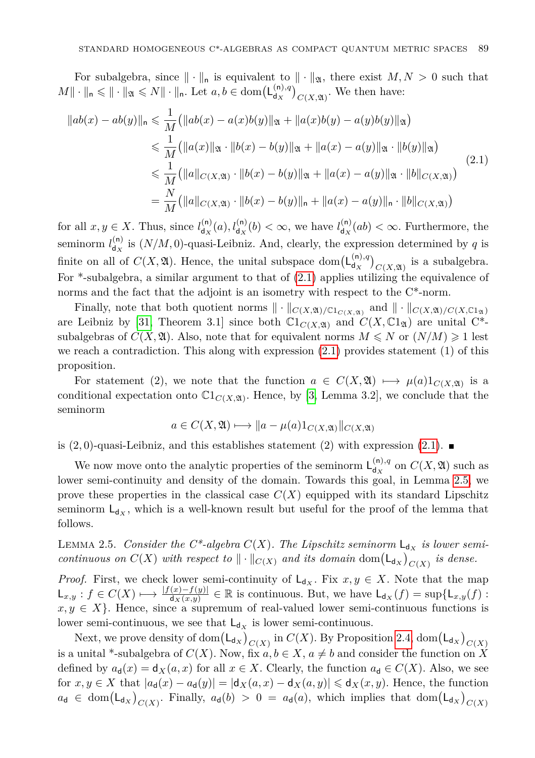For subalgebra, since $\|\cdot\|_{\mathsf{n}}$ is equivalent to $\|\cdot\|_{\mathfrak{A}}$, there exist $M, N > 0$ such that $M\|\cdot\|_{\mathsf{n}} \leqslant \|\cdot\|_{\mathfrak{A}} \leqslant N\|\cdot\|_{\mathsf{n}}$. Let $a, b \in \mathrm{dom}\big(\mathsf{L}_{\mathsf{d}_X}^{(\mathsf{n}),q}\big)_{C(X,\mathfrak{A})}$. We then have:

$$
\begin{aligned}
\|ab(x) - ab(y)\|_{\mathsf{n}} &\leqslant \frac{1}{M}\big(\|ab(x) - a(x)b(y)\|_{\mathfrak{A}} + \|a(x)b(y) - a(y)b(y)\|_{\mathfrak{A}}\big) \\
&\leqslant \frac{1}{M}\big(\|a(x)\|_{\mathfrak{A}} \cdot \|b(x) - b(y)\|_{\mathfrak{A}} + \|a(x) - a(y)\|_{\mathfrak{A}} \cdot \|b(y)\|_{\mathfrak{A}}\big) \\
&\leqslant \frac{1}{M}\big(\|a\|_{C(X,\mathfrak{A})} \cdot \|b(x) - b(y)\|_{\mathfrak{A}} + \|a(x) - a(y)\|_{\mathfrak{A}} \cdot \|b\|_{C(X,\mathfrak{A})}\big) \\
&= \frac{N}{M}\big(\|a\|_{C(X,\mathfrak{A})} \cdot \|b(x) - b(y)\|_{\mathsf{n}} + \|a(x) - a(y)\|_{\mathsf{n}} \cdot \|b\|_{C(X,\mathfrak{A})}\big)
\end{aligned}
\tag{2.1}
$$

for all $x, y \in X$. Thus, since $l_{\mathsf{d}_X}^{(\mathsf{n})}(a), l_{\mathsf{d}_X}^{(\mathsf{n})}(b) < \infty$, we have $l_{\mathsf{d}_X}^{(\mathsf{n})}(ab) < \infty$. Furthermore, the seminorm $l_{\mathsf{d}_X}^{(\mathsf{n})}$ is $(N/M, 0)$-quasi-Leibniz. And, clearly, the expression determined by $q$ is finite on all of $C(X, \mathfrak{A})$. Hence, the unital subspace $\mathrm{dom}\big(\mathsf{L}_{\mathsf{d}_X}^{(\mathsf{n}),q}\big)_{C(X,\mathfrak{A})}$ is a subalgebra. For *-subalgebra, a similar argument to that of (2.1) applies utilizing the equivalence of norms and the fact that the adjoint is an isometry with respect to the C*-norm.

Finally, note that both quotient norms $\|\cdot\|_{C(X,\mathfrak{A})/\mathbb{C}1_{C(X,\mathfrak{A})}}$ and $\|\cdot\|_{C(X,\mathfrak{A})/C(X,\mathbb{C}1_{\mathfrak{A}})}$ are Leibniz by [31, Theorem 3.1] since both $\mathbb{C}1_{C(X,\mathfrak{A})}$ and $C(X, \mathbb{C}1_{\mathfrak{A}})$ are unital C*-subalgebras of $C(X, \mathfrak{A})$. Also, note that for equivalent norms $M \leqslant N$ or $(N/M) \geqslant 1$ lest we reach a contradiction. This along with expression (2.1) provides statement (1) of this proposition.

For statement (2), we note that the function $a \in C(X, \mathfrak{A}) \longmapsto \mu(a)1_{C(X,\mathfrak{A})}$ is a conditional expectation onto $\mathbb{C}1_{C(X,\mathfrak{A})}$. Hence, by [3, Lemma 3.2], we conclude that the seminorm

$$a \in C(X, \mathfrak{A}) \longmapsto \|a - \mu(a)1_{C(X,\mathfrak{A})}\|_{C(X,\mathfrak{A})}$$

is $(2, 0)$-quasi-Leibniz, and this establishes statement (2) with expression (2.1). ∎

We now move onto the analytic properties of the seminorm $\mathsf{L}_{\mathsf{d}_X}^{(\mathsf{n}),q}$ on $C(X, \mathfrak{A})$ such as lower semi-continuity and density of the domain. Towards this goal, in Lemma 2.5, we prove these properties in the classical case $C(X)$ equipped with its standard Lipschitz seminorm $\mathsf{L}_{\mathsf{d}_X}$, which is a well-known result but useful for the proof of the lemma that follows.

Lemma 2.5. *Consider the C*-algebra $C(X)$. The Lipschitz seminorm $\mathsf{L}_{\mathsf{d}_X}$ is lower semi-continuous on $C(X)$ with respect to $\|\cdot\|_{C(X)}$ and its domain $\mathrm{dom}\big(\mathsf{L}_{\mathsf{d}_X}\big)_{C(X)}$ is dense.*

*Proof.* First, we check lower semi-continuity of $\mathsf{L}_{\mathsf{d}_X}$. Fix $x, y \in X$. Note that the map $\mathsf{L}_{x,y} : f \in C(X) \longmapsto \frac{|f(x)-f(y)|}{\mathsf{d}_X(x,y)} \in \mathbb{R}$ is continuous. But, we have $\mathsf{L}_{\mathsf{d}_X}(f) = \sup\{\mathsf{L}_{x,y}(f) : x, y \in X\}$. Hence, since a supremum of real-valued lower semi-continuous functions is lower semi-continuous, we see that $\mathsf{L}_{\mathsf{d}_X}$ is lower semi-continuous.

Next, we prove density of $\mathrm{dom}\big(\mathsf{L}_{\mathsf{d}_X}\big)_{C(X)}$ in $C(X)$. By Proposition 2.4, $\mathrm{dom}\big(\mathsf{L}_{\mathsf{d}_X}\big)_{C(X)}$ is a unital *-subalgebra of $C(X)$. Now, fix $a, b \in X$, $a \neq b$ and consider the function on $X$ defined by $a_{\mathsf{d}}(x) = \mathsf{d}_X(a, x)$ for all $x \in X$. Clearly, the function $a_{\mathsf{d}} \in C(X)$. Also, we see for $x, y \in X$ that $|a_{\mathsf{d}}(x) - a_{\mathsf{d}}(y)| = |\mathsf{d}_X(a, x) - \mathsf{d}_X(a, y)| \leqslant \mathsf{d}_X(x, y)$. Hence, the function $a_{\mathsf{d}} \in \mathrm{dom}\big(\mathsf{L}_{\mathsf{d}_X}\big)_{C(X)}$. Finally, $a_{\mathsf{d}}(b) > 0 = a_{\mathsf{d}}(a)$, which implies that $\mathrm{dom}\big(\mathsf{L}_{\mathsf{d}_X}\big)_{C(X)}$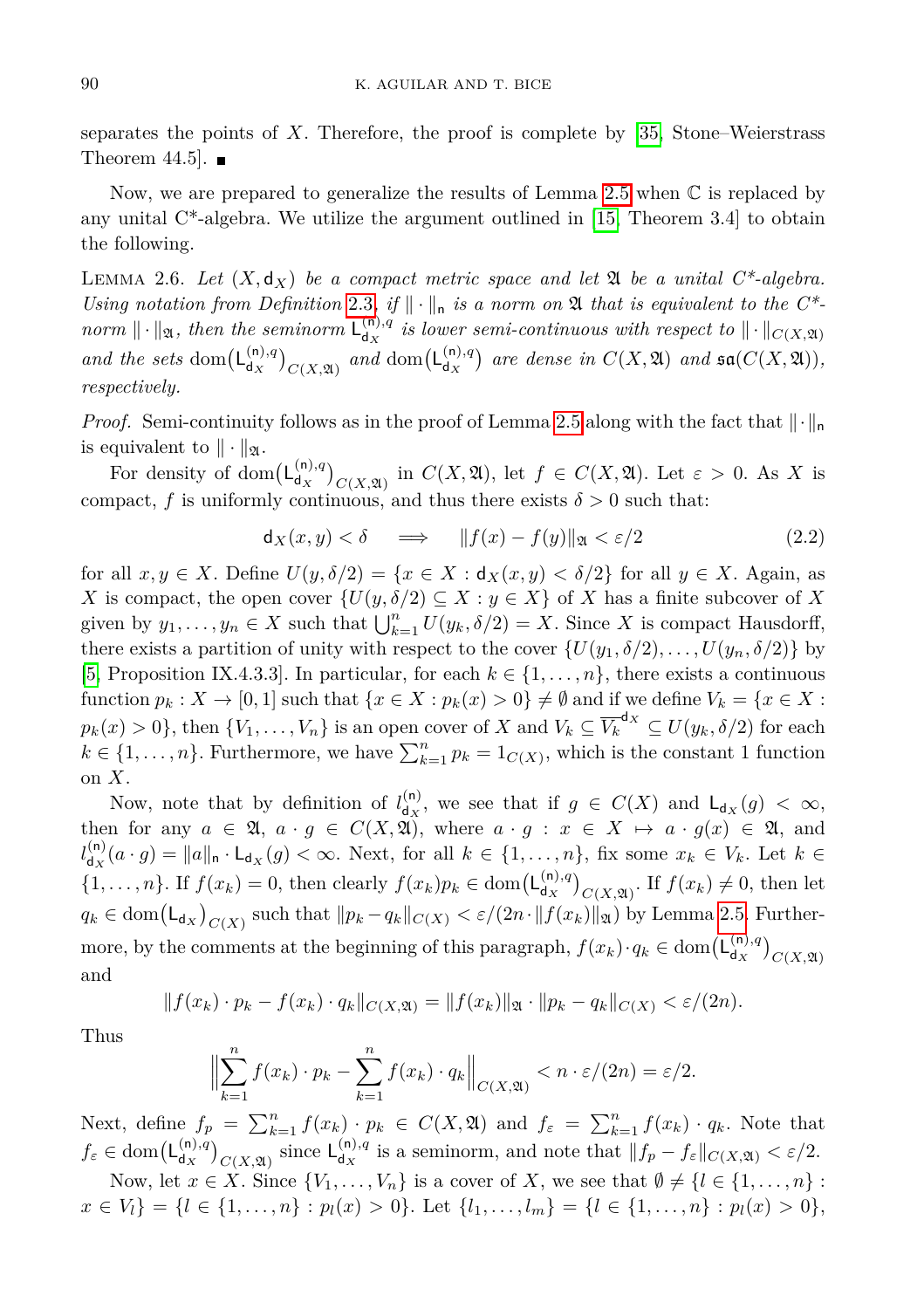separates the points of $X$. Therefore, the proof is complete by [35, Stone–Weierstrass Theorem 44.5]. ∎

Now, we are prepared to generalize the results of Lemma 2.5 when $\mathbb{C}$ is replaced by any unital C*-algebra. We utilize the argument outlined in [15, Theorem 3.4] to obtain the following.

Lemma 2.6. *Let $(X, \mathsf{d}_X)$ be a compact metric space and let $\mathfrak{A}$ be a unital C\*-algebra. Using notation from Definition 2.3, if $\|\cdot\|_{\mathsf{n}}$ is a norm on $\mathfrak{A}$ that is equivalent to the C\*-norm $\|\cdot\|_{\mathfrak{A}}$, then the seminorm $\mathsf{L}^{(\mathsf{n}),q}_{\mathsf{d}_X}$ is lower semi-continuous with respect to $\|\cdot\|_{C(X,\mathfrak{A})}$ and the sets $\mathrm{dom}\big(\mathsf{L}^{(\mathsf{n}),q}_{\mathsf{d}_X}\big)_{C(X,\mathfrak{A})}$ and $\mathrm{dom}\big(\mathsf{L}^{(\mathsf{n}),q}_{\mathsf{d}_X}\big)$ are dense in $C(X, \mathfrak{A})$ and $\mathfrak{sa}(C(X,\mathfrak{A}))$, respectively.*

*Proof.* Semi-continuity follows as in the proof of Lemma 2.5 along with the fact that $\|\cdot\|_{\mathsf{n}}$ is equivalent to $\|\cdot\|_{\mathfrak{A}}$.

For density of $\mathrm{dom}\big(\mathsf{L}^{(\mathsf{n}),q}_{\mathsf{d}_X}\big)_{C(X,\mathfrak{A})}$ in $C(X,\mathfrak{A})$, let $f \in C(X,\mathfrak{A})$. Let $\varepsilon > 0$. As $X$ is compact, $f$ is uniformly continuous, and thus there exists $\delta > 0$ such that:

$$\mathsf{d}_X(x,y) < \delta \quad \implies \quad \|f(x) - f(y)\|_{\mathfrak{A}} < \varepsilon/2 \tag{2.2}$$

for all $x, y \in X$. Define $U(y, \delta/2) = \{x \in X : \mathsf{d}_X(x,y) < \delta/2\}$ for all $y \in X$. Again, as $X$ is compact, the open cover $\{U(y,\delta/2) \subseteq X : y \in X\}$ of $X$ has a finite subcover of $X$ given by $y_1, \ldots, y_n \in X$ such that $\bigcup_{k=1}^n U(y_k, \delta/2) = X$. Since $X$ is compact Hausdorff, there exists a partition of unity with respect to the cover $\{U(y_1,\delta/2), \ldots, U(y_n,\delta/2)\}$ by [5, Proposition IX.4.3.3]. In particular, for each $k \in \{1, \ldots, n\}$, there exists a continuous function $p_k : X \to [0,1]$ such that $\{x \in X : p_k(x) > 0\} \neq \emptyset$ and if we define $V_k = \{x \in X : p_k(x) > 0\}$, then $\{V_1, \ldots, V_n\}$ is an open cover of $X$ and $V_k \subseteq \overline{V_k}^{\mathsf{d}_X} \subseteq U(y_k, \delta/2)$ for each $k \in \{1, \ldots, n\}$. Furthermore, we have $\sum_{k=1}^n p_k = 1_{C(X)}$, which is the constant 1 function on $X$.

Now, note that by definition of $l^{(\mathsf{n})}_{\mathsf{d}_X}$, we see that if $g \in C(X)$ and $\mathsf{L}_{\mathsf{d}_X}(g) < \infty$, then for any $a \in \mathfrak{A}$, $a \cdot g \in C(X, \mathfrak{A})$, where $a \cdot g : x \in X \mapsto a \cdot g(x) \in \mathfrak{A}$, and $l^{(\mathsf{n})}_{\mathsf{d}_X}(a \cdot g) = \|a\|_{\mathsf{n}} \cdot \mathsf{L}_{\mathsf{d}_X}(g) < \infty$. Next, for all $k \in \{1, \ldots, n\}$, fix some $x_k \in V_k$. Let $k \in \{1, \ldots, n\}$. If $f(x_k) = 0$, then clearly $f(x_k)p_k \in \mathrm{dom}\big(\mathsf{L}^{(\mathsf{n}),q}_{\mathsf{d}_X}\big)_{C(X,\mathfrak{A})}$. If $f(x_k) \neq 0$, then let $q_k \in \mathrm{dom}\big(\mathsf{L}_{\mathsf{d}_X}\big)_{C(X)}$ such that $\|p_k - q_k\|_{C(X)} < \varepsilon/(2n \cdot \|f(x_k)\|_{\mathfrak{A}})$ by Lemma 2.5. Furthermore, by the comments at the beginning of this paragraph, $f(x_k) \cdot q_k \in \mathrm{dom}\big(\mathsf{L}^{(\mathsf{n}),q}_{\mathsf{d}_X}\big)_{C(X,\mathfrak{A})}$ and

$$\|f(x_k) \cdot p_k - f(x_k) \cdot q_k\|_{C(X,\mathfrak{A})} = \|f(x_k)\|_{\mathfrak{A}} \cdot \|p_k - q_k\|_{C(X)} < \varepsilon/(2n).$$

Thus

$$\Big\|\sum_{k=1}^n f(x_k) \cdot p_k - \sum_{k=1}^n f(x_k) \cdot q_k\Big\|_{C(X,\mathfrak{A})} < n \cdot \varepsilon/(2n) = \varepsilon/2.$$

Next, define $f_p = \sum_{k=1}^n f(x_k) \cdot p_k \in C(X,\mathfrak{A})$ and $f_\varepsilon = \sum_{k=1}^n f(x_k) \cdot q_k$. Note that $f_\varepsilon \in \mathrm{dom}\big(\mathsf{L}^{(\mathsf{n}),q}_{\mathsf{d}_X}\big)_{C(X,\mathfrak{A})}$ since $\mathsf{L}^{(\mathsf{n}),q}_{\mathsf{d}_X}$ is a seminorm, and note that $\|f_p - f_\varepsilon\|_{C(X,\mathfrak{A})} < \varepsilon/2$.

Now, let $x \in X$. Since $\{V_1, \ldots, V_n\}$ is a cover of $X$, we see that $\emptyset \neq \{l \in \{1, \ldots, n\} : x \in V_l\} = \{l \in \{1, \ldots, n\} : p_l(x) > 0\}$. Let $\{l_1, \ldots, l_m\} = \{l \in \{1, \ldots, n\} : p_l(x) > 0\}$,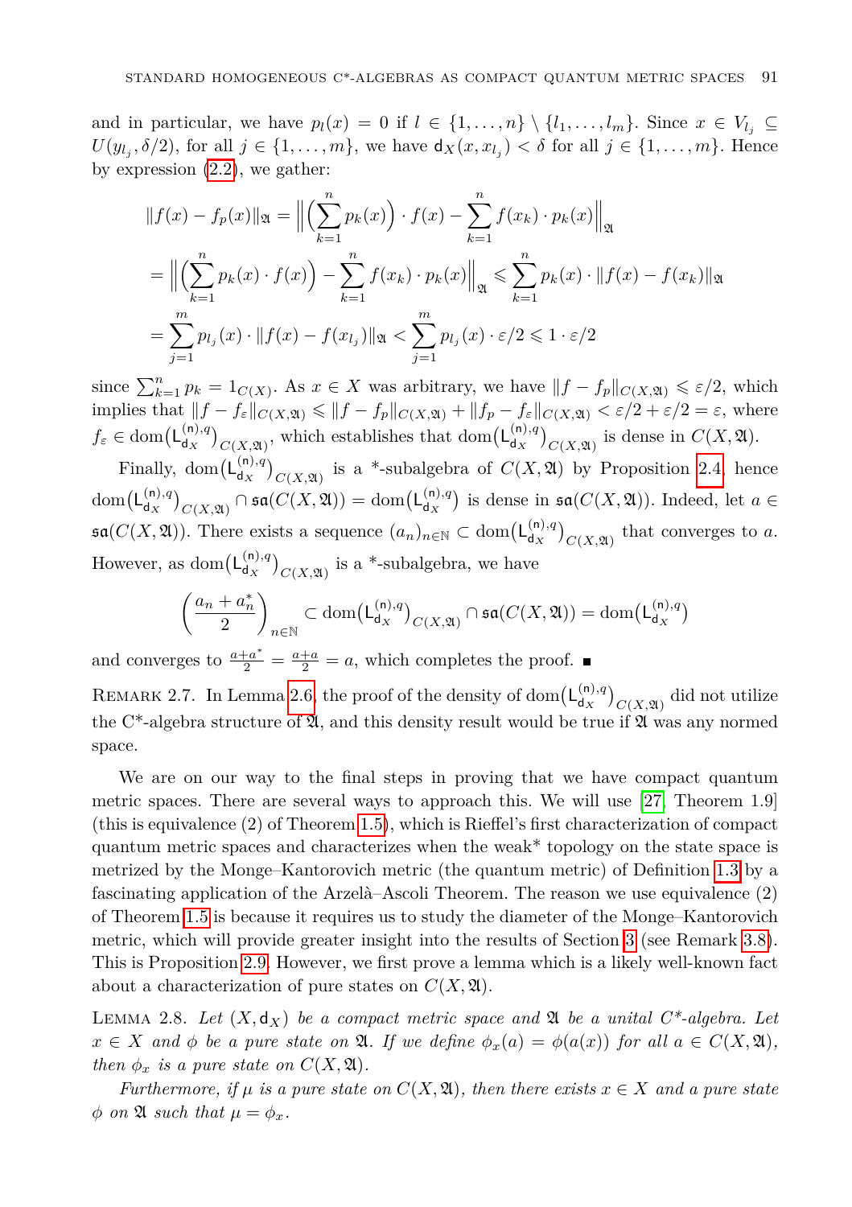and in particular, we have $p_l(x) = 0$ if $l \in \{1, \ldots, n\} \setminus \{l_1, \ldots, l_m\}$. Since $x \in V_{l_j} \subseteq U(y_{l_j}, \delta/2)$, for all $j \in \{1, \ldots, m\}$, we have $\mathsf{d}_X(x, x_{l_j}) < \delta$ for all $j \in \{1, \ldots, m\}$. Hence by expression (2.2), we gather:

$$
\begin{aligned}
\|f(x) - f_p(x)\|_{\mathfrak{A}} &= \Big\| \Big( \sum_{k=1}^{n} p_k(x) \Big) \cdot f(x) - \sum_{k=1}^{n} f(x_k) \cdot p_k(x) \Big\|_{\mathfrak{A}} \\
&= \Big\| \Big( \sum_{k=1}^{n} p_k(x) \cdot f(x) \Big) - \sum_{k=1}^{n} f(x_k) \cdot p_k(x) \Big\|_{\mathfrak{A}} \leqslant \sum_{k=1}^{n} p_k(x) \cdot \|f(x) - f(x_k)\|_{\mathfrak{A}} \\
&= \sum_{j=1}^{m} p_{l_j}(x) \cdot \|f(x) - f(x_{l_j})\|_{\mathfrak{A}} < \sum_{j=1}^{m} p_{l_j}(x) \cdot \varepsilon/2 \leqslant 1 \cdot \varepsilon/2
\end{aligned}
$$

since $\sum_{k=1}^{n} p_k = 1_{C(X)}$. As $x \in X$ was arbitrary, we have $\|f - f_p\|_{C(X,\mathfrak{A})} \leqslant \varepsilon/2$, which implies that $\|f - f_\varepsilon\|_{C(X,\mathfrak{A})} \leqslant \|f - f_p\|_{C(X,\mathfrak{A})} + \|f_p - f_\varepsilon\|_{C(X,\mathfrak{A})} < \varepsilon/2 + \varepsilon/2 = \varepsilon$, where $f_\varepsilon \in \mathrm{dom}\big(\mathsf{L}^{(\mathsf{n}),q}_{\mathsf{d}_X}\big)_{C(X,\mathfrak{A})}$, which establishes that $\mathrm{dom}\big(\mathsf{L}^{(\mathsf{n}),q}_{\mathsf{d}_X}\big)_{C(X,\mathfrak{A})}$ is dense in $C(X, \mathfrak{A})$.

Finally, $\mathrm{dom}\big(\mathsf{L}^{(\mathsf{n}),q}_{\mathsf{d}_X}\big)_{C(X,\mathfrak{A})}$ is a \*-subalgebra of $C(X, \mathfrak{A})$ by Proposition 2.4, hence $\mathrm{dom}\big(\mathsf{L}^{(\mathsf{n}),q}_{\mathsf{d}_X}\big)_{C(X,\mathfrak{A})} \cap \mathfrak{sa}(C(X, \mathfrak{A})) = \mathrm{dom}\big(\mathsf{L}^{(\mathsf{n}),q}_{\mathsf{d}_X}\big)$ is dense in $\mathfrak{sa}(C(X, \mathfrak{A}))$. Indeed, let $a \in \mathfrak{sa}(C(X, \mathfrak{A}))$. There exists a sequence $(a_n)_{n\in\mathbb{N}} \subset \mathrm{dom}\big(\mathsf{L}^{(\mathsf{n}),q}_{\mathsf{d}_X}\big)_{C(X,\mathfrak{A})}$ that converges to $a$. However, as $\mathrm{dom}\big(\mathsf{L}^{(\mathsf{n}),q}_{\mathsf{d}_X}\big)_{C(X,\mathfrak{A})}$ is a \*-subalgebra, we have

$$
\left( \frac{a_n + a_n^*}{2} \right)_{n\in\mathbb{N}} \subset \mathrm{dom}\big(\mathsf{L}^{(\mathsf{n}),q}_{\mathsf{d}_X}\big)_{C(X,\mathfrak{A})} \cap \mathfrak{sa}(C(X, \mathfrak{A})) = \mathrm{dom}\big(\mathsf{L}^{(\mathsf{n}),q}_{\mathsf{d}_X}\big)
$$

and converges to $\frac{a+a^*}{2} = \frac{a+a}{2} = a$, which completes the proof. ∎

Remark 2.7. In Lemma 2.6, the proof of the density of $\mathrm{dom}\big(\mathsf{L}^{(\mathsf{n}),q}_{\mathsf{d}_X}\big)_{C(X,\mathfrak{A})}$ did not utilize the C\*-algebra structure of $\mathfrak{A}$, and this density result would be true if $\mathfrak{A}$ was any normed space.

We are on our way to the final steps in proving that we have compact quantum metric spaces. There are several ways to approach this. We will use [27, Theorem 1.9] (this is equivalence (2) of Theorem 1.5), which is Rieffel's first characterization of compact quantum metric spaces and characterizes when the weak\* topology on the state space is metrized by the Monge–Kantorovich metric (the quantum metric) of Definition 1.3 by a fascinating application of the Arzelà–Ascoli Theorem. The reason we use equivalence (2) of Theorem 1.5 is because it requires us to study the diameter of the Monge–Kantorovich metric, which will provide greater insight into the results of Section 3 (see Remark 3.8). This is Proposition 2.9. However, we first prove a lemma which is a likely well-known fact about a characterization of pure states on $C(X, \mathfrak{A})$.

Lemma 2.8. *Let $(X, \mathsf{d}_X)$ be a compact metric space and $\mathfrak{A}$ be a unital C\*-algebra. Let $x \in X$ and $\phi$ be a pure state on $\mathfrak{A}$. If we define $\phi_x(a) = \phi(a(x))$ for all $a \in C(X, \mathfrak{A})$, then $\phi_x$ is a pure state on $C(X, \mathfrak{A})$.*

*Furthermore, if $\mu$ is a pure state on $C(X, \mathfrak{A})$, then there exists $x \in X$ and a pure state $\phi$ on $\mathfrak{A}$ such that $\mu = \phi_x$.*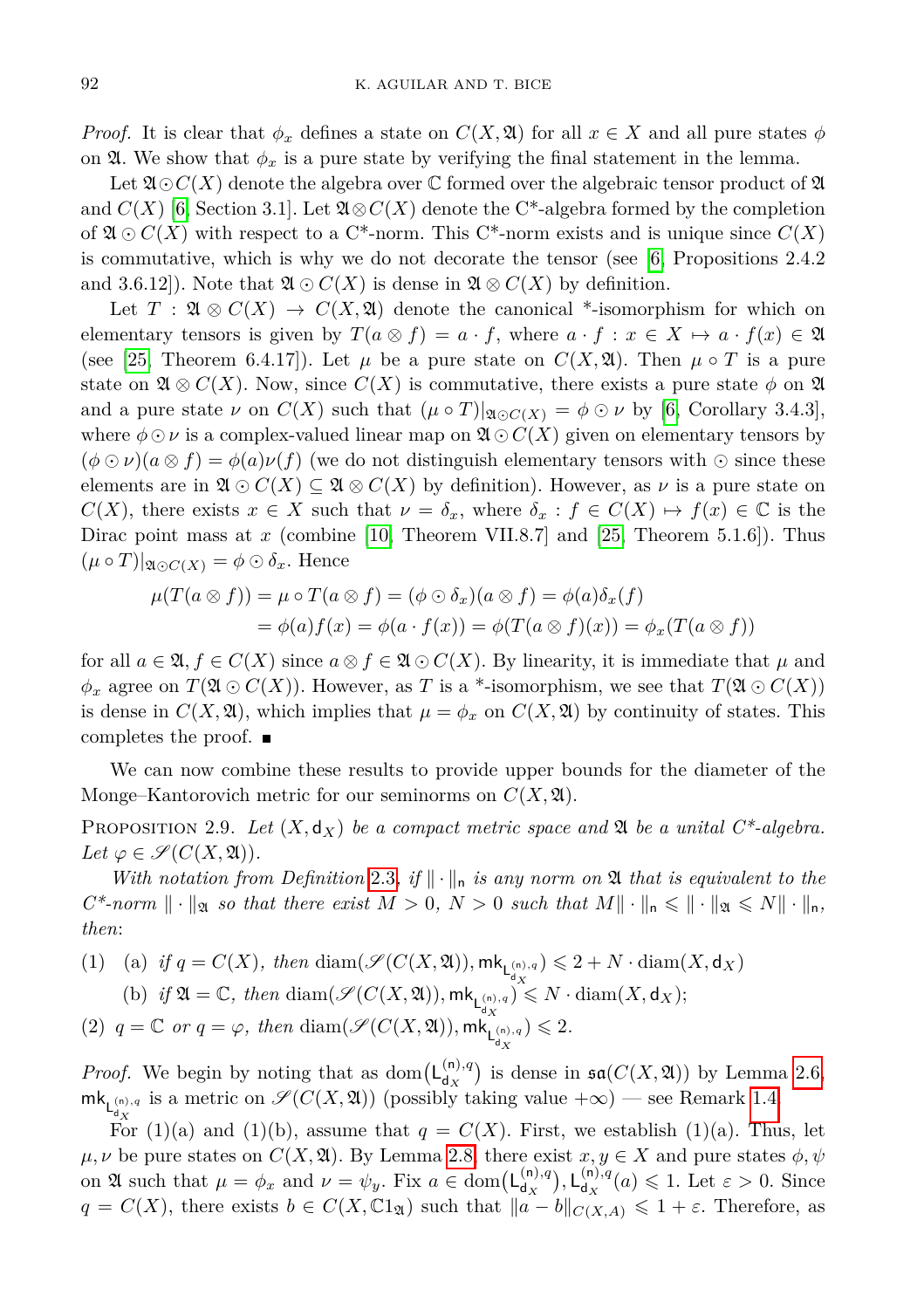*Proof.* It is clear that $\phi_x$ defines a state on $C(X,\mathfrak{A})$ for all $x \in X$ and all pure states $\phi$ on $\mathfrak{A}$. We show that $\phi_x$ is a pure state by verifying the final statement in the lemma.

Let $\mathfrak{A} \odot C(X)$ denote the algebra over $\mathbb{C}$ formed over the algebraic tensor product of $\mathfrak{A}$ and $C(X)$ [6, Section 3.1]. Let $\mathfrak{A} \otimes C(X)$ denote the C\*-algebra formed by the completion of $\mathfrak{A} \odot C(X)$ with respect to a C\*-norm. This C\*-norm exists and is unique since $C(X)$ is commutative, which is why we do not decorate the tensor (see [6, Propositions 2.4.2 and 3.6.12]). Note that $\mathfrak{A} \odot C(X)$ is dense in $\mathfrak{A} \otimes C(X)$ by definition.

Let $T : \mathfrak{A} \otimes C(X) \to C(X,\mathfrak{A})$ denote the canonical \*-isomorphism for which on elementary tensors is given by $T(a \otimes f) = a \cdot f$, where $a \cdot f : x \in X \mapsto a \cdot f(x) \in \mathfrak{A}$ (see [25, Theorem 6.4.17]). Let $\mu$ be a pure state on $C(X,\mathfrak{A})$. Then $\mu \circ T$ is a pure state on $\mathfrak{A} \otimes C(X)$. Now, since $C(X)$ is commutative, there exists a pure state $\phi$ on $\mathfrak{A}$ and a pure state $\nu$ on $C(X)$ such that $(\mu \circ T)|_{\mathfrak{A}\odot C(X)} = \phi \odot \nu$ by [6, Corollary 3.4.3], where $\phi \odot \nu$ is a complex-valued linear map on $\mathfrak{A} \odot C(X)$ given on elementary tensors by $(\phi \odot \nu)(a \otimes f) = \phi(a)\nu(f)$ (we do not distinguish elementary tensors with $\odot$ since these elements are in $\mathfrak{A} \odot C(X) \subseteq \mathfrak{A} \otimes C(X)$ by definition). However, as $\nu$ is a pure state on $C(X)$, there exists $x \in X$ such that $\nu = \delta_x$, where $\delta_x : f \in C(X) \mapsto f(x) \in \mathbb{C}$ is the Dirac point mass at $x$ (combine [10, Theorem VII.8.7] and [25, Theorem 5.1.6]). Thus $(\mu \circ T)|_{\mathfrak{A}\odot C(X)} = \phi \odot \delta_x$. Hence

$$
\begin{aligned}
\mu(T(a \otimes f)) &= \mu \circ T(a \otimes f) = (\phi \odot \delta_x)(a \otimes f) = \phi(a)\delta_x(f) \\
&= \phi(a)f(x) = \phi(a \cdot f(x)) = \phi(T(a \otimes f)(x)) = \phi_x(T(a \otimes f))
\end{aligned}
$$

for all $a \in \mathfrak{A}, f \in C(X)$ since $a \otimes f \in \mathfrak{A} \odot C(X)$. By linearity, it is immediate that $\mu$ and $\phi_x$ agree on $T(\mathfrak{A} \odot C(X))$. However, as $T$ is a \*-isomorphism, we see that $T(\mathfrak{A} \odot C(X))$ is dense in $C(X,\mathfrak{A})$, which implies that $\mu = \phi_x$ on $C(X,\mathfrak{A})$ by continuity of states. This completes the proof. ∎

We can now combine these results to provide upper bounds for the diameter of the Monge–Kantorovich metric for our seminorms on $C(X,\mathfrak{A})$.

Proposition 2.9. *Let $(X, \mathsf{d}_X)$ be a compact metric space and $\mathfrak{A}$ be a unital C\*-algebra. Let $\varphi \in \mathscr{S}(C(X,\mathfrak{A}))$.*

*With notation from Definition 2.3, if $\|\cdot\|_{\mathsf{n}}$ is any norm on $\mathfrak{A}$ that is equivalent to the C\*-norm $\|\cdot\|_{\mathfrak{A}}$ so that there exist $M > 0$, $N > 0$ such that $M\|\cdot\|_{\mathsf{n}} \leqslant \|\cdot\|_{\mathfrak{A}} \leqslant N\|\cdot\|_{\mathsf{n}}$, then*:

(1) (a) *if $q = C(X)$, then* $\operatorname{diam}(\mathscr{S}(C(X,\mathfrak{A})), \mathsf{mk}_{\mathsf{L}^{(\mathsf{n}),q}_{\mathsf{d}_X}}) \leqslant 2 + N \cdot \operatorname{diam}(X, \mathsf{d}_X)$

  (b) *if $\mathfrak{A} = \mathbb{C}$, then* $\operatorname{diam}(\mathscr{S}(C(X,\mathfrak{A})), \mathsf{mk}_{\mathsf{L}^{(\mathsf{n}),q}_{\mathsf{d}_X}}) \leqslant N \cdot \operatorname{diam}(X, \mathsf{d}_X)$;

(2) *$q = \mathbb{C}$ or $q = \varphi$, then* $\operatorname{diam}(\mathscr{S}(C(X,\mathfrak{A})), \mathsf{mk}_{\mathsf{L}^{(\mathsf{n}),q}_{\mathsf{d}_X}}) \leqslant 2$.

*Proof.* We begin by noting that as $\operatorname{dom}(\mathsf{L}^{(\mathsf{n}),q}_{\mathsf{d}_X})$ is dense in $\mathfrak{sa}(C(X,\mathfrak{A}))$ by Lemma 2.6, $\mathsf{mk}_{\mathsf{L}^{(\mathsf{n}),q}_{\mathsf{d}_X}}$ is a metric on $\mathscr{S}(C(X,\mathfrak{A}))$ (possibly taking value $+\infty$) — see Remark 1.4.

For (1)(a) and (1)(b), assume that $q = C(X)$. First, we establish (1)(a). Thus, let $\mu, \nu$ be pure states on $C(X,\mathfrak{A})$. By Lemma 2.8 there exist $x, y \in X$ and pure states $\phi, \psi$ on $\mathfrak{A}$ such that $\mu = \phi_x$ and $\nu = \psi_y$. Fix $a \in \operatorname{dom}(\mathsf{L}^{(\mathsf{n}),q}_{\mathsf{d}_X}), \mathsf{L}^{(\mathsf{n}),q}_{\mathsf{d}_X}(a) \leqslant 1$. Let $\varepsilon > 0$. Since $q = C(X)$, there exists $b \in C(X, \mathbb{C}1_{\mathfrak{A}})$ such that $\|a - b\|_{C(X,A)} \leqslant 1 + \varepsilon$. Therefore, as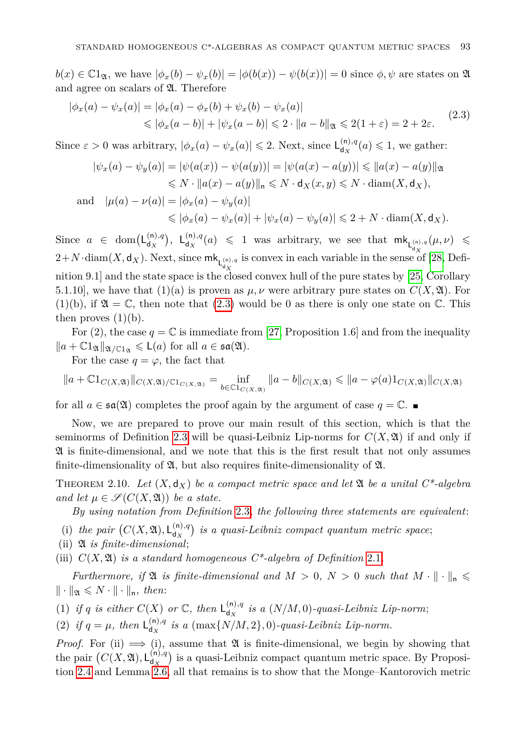$b(x) \in \mathbb{C}1_{\mathfrak{A}}$, we have $|\phi_x(b) - \psi_x(b)| = |\phi(b(x)) - \psi(b(x))| = 0$ since $\phi, \psi$ are states on $\mathfrak{A}$ and agree on scalars of $\mathfrak{A}$. Therefore

$$\begin{aligned}|\phi_x(a) - \psi_x(a)| &= |\phi_x(a) - \phi_x(b) + \psi_x(b) - \psi_x(a)| \\ &\leqslant |\phi_x(a-b)| + |\psi_x(a-b)| \leqslant 2 \cdot \|a-b\|_{\mathfrak{A}} \leqslant 2(1+\varepsilon) = 2 + 2\varepsilon.\end{aligned} \tag{2.3}$$

Since $\varepsilon > 0$ was arbitrary, $|\phi_x(a) - \psi_x(a)| \leqslant 2$. Next, since $\mathsf{L}^{(\mathsf{n}),q}_{\mathsf{d}_X}(a) \leqslant 1$, we gather:

$$\begin{aligned}|\psi_x(a) - \psi_y(a)| &= |\psi(a(x)) - \psi(a(y))| = |\psi(a(x) - a(y))| \leqslant \|a(x) - a(y)\|_{\mathfrak{A}} \\ &\leqslant N \cdot \|a(x) - a(y)\|_{\mathsf{n}} \leqslant N \cdot \mathsf{d}_X(x,y) \leqslant N \cdot \operatorname{diam}(X, \mathsf{d}_X), \\ \text{and} \quad |\mu(a) - \nu(a)| &= |\phi_x(a) - \psi_y(a)| \\ &\leqslant |\phi_x(a) - \psi_x(a)| + |\psi_x(a) - \psi_y(a)| \leqslant 2 + N \cdot \operatorname{diam}(X, \mathsf{d}_X).\end{aligned}$$

Since $a \in \operatorname{dom}\big(\mathsf{L}^{(\mathsf{n}),q}_{\mathsf{d}_X}\big)$, $\mathsf{L}^{(\mathsf{n}),q}_{\mathsf{d}_X}(a) \leqslant 1$ was arbitrary, we see that $\mathsf{mk}_{\mathsf{L}^{(\mathsf{n}),q}_{\mathsf{d}_X}}(\mu, \nu) \leqslant 2 + N \cdot \operatorname{diam}(X, \mathsf{d}_X)$. Next, since $\mathsf{mk}_{\mathsf{L}^{(\mathsf{n}),q}_{\mathsf{d}_X}}$ is convex in each variable in the sense of [28, Definition 9.1] and the state space is the closed convex hull of the pure states by [25, Corollary 5.1.10], we have that (1)(a) is proven as $\mu, \nu$ were arbitrary pure states on $C(X, \mathfrak{A})$. For (1)(b), if $\mathfrak{A} = \mathbb{C}$, then note that (2.3) would be 0 as there is only one state on $\mathbb{C}$. This then proves (1)(b).

For (2), the case $q = \mathbb{C}$ is immediate from [27, Proposition 1.6] and from the inequality $\|a + \mathbb{C}1_{\mathfrak{A}}\|_{\mathfrak{A}/\mathbb{C}1_{\mathfrak{A}}} \leqslant \mathsf{L}(a)$ for all $a \in \mathfrak{sa}(\mathfrak{A})$.

For the case $q = \varphi$, the fact that

$$\|a + \mathbb{C}1_{C(X,\mathfrak{A})}\|_{C(X,\mathfrak{A})/\mathbb{C}1_{C(X,\mathfrak{A})}} = \inf_{b \in \mathbb{C}1_{C(X,\mathfrak{A})}} \|a - b\|_{C(X,\mathfrak{A})} \leqslant \|a - \varphi(a)1_{C(X,\mathfrak{A})}\|_{C(X,\mathfrak{A})}$$

for all $a \in \mathfrak{sa}(\mathfrak{A})$ completes the proof again by the argument of case $q = \mathbb{C}$. ∎

Now, we are prepared to prove our main result of this section, which is that the seminorms of Definition 2.3 will be quasi-Leibniz Lip-norms for $C(X, \mathfrak{A})$ if and only if $\mathfrak{A}$ is finite-dimensional, and we note that this is the first result that not only assumes finite-dimensionality of $\mathfrak{A}$, but also requires finite-dimensionality of $\mathfrak{A}$.

Theorem 2.10. *Let $(X, \mathsf{d}_X)$ be a compact metric space and let $\mathfrak{A}$ be a unital C\*-algebra and let $\mu \in \mathscr{S}(C(X, \mathfrak{A}))$ be a state.*

*By using notation from Definition 2.3, the following three statements are equivalent:*

- (i) *the pair $\big(C(X, \mathfrak{A}), \mathsf{L}^{(\mathsf{n}),q}_{\mathsf{d}_X}\big)$ is a quasi-Leibniz compact quantum metric space;*
- (ii) *$\mathfrak{A}$ is finite-dimensional;*
- (iii) *$C(X, \mathfrak{A})$ is a standard homogeneous C\*-algebra of Definition 2.1.*

*Furthermore, if $\mathfrak{A}$ is finite-dimensional and $M > 0$, $N > 0$ such that $M \cdot \|\cdot\|_{\mathsf{n}} \leqslant \|\cdot\|_{\mathfrak{A}} \leqslant N \cdot \|\cdot\|_{\mathsf{n}}$, then:*

1. *if $q$ is either $C(X)$ or $\mathbb{C}$, then $\mathsf{L}^{(\mathsf{n}),q}_{\mathsf{d}_X}$ is a $(N/M, 0)$-quasi-Leibniz Lip-norm;*
2. *if $q = \mu$, then $\mathsf{L}^{(\mathsf{n}),q}_{\mathsf{d}_X}$ is a $(\max\{N/M, 2\}, 0)$-quasi-Leibniz Lip-norm.*

*Proof.* For (ii) $\implies$ (i), assume that $\mathfrak{A}$ is finite-dimensional, we begin by showing that the pair $\big(C(X, \mathfrak{A}), \mathsf{L}^{(\mathsf{n}),q}_{\mathsf{d}_X}\big)$ is a quasi-Leibniz compact quantum metric space. By Proposition 2.4 and Lemma 2.6, all that remains is to show that the Monge–Kantorovich metric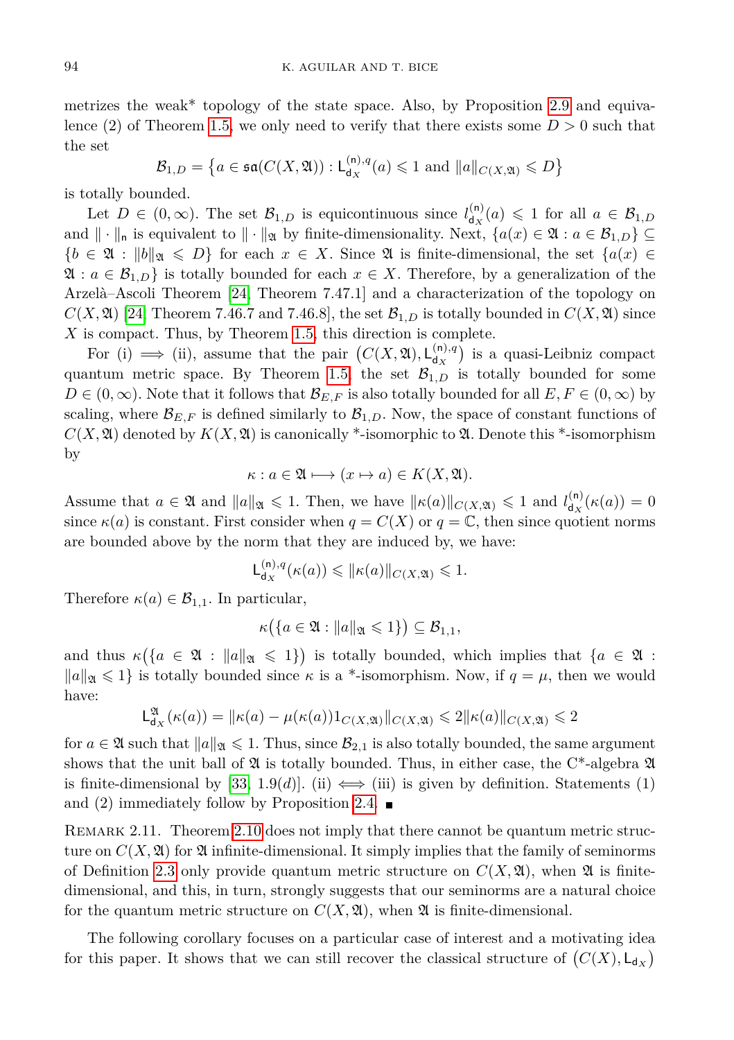metrizes the weak* topology of the state space. Also, by Proposition 2.9 and equivalence (2) of Theorem 1.5, we only need to verify that there exists some $D > 0$ such that the set

$$\mathcal{B}_{1,D} = \left\{ a \in \mathfrak{sa}(C(X, \mathfrak{A})) : \mathsf{L}^{(\mathsf{n}),q}_{\mathsf{d}_X}(a) \leqslant 1 \text{ and } \|a\|_{C(X,\mathfrak{A})} \leqslant D \right\}$$

is totally bounded.

Let $D \in (0, \infty)$. The set $\mathcal{B}_{1,D}$ is equicontinuous since $l^{(\mathsf{n})}_{\mathsf{d}_X}(a) \leqslant 1$ for all $a \in \mathcal{B}_{1,D}$ and $\|\cdot\|_{\mathsf{n}}$ is equivalent to $\|\cdot\|_{\mathfrak{A}}$ by finite-dimensionality. Next, $\{a(x) \in \mathfrak{A} : a \in \mathcal{B}_{1,D}\} \subseteq \{b \in \mathfrak{A} : \|b\|_{\mathfrak{A}} \leqslant D\}$ for each $x \in X$. Since $\mathfrak{A}$ is finite-dimensional, the set $\{a(x) \in \mathfrak{A} : a \in \mathcal{B}_{1,D}\}$ is totally bounded for each $x \in X$. Therefore, by a generalization of the Arzelà–Ascoli Theorem [24, Theorem 7.47.1] and a characterization of the topology on $C(X, \mathfrak{A})$ [24, Theorem 7.46.7 and 7.46.8], the set $\mathcal{B}_{1,D}$ is totally bounded in $C(X, \mathfrak{A})$ since $X$ is compact. Thus, by Theorem 1.5, this direction is complete.

For (i) $\implies$ (ii), assume that the pair $\left(C(X, \mathfrak{A}), \mathsf{L}^{(\mathsf{n}),q}_{\mathsf{d}_X}\right)$ is a quasi-Leibniz compact quantum metric space. By Theorem 1.5, the set $\mathcal{B}_{1,D}$ is totally bounded for some $D \in (0, \infty)$. Note that it follows that $\mathcal{B}_{E,F}$ is also totally bounded for all $E, F \in (0, \infty)$ by scaling, where $\mathcal{B}_{E,F}$ is defined similarly to $\mathcal{B}_{1,D}$. Now, the space of constant functions of $C(X, \mathfrak{A})$ denoted by $K(X, \mathfrak{A})$ is canonically *-isomorphic to $\mathfrak{A}$. Denote this *-isomorphism by

$$\kappa : a \in \mathfrak{A} \longmapsto (x \mapsto a) \in K(X, \mathfrak{A}).$$

Assume that $a \in \mathfrak{A}$ and $\|a\|_{\mathfrak{A}} \leqslant 1$. Then, we have $\|\kappa(a)\|_{C(X,\mathfrak{A})} \leqslant 1$ and $l^{(\mathsf{n})}_{\mathsf{d}_X}(\kappa(a)) = 0$ since $\kappa(a)$ is constant. First consider when $q = C(X)$ or $q = \mathbb{C}$, then since quotient norms are bounded above by the norm that they are induced by, we have:

$$\mathsf{L}^{(\mathsf{n}),q}_{\mathsf{d}_X}(\kappa(a)) \leqslant \|\kappa(a)\|_{C(X,\mathfrak{A})} \leqslant 1.$$

Therefore $\kappa(a) \in \mathcal{B}_{1,1}$. In particular,

$$\kappa\big(\{a \in \mathfrak{A} : \|a\|_{\mathfrak{A}} \leqslant 1\}\big) \subseteq \mathcal{B}_{1,1},$$

and thus $\kappa\big(\{a \in \mathfrak{A} : \|a\|_{\mathfrak{A}} \leqslant 1\}\big)$ is totally bounded, which implies that $\{a \in \mathfrak{A} : \|a\|_{\mathfrak{A}} \leqslant 1\}$ is totally bounded since $\kappa$ is a *-isomorphism. Now, if $q = \mu$, then we would have:

$$\mathsf{L}^{\mathfrak{A}}_{\mathsf{d}_X}(\kappa(a)) = \|\kappa(a) - \mu(\kappa(a))1_{C(X,\mathfrak{A})}\|_{C(X,\mathfrak{A})} \leqslant 2\|\kappa(a)\|_{C(X,\mathfrak{A})} \leqslant 2$$

for $a \in \mathfrak{A}$ such that $\|a\|_{\mathfrak{A}} \leqslant 1$. Thus, since $\mathcal{B}_{2,1}$ is also totally bounded, the same argument shows that the unit ball of $\mathfrak{A}$ is totally bounded. Thus, in either case, the C*-algebra $\mathfrak{A}$ is finite-dimensional by [33, 1.9(d)]. (ii) $\iff$ (iii) is given by definition. Statements (1) and (2) immediately follow by Proposition 2.4. ∎

Remark 2.11. Theorem 2.10 does not imply that there cannot be quantum metric structure on $C(X, \mathfrak{A})$ for $\mathfrak{A}$ infinite-dimensional. It simply implies that the family of seminorms of Definition 2.3 only provide quantum metric structure on $C(X, \mathfrak{A})$, when $\mathfrak{A}$ is finite-dimensional, and this, in turn, strongly suggests that our seminorms are a natural choice for the quantum metric structure on $C(X, \mathfrak{A})$, when $\mathfrak{A}$ is finite-dimensional.

The following corollary focuses on a particular case of interest and a motivating idea for this paper. It shows that we can still recover the classical structure of $\left(C(X), \mathsf{L}_{\mathsf{d}_X}\right)$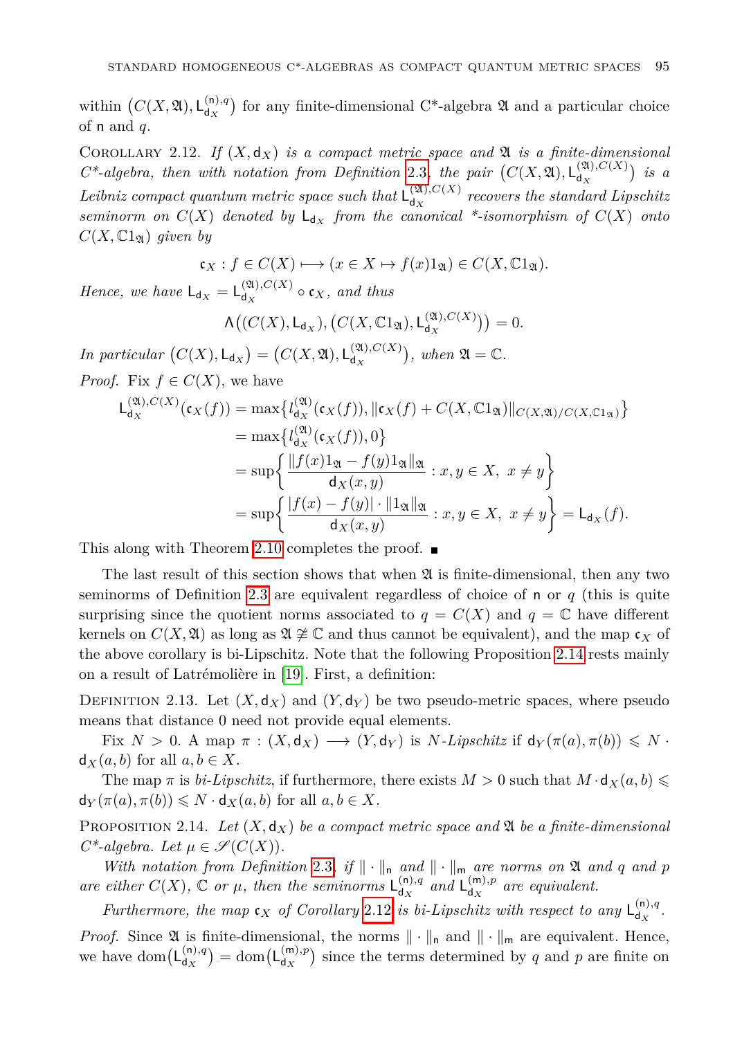within $\left(C(X,\mathfrak{A}), \mathsf{L}_{\mathsf{d}_X}^{(\mathsf{n}),q}\right)$ for any finite-dimensional C*-algebra $\mathfrak{A}$ and a particular choice of $\mathsf{n}$ and $q$.

Corollary 2.12. *If $(X, \mathsf{d}_X)$ is a compact metric space and $\mathfrak{A}$ is a finite-dimensional C\*-algebra, then with notation from Definition 2.3, the pair $\left(C(X,\mathfrak{A}), \mathsf{L}_{\mathsf{d}_X}^{(\mathfrak{A}),C(X)}\right)$ is a Leibniz compact quantum metric space such that $\mathsf{L}_{\mathsf{d}_X}^{(\mathfrak{A}),C(X)}$ recovers the standard Lipschitz seminorm on $C(X)$ denoted by $\mathsf{L}_{\mathsf{d}_X}$ from the canonical \*-isomorphism of $C(X)$ onto $C(X, \mathbb{C}1_{\mathfrak{A}})$ given by*

$$\mathfrak{c}_X : f \in C(X) \longmapsto (x \in X \mapsto f(x)1_{\mathfrak{A}}) \in C(X, \mathbb{C}1_{\mathfrak{A}}).$$

*Hence, we have $\mathsf{L}_{\mathsf{d}_X} = \mathsf{L}_{\mathsf{d}_X}^{(\mathfrak{A}),C(X)} \circ \mathfrak{c}_X$, and thus*

$$\Lambda\left((C(X), \mathsf{L}_{\mathsf{d}_X}), \left(C(X, \mathbb{C}1_{\mathfrak{A}}), \mathsf{L}_{\mathsf{d}_X}^{(\mathfrak{A}),C(X)}\right)\right) = 0.$$

*In particular $\left(C(X), \mathsf{L}_{\mathsf{d}_X}\right) = \left(C(X,\mathfrak{A}), \mathsf{L}_{\mathsf{d}_X}^{(\mathfrak{A}),C(X)}\right)$, when $\mathfrak{A} = \mathbb{C}$.*

*Proof.* Fix $f \in C(X)$, we have

$$\begin{aligned}
\mathsf{L}_{\mathsf{d}_X}^{(\mathfrak{A}),C(X)}(\mathfrak{c}_X(f)) &= \max\left\{ l_{\mathsf{d}_X}^{(\mathfrak{A})}(\mathfrak{c}_X(f)), \|\mathfrak{c}_X(f) + C(X, \mathbb{C}1_{\mathfrak{A}})\|_{C(X,\mathfrak{A})/C(X,\mathbb{C}1_{\mathfrak{A}})} \right\} \\
&= \max\left\{ l_{\mathsf{d}_X}^{(\mathfrak{A})}(\mathfrak{c}_X(f)), 0 \right\} \\
&= \sup\left\{ \frac{\|f(x)1_{\mathfrak{A}} - f(y)1_{\mathfrak{A}}\|_{\mathfrak{A}}}{\mathsf{d}_X(x,y)} : x, y \in X,\ x \neq y \right\} \\
&= \sup\left\{ \frac{|f(x) - f(y)| \cdot \|1_{\mathfrak{A}}\|_{\mathfrak{A}}}{\mathsf{d}_X(x,y)} : x, y \in X,\ x \neq y \right\} = \mathsf{L}_{\mathsf{d}_X}(f).
\end{aligned}$$

This along with Theorem 2.10 completes the proof. ∎

The last result of this section shows that when $\mathfrak{A}$ is finite-dimensional, then any two seminorms of Definition 2.3 are equivalent regardless of choice of $\mathsf{n}$ or $q$ (this is quite surprising since the quotient norms associated to $q = C(X)$ and $q = \mathbb{C}$ have different kernels on $C(X,\mathfrak{A})$ as long as $\mathfrak{A} \not\cong \mathbb{C}$ and thus cannot be equivalent), and the map $\mathfrak{c}_X$ of the above corollary is bi-Lipschitz. Note that the following Proposition 2.14 rests mainly on a result of Latrémolière in [19]. First, a definition:

Definition 2.13. Let $(X, \mathsf{d}_X)$ and $(Y, \mathsf{d}_Y)$ be two pseudo-metric spaces, where pseudo means that distance 0 need not provide equal elements.

Fix $N > 0$. A map $\pi : (X, \mathsf{d}_X) \longrightarrow (Y, \mathsf{d}_Y)$ is *$N$-Lipschitz* if $\mathsf{d}_Y(\pi(a), \pi(b)) \leqslant N \cdot \mathsf{d}_X(a, b)$ for all $a, b \in X$.

The map $\pi$ is *bi-Lipschitz*, if furthermore, there exists $M > 0$ such that $M \cdot \mathsf{d}_X(a, b) \leqslant \mathsf{d}_Y(\pi(a), \pi(b)) \leqslant N \cdot \mathsf{d}_X(a, b)$ for all $a, b \in X$.

Proposition 2.14. *Let $(X, \mathsf{d}_X)$ be a compact metric space and $\mathfrak{A}$ be a finite-dimensional C\*-algebra. Let $\mu \in \mathscr{S}(C(X))$.*

*With notation from Definition 2.3, if $\|\cdot\|_{\mathsf{n}}$ and $\|\cdot\|_{\mathsf{m}}$ are norms on $\mathfrak{A}$ and $q$ and $p$ are either $C(X)$, $\mathbb{C}$ or $\mu$, then the seminorms $\mathsf{L}_{\mathsf{d}_X}^{(\mathsf{n}),q}$ and $\mathsf{L}_{\mathsf{d}_X}^{(\mathsf{m}),p}$ are equivalent.*

*Furthermore, the map $\mathfrak{c}_X$ of Corollary 2.12 is bi-Lipschitz with respect to any $\mathsf{L}_{\mathsf{d}_X}^{(\mathsf{n}),q}$.*

*Proof.* Since $\mathfrak{A}$ is finite-dimensional, the norms $\|\cdot\|_{\mathsf{n}}$ and $\|\cdot\|_{\mathsf{m}}$ are equivalent. Hence, we have $\mathrm{dom}\left(\mathsf{L}_{\mathsf{d}_X}^{(\mathsf{n}),q}\right) = \mathrm{dom}\left(\mathsf{L}_{\mathsf{d}_X}^{(\mathsf{m}),p}\right)$ since the terms determined by $q$ and $p$ are finite on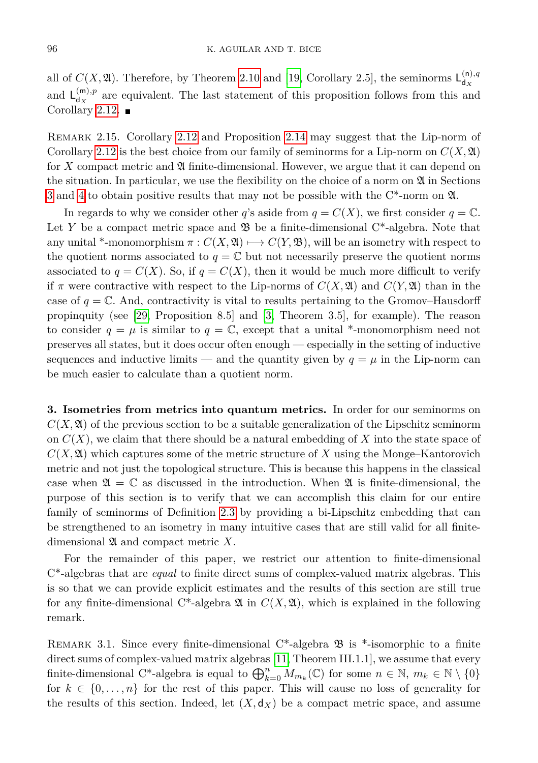all of $C(X,\mathfrak{A})$. Therefore, by Theorem 2.10 and [19, Corollary 2.5], the seminorms $\mathsf{L}^{(\mathsf{n}),q}_{\mathsf{d}_X}$ and $\mathsf{L}^{(\mathsf{m}),p}_{\mathsf{d}_X}$ are equivalent. The last statement of this proposition follows from this and Corollary 2.12. ∎

REMARK 2.15. Corollary 2.12 and Proposition 2.14 may suggest that the Lip-norm of Corollary 2.12 is the best choice from our family of seminorms for a Lip-norm on $C(X,\mathfrak{A})$ for $X$ compact metric and $\mathfrak{A}$ finite-dimensional. However, we argue that it can depend on the situation. In particular, we use the flexibility on the choice of a norm on $\mathfrak{A}$ in Sections 3 and 4 to obtain positive results that may not be possible with the C*-norm on $\mathfrak{A}$.

In regards to why we consider other $q$'s aside from $q = C(X)$, we first consider $q = \mathbb{C}$. Let $Y$ be a compact metric space and $\mathfrak{B}$ be a finite-dimensional C*-algebra. Note that any unital *-monomorphism $\pi : C(X,\mathfrak{A}) \longmapsto C(Y,\mathfrak{B})$, will be an isometry with respect to the quotient norms associated to $q = \mathbb{C}$ but not necessarily preserve the quotient norms associated to $q = C(X)$. So, if $q = C(X)$, then it would be much more difficult to verify if $\pi$ were contractive with respect to the Lip-norms of $C(X,\mathfrak{A})$ and $C(Y,\mathfrak{A})$ than in the case of $q = \mathbb{C}$. And, contractivity is vital to results pertaining to the Gromov–Hausdorff propinquity (see [29, Proposition 8.5] and [3, Theorem 3.5], for example). The reason to consider $q = \mu$ is similar to $q = \mathbb{C}$, except that a unital *-monomorphism need not preserves all states, but it does occur often enough — especially in the setting of inductive sequences and inductive limits — and the quantity given by $q = \mu$ in the Lip-norm can be much easier to calculate than a quotient norm.

**3. Isometries from metrics into quantum metrics.** In order for our seminorms on $C(X,\mathfrak{A})$ of the previous section to be a suitable generalization of the Lipschitz seminorm on $C(X)$, we claim that there should be a natural embedding of $X$ into the state space of $C(X,\mathfrak{A})$ which captures some of the metric structure of $X$ using the Monge–Kantorovich metric and not just the topological structure. This is because this happens in the classical case when $\mathfrak{A} = \mathbb{C}$ as discussed in the introduction. When $\mathfrak{A}$ is finite-dimensional, the purpose of this section is to verify that we can accomplish this claim for our entire family of seminorms of Definition 2.3 by providing a bi-Lipschitz embedding that can be strengthened to an isometry in many intuitive cases that are still valid for all finite-dimensional $\mathfrak{A}$ and compact metric $X$.

For the remainder of this paper, we restrict our attention to finite-dimensional C*-algebras that are *equal* to finite direct sums of complex-valued matrix algebras. This is so that we can provide explicit estimates and the results of this section are still true for any finite-dimensional C*-algebra $\mathfrak{A}$ in $C(X,\mathfrak{A})$, which is explained in the following remark.

REMARK 3.1. Since every finite-dimensional C*-algebra $\mathfrak{B}$ is *-isomorphic to a finite direct sums of complex-valued matrix algebras [11, Theorem III.1.1], we assume that every finite-dimensional C*-algebra is equal to $\bigoplus_{k=0}^{n} M_{m_k}(\mathbb{C})$ for some $n \in \mathbb{N}$, $m_k \in \mathbb{N} \setminus \{0\}$ for $k \in \{0,\ldots,n\}$ for the rest of this paper. This will cause no loss of generality for the results of this section. Indeed, let $(X,\mathsf{d}_X)$ be a compact metric space, and assume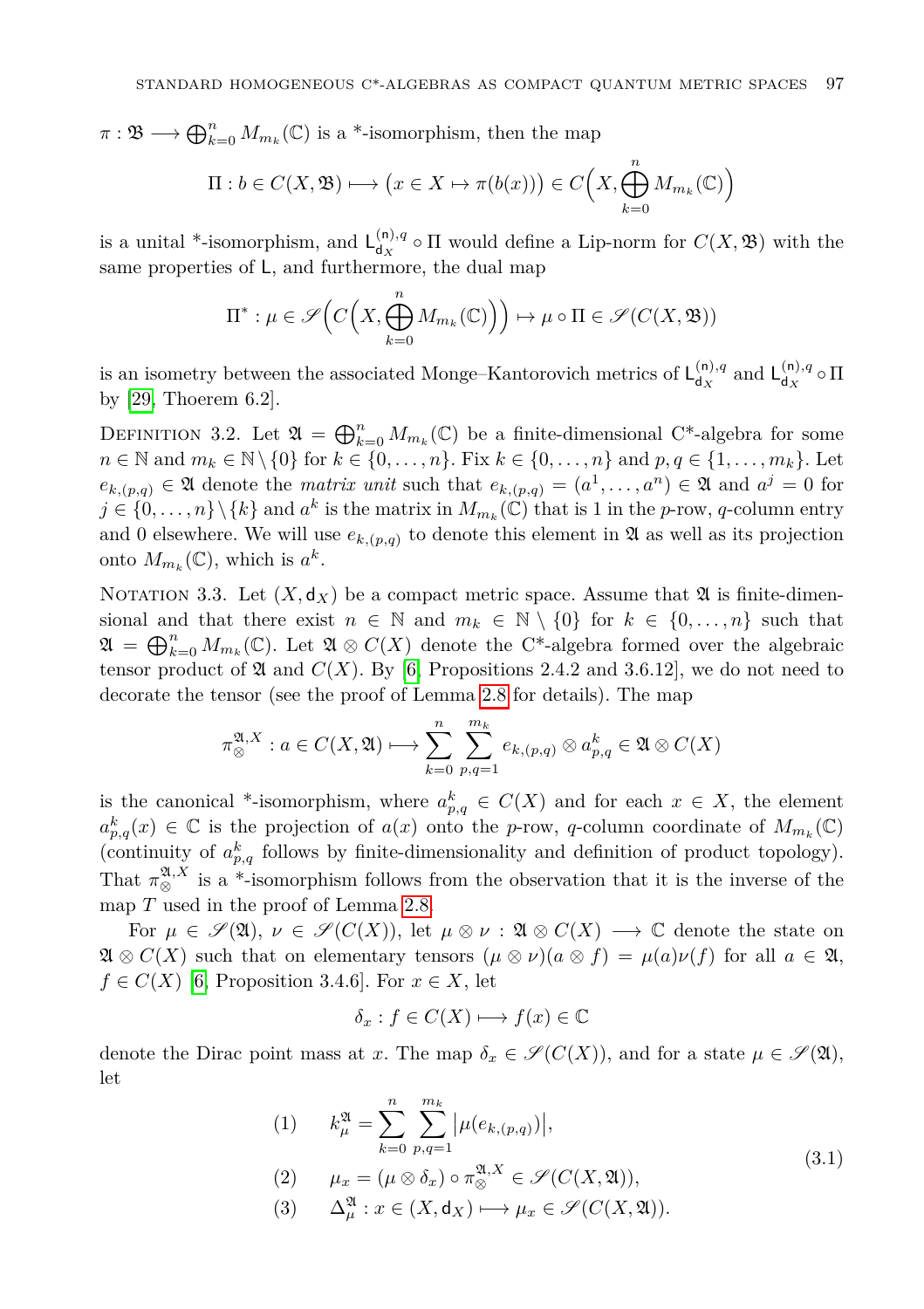$\pi : \mathfrak{B} \longrightarrow \bigoplus_{k=0}^n M_{m_k}(\mathbb{C})$ is a *-isomorphism, then the map

$$\Pi : b \in C(X, \mathfrak{B}) \longmapsto \big(x \in X \mapsto \pi(b(x))\big) \in C\Big(X, \bigoplus_{k=0}^n M_{m_k}(\mathbb{C})\Big)$$

is a unital *-isomorphism, and $\mathsf{L}_{\mathsf{d}_X}^{(\mathsf{n}),q} \circ \Pi$ would define a Lip-norm for $C(X, \mathfrak{B})$ with the same properties of $\mathsf{L}$, and furthermore, the dual map

$$\Pi^* : \mu \in \mathscr{S}\Big(C\Big(X, \bigoplus_{k=0}^n M_{m_k}(\mathbb{C})\Big)\Big) \mapsto \mu \circ \Pi \in \mathscr{S}(C(X, \mathfrak{B}))$$

is an isometry between the associated Monge–Kantorovich metrics of $\mathsf{L}_{\mathsf{d}_X}^{(\mathsf{n}),q}$ and $\mathsf{L}_{\mathsf{d}_X}^{(\mathsf{n}),q} \circ \Pi$ by [29, Thoerem 6.2].

Definition 3.2. Let $\mathfrak{A} = \bigoplus_{k=0}^n M_{m_k}(\mathbb{C})$ be a finite-dimensional C*-algebra for some $n \in \mathbb{N}$ and $m_k \in \mathbb{N} \setminus \{0\}$ for $k \in \{0, \ldots, n\}$. Fix $k \in \{0, \ldots, n\}$ and $p, q \in \{1, \ldots, m_k\}$. Let $e_{k,(p,q)} \in \mathfrak{A}$ denote the *matrix unit* such that $e_{k,(p,q)} = (a^1, \ldots, a^n) \in \mathfrak{A}$ and $a^j = 0$ for $j \in \{0, \ldots, n\} \setminus \{k\}$ and $a^k$ is the matrix in $M_{m_k}(\mathbb{C})$ that is 1 in the $p$-row, $q$-column entry and 0 elsewhere. We will use $e_{k,(p,q)}$ to denote this element in $\mathfrak{A}$ as well as its projection onto $M_{m_k}(\mathbb{C})$, which is $a^k$.

Notation 3.3. Let $(X, \mathsf{d}_X)$ be a compact metric space. Assume that $\mathfrak{A}$ is finite-dimensional and that there exist $n \in \mathbb{N}$ and $m_k \in \mathbb{N} \setminus \{0\}$ for $k \in \{0, \ldots, n\}$ such that $\mathfrak{A} = \bigoplus_{k=0}^n M_{m_k}(\mathbb{C})$. Let $\mathfrak{A} \otimes C(X)$ denote the C*-algebra formed over the algebraic tensor product of $\mathfrak{A}$ and $C(X)$. By [6, Propositions 2.4.2 and 3.6.12], we do not need to decorate the tensor (see the proof of Lemma 2.8 for details). The map

$$\pi_\otimes^{\mathfrak{A},X} : a \in C(X, \mathfrak{A}) \longmapsto \sum_{k=0}^n \sum_{p,q=1}^{m_k} e_{k,(p,q)} \otimes a_{p,q}^k \in \mathfrak{A} \otimes C(X)$$

is the canonical *-isomorphism, where $a_{p,q}^k \in C(X)$ and for each $x \in X$, the element $a_{p,q}^k(x) \in \mathbb{C}$ is the projection of $a(x)$ onto the $p$-row, $q$-column coordinate of $M_{m_k}(\mathbb{C})$ (continuity of $a_{p,q}^k$ follows by finite-dimensionality and definition of product topology). That $\pi_\otimes^{\mathfrak{A},X}$ is a *-isomorphism follows from the observation that it is the inverse of the map $T$ used in the proof of Lemma 2.8.

For $\mu \in \mathscr{S}(\mathfrak{A})$, $\nu \in \mathscr{S}(C(X))$, let $\mu \otimes \nu : \mathfrak{A} \otimes C(X) \longrightarrow \mathbb{C}$ denote the state on $\mathfrak{A} \otimes C(X)$ such that on elementary tensors $(\mu \otimes \nu)(a \otimes f) = \mu(a)\nu(f)$ for all $a \in \mathfrak{A}$, $f \in C(X)$ [6, Proposition 3.4.6]. For $x \in X$, let

$$\delta_x : f \in C(X) \longmapsto f(x) \in \mathbb{C}$$

denote the Dirac point mass at $x$. The map $\delta_x \in \mathscr{S}(C(X))$, and for a state $\mu \in \mathscr{S}(\mathfrak{A})$, let

$$\begin{aligned}
&(1) \qquad k_\mu^{\mathfrak{A}} = \sum_{k=0}^n \sum_{p,q=1}^{m_k} \big|\mu(e_{k,(p,q)})\big|, \\
&(2) \qquad \mu_x = (\mu \otimes \delta_x) \circ \pi_\otimes^{\mathfrak{A},X} \in \mathscr{S}(C(X, \mathfrak{A})), \\
&(3) \qquad \Delta_\mu^{\mathfrak{A}} : x \in (X, \mathsf{d}_X) \longmapsto \mu_x \in \mathscr{S}(C(X, \mathfrak{A})).
\end{aligned} \tag{3.1}$$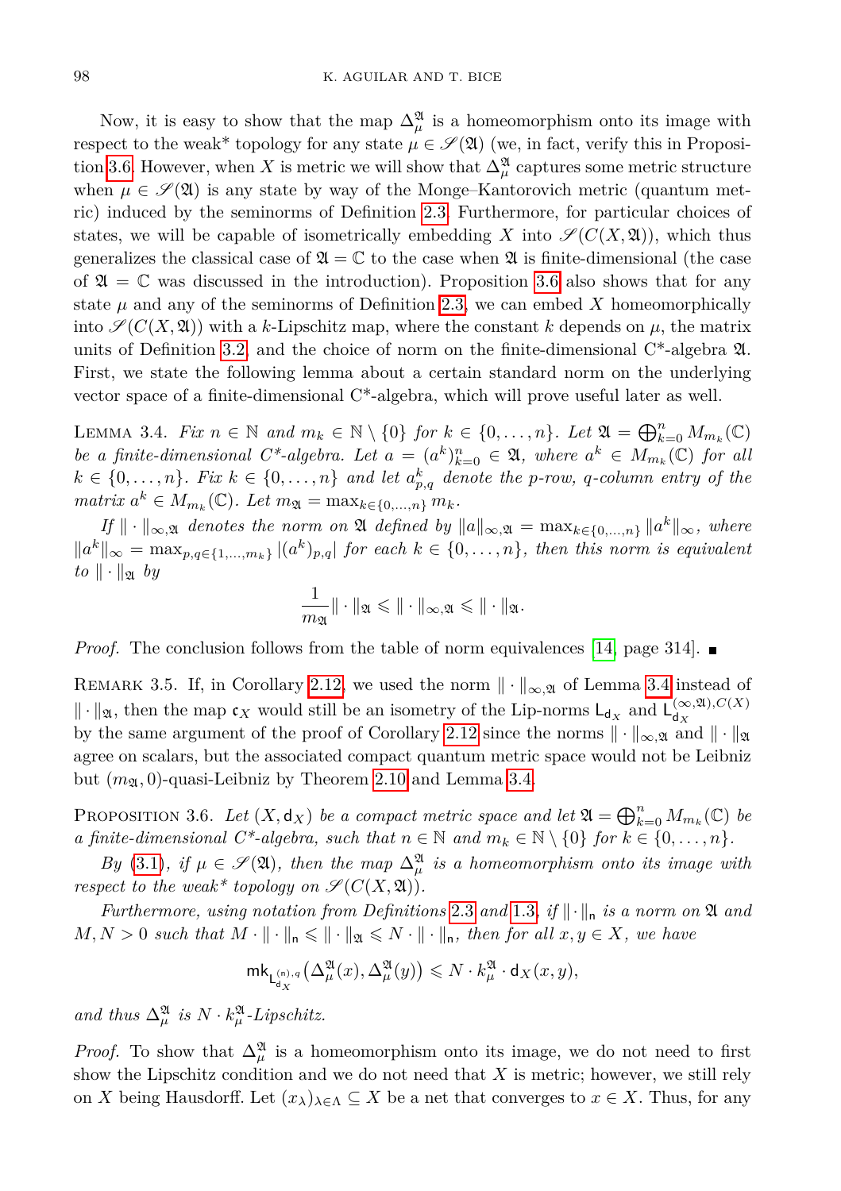Now, it is easy to show that the map $\Delta_\mu^{\mathfrak{A}}$ is a homeomorphism onto its image with respect to the weak* topology for any state $\mu \in \mathscr{S}(\mathfrak{A})$ (we, in fact, verify this in Proposition 3.6. However, when $X$ is metric we will show that $\Delta_\mu^{\mathfrak{A}}$ captures some metric structure when $\mu \in \mathscr{S}(\mathfrak{A})$ is any state by way of the Monge–Kantorovich metric (quantum metric) induced by the seminorms of Definition 2.3. Furthermore, for particular choices of states, we will be capable of isometrically embedding $X$ into $\mathscr{S}(C(X, \mathfrak{A}))$, which thus generalizes the classical case of $\mathfrak{A} = \mathbb{C}$ to the case when $\mathfrak{A}$ is finite-dimensional (the case of $\mathfrak{A} = \mathbb{C}$ was discussed in the introduction). Proposition 3.6 also shows that for any state $\mu$ and any of the seminorms of Definition 2.3, we can embed $X$ homeomorphically into $\mathscr{S}(C(X, \mathfrak{A}))$ with a $k$-Lipschitz map, where the constant $k$ depends on $\mu$, the matrix units of Definition 3.2, and the choice of norm on the finite-dimensional C*-algebra $\mathfrak{A}$. First, we state the following lemma about a certain standard norm on the underlying vector space of a finite-dimensional C*-algebra, which will prove useful later as well.

Lemma 3.4. *Fix $n \in \mathbb{N}$ and $m_k \in \mathbb{N} \setminus \{0\}$ for $k \in \{0, \ldots, n\}$. Let $\mathfrak{A} = \bigoplus_{k=0}^n M_{m_k}(\mathbb{C})$ be a finite-dimensional C*-algebra. Let $a = (a^k)_{k=0}^n \in \mathfrak{A}$, where $a^k \in M_{m_k}(\mathbb{C})$ for all $k \in \{0, \ldots, n\}$. Fix $k \in \{0, \ldots, n\}$ and let $a_{p,q}^k$ denote the $p$-row, $q$-column entry of the matrix $a^k \in M_{m_k}(\mathbb{C})$. Let $m_{\mathfrak{A}} = \max_{k \in \{0,\ldots,n\}} m_k$.*

*If $\|\cdot\|_{\infty,\mathfrak{A}}$ denotes the norm on $\mathfrak{A}$ defined by $\|a\|_{\infty,\mathfrak{A}} = \max_{k \in \{0,\ldots,n\}} \|a^k\|_\infty$, where $\|a^k\|_\infty = \max_{p,q \in \{1,\ldots,m_k\}} |(a^k)_{p,q}|$ for each $k \in \{0, \ldots, n\}$, then this norm is equivalent to $\|\cdot\|_{\mathfrak{A}}$ by*

$$\frac{1}{m_{\mathfrak{A}}} \|\cdot\|_{\mathfrak{A}} \leqslant \|\cdot\|_{\infty,\mathfrak{A}} \leqslant \|\cdot\|_{\mathfrak{A}}.$$

*Proof.* The conclusion follows from the table of norm equivalences [14, page 314]. ∎

Remark 3.5. If, in Corollary 2.12, we used the norm $\|\cdot\|_{\infty,\mathfrak{A}}$ of Lemma 3.4 instead of $\|\cdot\|_{\mathfrak{A}}$, then the map $\mathfrak{c}_X$ would still be an isometry of the Lip-norms $\mathsf{L}_{\mathsf{d}_X}$ and $\mathsf{L}_{\mathsf{d}_X}^{(\infty,\mathfrak{A}),C(X)}$ by the same argument of the proof of Corollary 2.12 since the norms $\|\cdot\|_{\infty,\mathfrak{A}}$ and $\|\cdot\|_{\mathfrak{A}}$ agree on scalars, but the associated compact quantum metric space would not be Leibniz but $(m_{\mathfrak{A}}, 0)$-quasi-Leibniz by Theorem 2.10 and Lemma 3.4.

Proposition 3.6. *Let $(X, \mathsf{d}_X)$ be a compact metric space and let $\mathfrak{A} = \bigoplus_{k=0}^n M_{m_k}(\mathbb{C})$ be a finite-dimensional C*-algebra, such that $n \in \mathbb{N}$ and $m_k \in \mathbb{N} \setminus \{0\}$ for $k \in \{0, \ldots, n\}$.*

*By (3.1), if $\mu \in \mathscr{S}(\mathfrak{A})$, then the map $\Delta_\mu^{\mathfrak{A}}$ is a homeomorphism onto its image with respect to the weak* topology on $\mathscr{S}(C(X, \mathfrak{A}))$.*

*Furthermore, using notation from Definitions 2.3 and 1.3, if $\|\cdot\|_{\mathsf{n}}$ is a norm on $\mathfrak{A}$ and $M, N > 0$ such that $M \cdot \|\cdot\|_{\mathsf{n}} \leqslant \|\cdot\|_{\mathfrak{A}} \leqslant N \cdot \|\cdot\|_{\mathsf{n}}$, then for all $x, y \in X$, we have*

$$\mathsf{mk}_{\mathsf{L}_{\mathsf{d}_X}^{(\mathsf{n}),q}}\big(\Delta_\mu^{\mathfrak{A}}(x), \Delta_\mu^{\mathfrak{A}}(y)\big) \leqslant N \cdot k_\mu^{\mathfrak{A}} \cdot \mathsf{d}_X(x, y),$$

*and thus $\Delta_\mu^{\mathfrak{A}}$ is $N \cdot k_\mu^{\mathfrak{A}}$-Lipschitz.*

*Proof.* To show that $\Delta_\mu^{\mathfrak{A}}$ is a homeomorphism onto its image, we do not need to first show the Lipschitz condition and we do not need that $X$ is metric; however, we still rely on $X$ being Hausdorff. Let $(x_\lambda)_{\lambda \in \Lambda} \subseteq X$ be a net that converges to $x \in X$. Thus, for any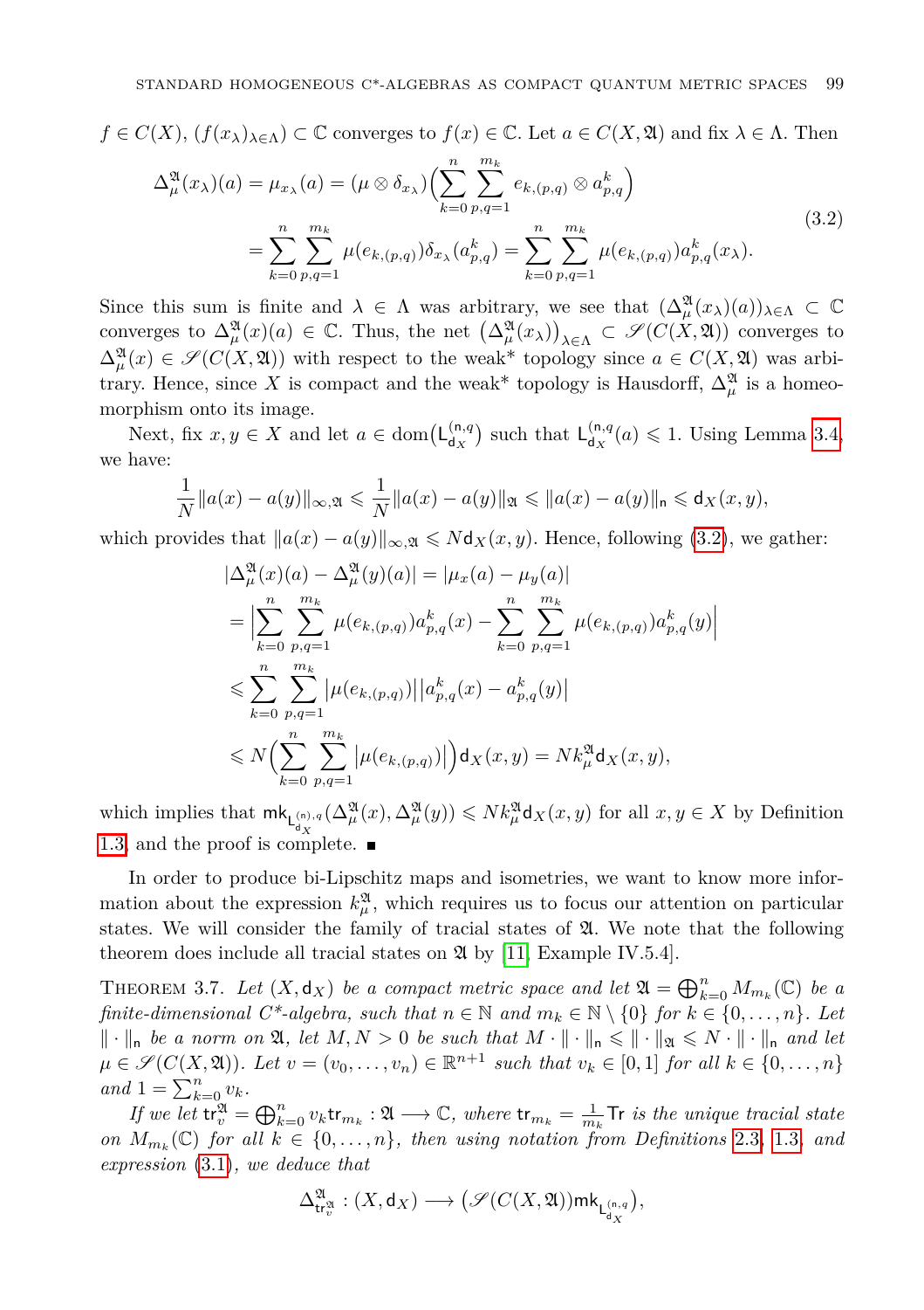$f \in C(X)$, $(f(x_\lambda)_{\lambda\in\Lambda}) \subset \mathbb{C}$ converges to $f(x) \in \mathbb{C}$. Let $a \in C(X, \mathfrak{A})$ and fix $\lambda \in \Lambda$. Then

$$\begin{aligned} \Delta^{\mathfrak{A}}_{\mu}(x_\lambda)(a) = \mu_{x_\lambda}(a) &= (\mu \otimes \delta_{x_\lambda})\Big(\sum_{k=0}^{n}\sum_{p,q=1}^{m_k} e_{k,(p,q)} \otimes a^k_{p,q}\Big) \\ &= \sum_{k=0}^{n}\sum_{p,q=1}^{m_k} \mu(e_{k,(p,q)})\delta_{x_\lambda}(a^k_{p,q}) = \sum_{k=0}^{n}\sum_{p,q=1}^{m_k} \mu(e_{k,(p,q)})a^k_{p,q}(x_\lambda). \end{aligned} \tag{3.2}$$

Since this sum is finite and $\lambda \in \Lambda$ was arbitrary, we see that $(\Delta^{\mathfrak{A}}_{\mu}(x_\lambda)(a))_{\lambda\in\Lambda} \subset \mathbb{C}$ converges to $\Delta^{\mathfrak{A}}_{\mu}(x)(a) \in \mathbb{C}$. Thus, the net $\big(\Delta^{\mathfrak{A}}_{\mu}(x_\lambda)\big)_{\lambda\in\Lambda} \subset \mathscr{S}(C(X,\mathfrak{A}))$ converges to $\Delta^{\mathfrak{A}}_{\mu}(x) \in \mathscr{S}(C(X,\mathfrak{A}))$ with respect to the weak* topology since $a \in C(X,\mathfrak{A})$ was arbitrary. Hence, since $X$ is compact and the weak* topology is Hausdorff, $\Delta^{\mathfrak{A}}_{\mu}$ is a homeomorphism onto its image.

Next, fix $x, y \in X$ and let $a \in \mathrm{dom}\big(\mathsf{L}^{(\mathsf{n},q)}_{\mathsf{d}_X}\big)$ such that $\mathsf{L}^{(\mathsf{n},q)}_{\mathsf{d}_X}(a) \leqslant 1$. Using Lemma 3.4, we have:

$$\frac{1}{N}\|a(x)-a(y)\|_{\infty,\mathfrak{A}} \leqslant \frac{1}{N}\|a(x)-a(y)\|_{\mathfrak{A}} \leqslant \|a(x)-a(y)\|_{\mathsf{n}} \leqslant \mathsf{d}_X(x,y),$$

which provides that $\|a(x)-a(y)\|_{\infty,\mathfrak{A}} \leqslant N\mathsf{d}_X(x,y)$. Hence, following (3.2), we gather:

$$\begin{aligned} |\Delta^{\mathfrak{A}}_{\mu}(x)(a) - \Delta^{\mathfrak{A}}_{\mu}(y)(a)| &= |\mu_x(a) - \mu_y(a)| \\ &= \Big|\sum_{k=0}^{n}\sum_{p,q=1}^{m_k} \mu(e_{k,(p,q)})a^k_{p,q}(x) - \sum_{k=0}^{n}\sum_{p,q=1}^{m_k} \mu(e_{k,(p,q)})a^k_{p,q}(y)\Big| \\ &\leqslant \sum_{k=0}^{n}\sum_{p,q=1}^{m_k} |\mu(e_{k,(p,q)})||a^k_{p,q}(x) - a^k_{p,q}(y)| \\ &\leqslant N\Big(\sum_{k=0}^{n}\sum_{p,q=1}^{m_k} |\mu(e_{k,(p,q)})|\Big)\mathsf{d}_X(x,y) = Nk^{\mathfrak{A}}_{\mu}\mathsf{d}_X(x,y), \end{aligned}$$

which implies that $\mathsf{mk}_{\mathsf{L}^{(\mathsf{n}),q}_{\mathsf{d}_X}}(\Delta^{\mathfrak{A}}_{\mu}(x), \Delta^{\mathfrak{A}}_{\mu}(y)) \leqslant Nk^{\mathfrak{A}}_{\mu}\mathsf{d}_X(x,y)$ for all $x, y \in X$ by Definition 1.3, and the proof is complete. ∎

In order to produce bi-Lipschitz maps and isometries, we want to know more information about the expression $k^{\mathfrak{A}}_{\mu}$, which requires us to focus our attention on particular states. We will consider the family of tracial states of $\mathfrak{A}$. We note that the following theorem does include all tracial states on $\mathfrak{A}$ by [11, Example IV.5.4].

Theorem 3.7. *Let $(X, \mathsf{d}_X)$ be a compact metric space and let $\mathfrak{A} = \bigoplus_{k=0}^{n} M_{m_k}(\mathbb{C})$ be a finite-dimensional C\*-algebra, such that $n \in \mathbb{N}$ and $m_k \in \mathbb{N}\setminus\{0\}$ for $k \in \{0,\dots,n\}$. Let $\|\cdot\|_{\mathsf{n}}$ be a norm on $\mathfrak{A}$, let $M, N > 0$ be such that $M\cdot\|\cdot\|_{\mathsf{n}} \leqslant \|\cdot\|_{\mathfrak{A}} \leqslant N\cdot\|\cdot\|_{\mathsf{n}}$ and let $\mu \in \mathscr{S}(C(X,\mathfrak{A}))$. Let $v = (v_0,\dots,v_n) \in \mathbb{R}^{n+1}$ such that $v_k \in [0,1]$ for all $k \in \{0,\dots,n\}$ and $1 = \sum_{k=0}^{n} v_k$.*

*If we let $\mathsf{tr}^{\mathfrak{A}}_v = \bigoplus_{k=0}^{n} v_k \mathsf{tr}_{m_k} : \mathfrak{A} \longrightarrow \mathbb{C}$, where $\mathsf{tr}_{m_k} = \frac{1}{m_k}\mathsf{Tr}$ is the unique tracial state on $M_{m_k}(\mathbb{C})$ for all $k \in \{0,\dots,n\}$, then using notation from Definitions 2.3, 1.3, and expression (3.1), we deduce that*

$$\Delta^{\mathfrak{A}}_{\mathsf{tr}^{\mathfrak{A}}_v} : (X, \mathsf{d}_X) \longrightarrow \big(\mathscr{S}(C(X,\mathfrak{A}))\mathsf{mk}_{\mathsf{L}^{(\mathsf{n},q)}_{\mathsf{d}_X}}\big),$$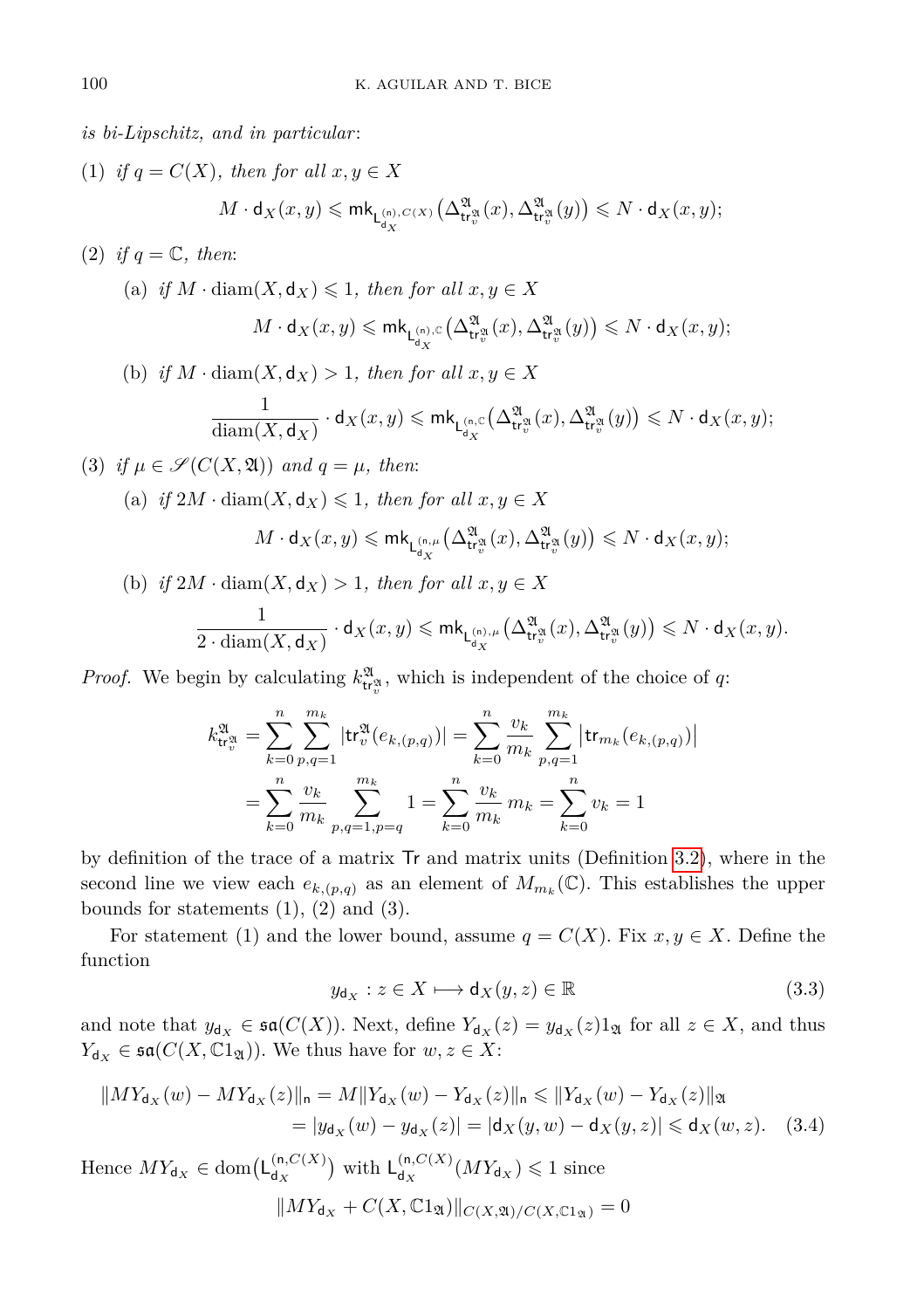*is bi-Lipschitz, and in particular*:

(1) *if $q = C(X)$, then for all $x, y \in X$*

$$M \cdot \mathsf{d}_X(x,y) \leqslant \mathsf{mk}_{\mathsf{L}^{(\mathsf{n}),C(X)}_{\mathsf{d}_X}}\left(\Delta^{\mathfrak{A}}_{\mathsf{tr}^{\mathfrak{A}}_v}(x), \Delta^{\mathfrak{A}}_{\mathsf{tr}^{\mathfrak{A}}_v}(y)\right) \leqslant N \cdot \mathsf{d}_X(x,y);$$

(2) *if $q = \mathbb{C}$, then*:

(a) *if $M \cdot \operatorname{diam}(X, \mathsf{d}_X) \leqslant 1$, then for all $x, y \in X$*

$$M \cdot \mathsf{d}_X(x,y) \leqslant \mathsf{mk}_{\mathsf{L}^{(\mathsf{n}),\mathbb{C}}_{\mathsf{d}_X}}\left(\Delta^{\mathfrak{A}}_{\mathsf{tr}^{\mathfrak{A}}_v}(x), \Delta^{\mathfrak{A}}_{\mathsf{tr}^{\mathfrak{A}}_v}(y)\right) \leqslant N \cdot \mathsf{d}_X(x,y);$$

(b) *if $M \cdot \operatorname{diam}(X, \mathsf{d}_X) > 1$, then for all $x, y \in X$*

$$\frac{1}{\operatorname{diam}(X, \mathsf{d}_X)} \cdot \mathsf{d}_X(x,y) \leqslant \mathsf{mk}_{\mathsf{L}^{(\mathsf{n},\mathbb{C}}_{\mathsf{d}_X}}\left(\Delta^{\mathfrak{A}}_{\mathsf{tr}^{\mathfrak{A}}_v}(x), \Delta^{\mathfrak{A}}_{\mathsf{tr}^{\mathfrak{A}}_v}(y)\right) \leqslant N \cdot \mathsf{d}_X(x,y);$$

(3) *if $\mu \in \mathscr{S}(C(X, \mathfrak{A}))$ and $q = \mu$, then*:

(a) *if $2M \cdot \operatorname{diam}(X, \mathsf{d}_X) \leqslant 1$, then for all $x, y \in X$*

$$M \cdot \mathsf{d}_X(x,y) \leqslant \mathsf{mk}_{\mathsf{L}^{(\mathsf{n},\mu}_{\mathsf{d}_X}}\left(\Delta^{\mathfrak{A}}_{\mathsf{tr}^{\mathfrak{A}}_v}(x), \Delta^{\mathfrak{A}}_{\mathsf{tr}^{\mathfrak{A}}_v}(y)\right) \leqslant N \cdot \mathsf{d}_X(x,y);$$

(b) *if $2M \cdot \operatorname{diam}(X, \mathsf{d}_X) > 1$, then for all $x, y \in X$*

$$\frac{1}{2 \cdot \operatorname{diam}(X, \mathsf{d}_X)} \cdot \mathsf{d}_X(x,y) \leqslant \mathsf{mk}_{\mathsf{L}^{(\mathsf{n}),\mu}_{\mathsf{d}_X}}\left(\Delta^{\mathfrak{A}}_{\mathsf{tr}^{\mathfrak{A}}_v}(x), \Delta^{\mathfrak{A}}_{\mathsf{tr}^{\mathfrak{A}}_v}(y)\right) \leqslant N \cdot \mathsf{d}_X(x,y).$$

*Proof.* We begin by calculating $k^{\mathfrak{A}}_{\mathsf{tr}^{\mathfrak{A}}_v}$, which is independent of the choice of $q$:

$$\begin{aligned}
k^{\mathfrak{A}}_{\mathsf{tr}^{\mathfrak{A}}_v} &= \sum_{k=0}^{n} \sum_{p,q=1}^{m_k} |\mathsf{tr}^{\mathfrak{A}}_v(e_{k,(p,q)})| = \sum_{k=0}^{n} \frac{v_k}{m_k} \sum_{p,q=1}^{m_k} \left|\mathsf{tr}_{m_k}(e_{k,(p,q)})\right| \\
&= \sum_{k=0}^{n} \frac{v_k}{m_k} \sum_{p,q=1, p=q}^{m_k} 1 = \sum_{k=0}^{n} \frac{v_k}{m_k}\, m_k = \sum_{k=0}^{n} v_k = 1
\end{aligned}$$

by definition of the trace of a matrix $\mathsf{Tr}$ and matrix units (Definition 3.2), where in the second line we view each $e_{k,(p,q)}$ as an element of $M_{m_k}(\mathbb{C})$. This establishes the upper bounds for statements (1), (2) and (3).

For statement (1) and the lower bound, assume $q = C(X)$. Fix $x, y \in X$. Define the function

$$y_{\mathsf{d}_X} : z \in X \longmapsto \mathsf{d}_X(y,z) \in \mathbb{R} \tag{3.3}$$

and note that $y_{\mathsf{d}_X} \in \mathfrak{sa}(C(X))$. Next, define $Y_{\mathsf{d}_X}(z) = y_{\mathsf{d}_X}(z) 1_{\mathfrak{A}}$ for all $z \in X$, and thus $Y_{\mathsf{d}_X} \in \mathfrak{sa}(C(X, \mathbb{C}1_{\mathfrak{A}}))$. We thus have for $w, z \in X$:

$$\begin{aligned}
\|MY_{\mathsf{d}_X}(w) - MY_{\mathsf{d}_X}(z)\|_{\mathsf{n}} &= M\|Y_{\mathsf{d}_X}(w) - Y_{\mathsf{d}_X}(z)\|_{\mathsf{n}} \leqslant \|Y_{\mathsf{d}_X}(w) - Y_{\mathsf{d}_X}(z)\|_{\mathfrak{A}} \\
&= |y_{\mathsf{d}_X}(w) - y_{\mathsf{d}_X}(z)| = |\mathsf{d}_X(y,w) - \mathsf{d}_X(y,z)| \leqslant \mathsf{d}_X(w,z).
\end{aligned} \tag{3.4}$$

Hence $MY_{\mathsf{d}_X} \in \operatorname{dom}\left(\mathsf{L}^{(\mathsf{n},C(X)}_{\mathsf{d}_X}\right)$ with $\mathsf{L}^{(\mathsf{n},C(X)}_{\mathsf{d}_X}(MY_{\mathsf{d}_X}) \leqslant 1$ since

$$\|MY_{\mathsf{d}_X} + C(X, \mathbb{C}1_{\mathfrak{A}})\|_{C(X,\mathfrak{A})/C(X,\mathbb{C}1_{\mathfrak{A}})} = 0$$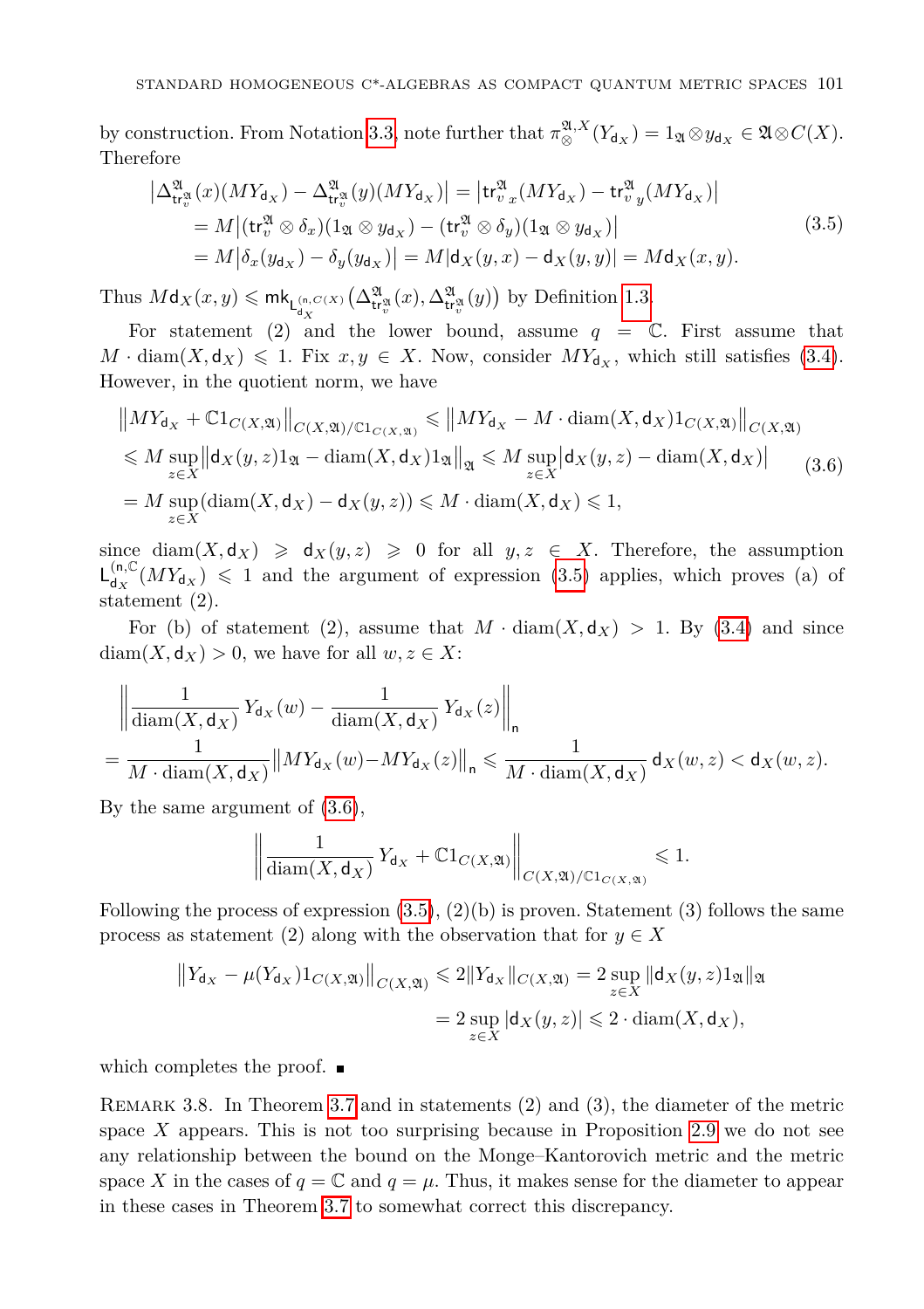by construction. From Notation 3.3, note further that $\pi_{\otimes}^{\mathfrak{A},X}(Y_{\mathsf{d}_X}) = 1_{\mathfrak{A}} \otimes y_{\mathsf{d}_X} \in \mathfrak{A} \otimes C(X)$. Therefore

$$
\begin{aligned}
\left|\Delta^{\mathfrak{A}}_{\mathsf{tr}^{\mathfrak{A}}_v}(x)(MY_{\mathsf{d}_X}) - \Delta^{\mathfrak{A}}_{\mathsf{tr}^{\mathfrak{A}}_v}(y)(MY_{\mathsf{d}_X})\right| &= \left|\mathsf{tr}^{\mathfrak{A}}_{v\ x}(MY_{\mathsf{d}_X}) - \mathsf{tr}^{\mathfrak{A}}_{v\ y}(MY_{\mathsf{d}_X})\right| \\
&= M\left|(\mathsf{tr}^{\mathfrak{A}}_v \otimes \delta_x)(1_{\mathfrak{A}} \otimes y_{\mathsf{d}_X}) - (\mathsf{tr}^{\mathfrak{A}}_v \otimes \delta_y)(1_{\mathfrak{A}} \otimes y_{\mathsf{d}_X})\right| \\
&= M\left|\delta_x(y_{\mathsf{d}_X}) - \delta_y(y_{\mathsf{d}_X})\right| = M|\mathsf{d}_X(y,x) - \mathsf{d}_X(y,y)| = M\mathsf{d}_X(x,y).
\end{aligned}
\tag{3.5}
$$

Thus $M\mathsf{d}_X(x,y) \leqslant \mathsf{mk}_{\mathsf{L}^{(\mathsf{n},C(X)}_{\mathsf{d}_X}}\left(\Delta^{\mathfrak{A}}_{\mathsf{tr}^{\mathfrak{A}}_v}(x), \Delta^{\mathfrak{A}}_{\mathsf{tr}^{\mathfrak{A}}_v}(y)\right)$ by Definition 1.3.

For statement (2) and the lower bound, assume $q = \mathbb{C}$. First assume that $M \cdot \operatorname{diam}(X, \mathsf{d}_X) \leqslant 1$. Fix $x, y \in X$. Now, consider $MY_{\mathsf{d}_X}$, which still satisfies (3.4). However, in the quotient norm, we have

$$
\begin{aligned}
&\left\|MY_{\mathsf{d}_X} + \mathbb{C}1_{C(X,\mathfrak{A})}\right\|_{C(X,\mathfrak{A})/\mathbb{C}1_{C(X,\mathfrak{A})}} \leqslant \left\|MY_{\mathsf{d}_X} - M \cdot \operatorname{diam}(X, \mathsf{d}_X)1_{C(X,\mathfrak{A})}\right\|_{C(X,\mathfrak{A})} \\
&\leqslant M \sup_{z \in X}\left\|\mathsf{d}_X(y,z)1_{\mathfrak{A}} - \operatorname{diam}(X,\mathsf{d}_X)1_{\mathfrak{A}}\right\|_{\mathfrak{A}} \leqslant M \sup_{z \in X}\left|\mathsf{d}_X(y,z) - \operatorname{diam}(X,\mathsf{d}_X)\right| \\
&= M \sup_{z \in X}(\operatorname{diam}(X,\mathsf{d}_X) - \mathsf{d}_X(y,z)) \leqslant M \cdot \operatorname{diam}(X,\mathsf{d}_X) \leqslant 1,
\end{aligned}
\tag{3.6}
$$

since $\operatorname{diam}(X,\mathsf{d}_X) \geqslant \mathsf{d}_X(y,z) \geqslant 0$ for all $y,z \in X$. Therefore, the assumption $\mathsf{L}^{(\mathsf{n},\mathbb{C}}_{\mathsf{d}_X}(MY_{\mathsf{d}_X}) \leqslant 1$ and the argument of expression (3.5) applies, which proves (a) of statement (2).

For (b) of statement (2), assume that $M \cdot \operatorname{diam}(X,\mathsf{d}_X) > 1$. By (3.4) and since $\operatorname{diam}(X,\mathsf{d}_X) > 0$, we have for all $w,z \in X$:

$$
\begin{aligned}
&\left\|\frac{1}{\operatorname{diam}(X,\mathsf{d}_X)}\, Y_{\mathsf{d}_X}(w) - \frac{1}{\operatorname{diam}(X,\mathsf{d}_X)}\, Y_{\mathsf{d}_X}(z)\right\|_{\mathsf{n}} \\
&= \frac{1}{M \cdot \operatorname{diam}(X,\mathsf{d}_X)}\left\|MY_{\mathsf{d}_X}(w) - MY_{\mathsf{d}_X}(z)\right\|_{\mathsf{n}} \leqslant \frac{1}{M \cdot \operatorname{diam}(X,\mathsf{d}_X)}\, \mathsf{d}_X(w,z) < \mathsf{d}_X(w,z).
\end{aligned}
$$

By the same argument of (3.6),

$$
\left\|\frac{1}{\operatorname{diam}(X,\mathsf{d}_X)}\, Y_{\mathsf{d}_X} + \mathbb{C}1_{C(X,\mathfrak{A})}\right\|_{C(X,\mathfrak{A})/\mathbb{C}1_{C(X,\mathfrak{A})}} \leqslant 1.
$$

Following the process of expression (3.5), (2)(b) is proven. Statement (3) follows the same process as statement (2) along with the observation that for $y \in X$

$$
\begin{aligned}
\left\|Y_{\mathsf{d}_X} - \mu(Y_{\mathsf{d}_X})1_{C(X,\mathfrak{A})}\right\|_{C(X,\mathfrak{A})} &\leqslant 2\|Y_{\mathsf{d}_X}\|_{C(X,\mathfrak{A})} = 2\sup_{z \in X}\|\mathsf{d}_X(y,z)1_{\mathfrak{A}}\|_{\mathfrak{A}} \\
&= 2\sup_{z \in X}|\mathsf{d}_X(y,z)| \leqslant 2 \cdot \operatorname{diam}(X,\mathsf{d}_X),
\end{aligned}
$$

which completes the proof. ∎

Remark 3.8. In Theorem 3.7 and in statements (2) and (3), the diameter of the metric space $X$ appears. This is not too surprising because in Proposition 2.9 we do not see any relationship between the bound on the Monge–Kantorovich metric and the metric space $X$ in the cases of $q = \mathbb{C}$ and $q = \mu$. Thus, it makes sense for the diameter to appear in these cases in Theorem 3.7 to somewhat correct this discrepancy.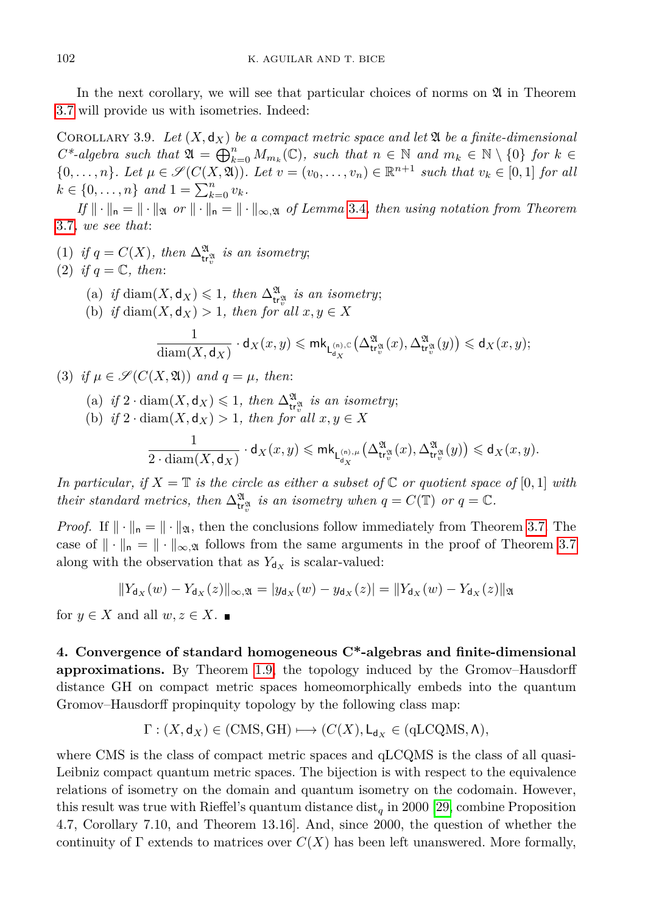In the next corollary, we will see that particular choices of norms on $\mathfrak{A}$ in Theorem 3.7 will provide us with isometries. Indeed:

COROLLARY 3.9. *Let $(X, \mathsf{d}_X)$ be a compact metric space and let $\mathfrak{A}$ be a finite-dimensional C*-algebra such that $\mathfrak{A} = \bigoplus_{k=0}^{n} M_{m_k}(\mathbb{C})$, such that $n \in \mathbb{N}$ and $m_k \in \mathbb{N} \setminus \{0\}$ for $k \in \{0, \ldots, n\}$. Let $\mu \in \mathscr{S}(C(X, \mathfrak{A}))$. Let $v = (v_0, \ldots, v_n) \in \mathbb{R}^{n+1}$ such that $v_k \in [0,1]$ for all $k \in \{0, \ldots, n\}$ and $1 = \sum_{k=0}^{n} v_k$.*

*If $\|\cdot\|_{\mathsf{n}} = \|\cdot\|_{\mathfrak{A}}$ or $\|\cdot\|_{\mathsf{n}} = \|\cdot\|_{\infty,\mathfrak{A}}$ of Lemma 3.4, then using notation from Theorem 3.7, we see that:*

(1) *if $q = C(X)$, then $\Delta^{\mathfrak{A}}_{\mathsf{tr}^{\mathfrak{A}}_v}$ is an isometry;*
(2) *if $q = \mathbb{C}$, then:*
   (a) *if $\operatorname{diam}(X, \mathsf{d}_X) \leqslant 1$, then $\Delta^{\mathfrak{A}}_{\mathsf{tr}^{\mathfrak{A}}_v}$ is an isometry;*
   (b) *if $\operatorname{diam}(X, \mathsf{d}_X) > 1$, then for all $x, y \in X$*

$$\frac{1}{\operatorname{diam}(X, \mathsf{d}_X)} \cdot \mathsf{d}_X(x,y) \leqslant \mathsf{mk}_{\mathsf{L}^{(n),\mathbb{C}}_{\mathsf{d}_X}}\big(\Delta^{\mathfrak{A}}_{\mathsf{tr}^{\mathfrak{A}}_v}(x), \Delta^{\mathfrak{A}}_{\mathsf{tr}^{\mathfrak{A}}_v}(y)\big) \leqslant \mathsf{d}_X(x,y);$$

(3) *if $\mu \in \mathscr{S}(C(X, \mathfrak{A}))$ and $q = \mu$, then:*
   (a) *if $2 \cdot \operatorname{diam}(X, \mathsf{d}_X) \leqslant 1$, then $\Delta^{\mathfrak{A}}_{\mathsf{tr}^{\mathfrak{A}}_v}$ is an isometry;*
   (b) *if $2 \cdot \operatorname{diam}(X, \mathsf{d}_X) > 1$, then for all $x, y \in X$*

$$\frac{1}{2 \cdot \operatorname{diam}(X, \mathsf{d}_X)} \cdot \mathsf{d}_X(x,y) \leqslant \mathsf{mk}_{\mathsf{L}^{(n),\mu}_{\mathsf{d}_X}}\big(\Delta^{\mathfrak{A}}_{\mathsf{tr}^{\mathfrak{A}}_v}(x), \Delta^{\mathfrak{A}}_{\mathsf{tr}^{\mathfrak{A}}_v}(y)\big) \leqslant \mathsf{d}_X(x,y).$$

*In particular, if $X = \mathbb{T}$ is the circle as either a subset of $\mathbb{C}$ or quotient space of $[0,1]$ with their standard metrics, then $\Delta^{\mathfrak{A}}_{\mathsf{tr}^{\mathfrak{A}}_v}$ is an isometry when $q = C(\mathbb{T})$ or $q = \mathbb{C}$.*

*Proof.* If $\|\cdot\|_{\mathsf{n}} = \|\cdot\|_{\mathfrak{A}}$, then the conclusions follow immediately from Theorem 3.7. The case of $\|\cdot\|_{\mathsf{n}} = \|\cdot\|_{\infty,\mathfrak{A}}$ follows from the same arguments in the proof of Theorem 3.7 along with the observation that as $Y_{\mathsf{d}_X}$ is scalar-valued:

$$\|Y_{\mathsf{d}_X}(w) - Y_{\mathsf{d}_X}(z)\|_{\infty,\mathfrak{A}} = |y_{\mathsf{d}_X}(w) - y_{\mathsf{d}_X}(z)| = \|Y_{\mathsf{d}_X}(w) - Y_{\mathsf{d}_X}(z)\|_{\mathfrak{A}}$$

for $y \in X$ and all $w, z \in X$. ∎

**4. Convergence of standard homogeneous C*-algebras and finite-dimensional approximations.** By Theorem 1.9, the topology induced by the Gromov–Hausdorff distance GH on compact metric spaces homeomorphically embeds into the quantum Gromov–Hausdorff propinquity topology by the following class map:

$$\Gamma : (X, \mathsf{d}_X) \in (\mathrm{CMS}, \mathrm{GH}) \longmapsto (C(X), \mathsf{L}_{\mathsf{d}_X} \in (\mathrm{qLCQMS}, \Lambda),$$

where CMS is the class of compact metric spaces and qLCQMS is the class of all quasi-Leibniz compact quantum metric spaces. The bijection is with respect to the equivalence relations of isometry on the domain and quantum isometry on the codomain. However, this result was true with Rieffel's quantum distance $\operatorname{dist}_q$ in 2000 [29, combine Proposition 4.7, Corollary 7.10, and Theorem 13.16]. And, since 2000, the question of whether the continuity of $\Gamma$ extends to matrices over $C(X)$ has been left unanswered. More formally,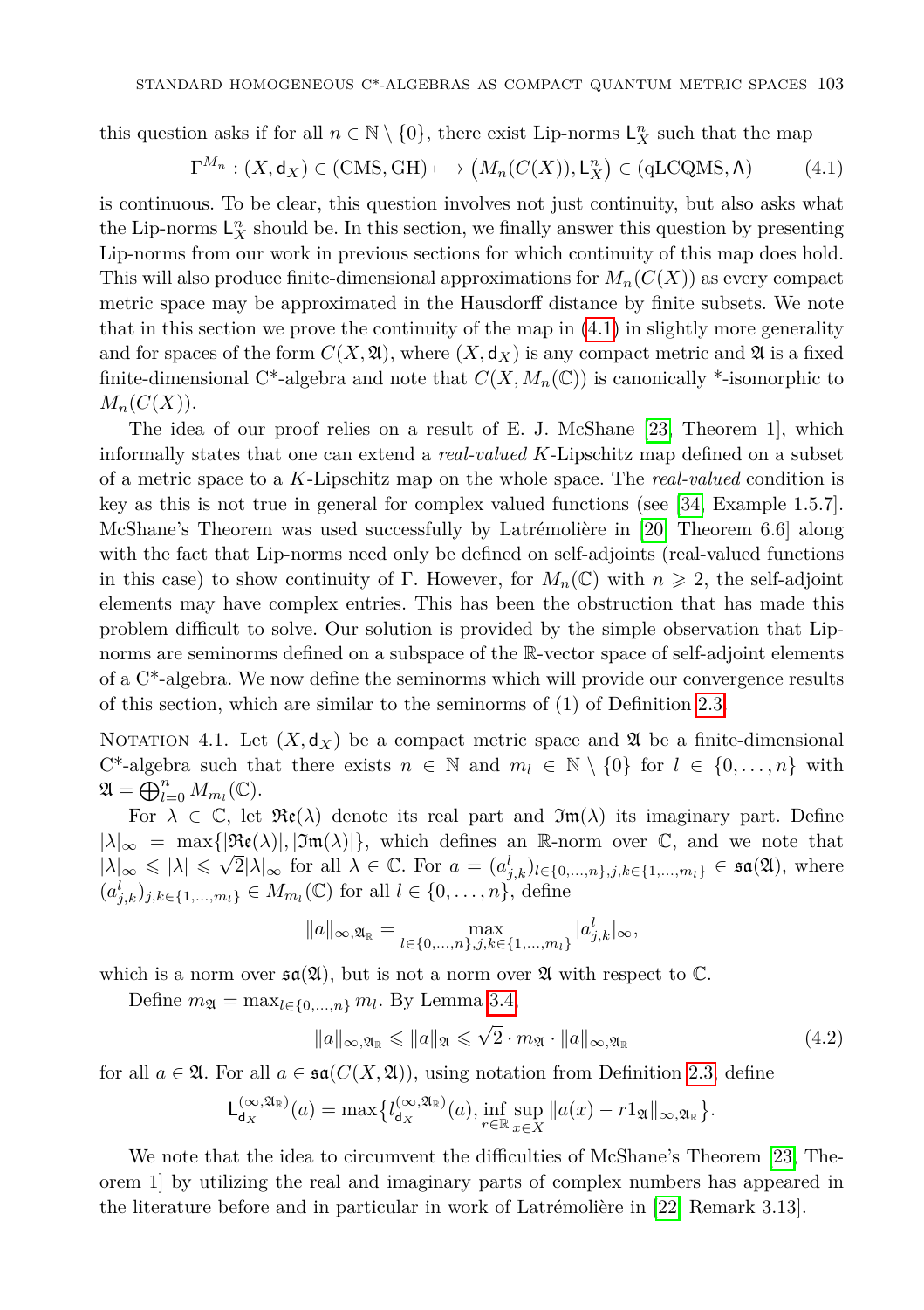this question asks if for all $n \in \mathbb{N} \setminus \{0\}$, there exist Lip-norms $\mathsf{L}_X^n$ such that the map

$$\Gamma^{M_n} : (X, \mathsf{d}_X) \in (\mathrm{CMS}, \mathrm{GH}) \longmapsto \big(M_n(C(X)), \mathsf{L}_X^n\big) \in (\mathrm{qLCQMS}, \Lambda) \tag{4.1}$$

is continuous. To be clear, this question involves not just continuity, but also asks what the Lip-norms $\mathsf{L}_X^n$ should be. In this section, we finally answer this question by presenting Lip-norms from our work in previous sections for which continuity of this map does hold. This will also produce finite-dimensional approximations for $M_n(C(X))$ as every compact metric space may be approximated in the Hausdorff distance by finite subsets. We note that in this section we prove the continuity of the map in (4.1) in slightly more generality and for spaces of the form $C(X, \mathfrak{A})$, where $(X, \mathsf{d}_X)$ is any compact metric and $\mathfrak{A}$ is a fixed finite-dimensional C\*-algebra and note that $C(X, M_n(\mathbb{C}))$ is canonically \*-isomorphic to $M_n(C(X))$.

The idea of our proof relies on a result of E. J. McShane [23, Theorem 1], which informally states that one can extend a *real-valued* $K$-Lipschitz map defined on a subset of a metric space to a $K$-Lipschitz map on the whole space. The *real-valued* condition is key as this is not true in general for complex valued functions (see [34, Example 1.5.7]. McShane's Theorem was used successfully by Latrémolière in [20, Theorem 6.6] along with the fact that Lip-norms need only be defined on self-adjoints (real-valued functions in this case) to show continuity of $\Gamma$. However, for $M_n(\mathbb{C})$ with $n \geqslant 2$, the self-adjoint elements may have complex entries. This has been the obstruction that has made this problem difficult to solve. Our solution is provided by the simple observation that Lip-norms are seminorms defined on a subspace of the $\mathbb{R}$-vector space of self-adjoint elements of a C\*-algebra. We now define the seminorms which will provide our convergence results of this section, which are similar to the seminorms of (1) of Definition 2.3.

Notation 4.1. Let $(X, \mathsf{d}_X)$ be a compact metric space and $\mathfrak{A}$ be a finite-dimensional C\*-algebra such that there exists $n \in \mathbb{N}$ and $m_l \in \mathbb{N} \setminus \{0\}$ for $l \in \{0, \ldots, n\}$ with $\mathfrak{A} = \bigoplus_{l=0}^n M_{m_l}(\mathbb{C})$.

For $\lambda \in \mathbb{C}$, let $\mathfrak{Re}(\lambda)$ denote its real part and $\mathfrak{Im}(\lambda)$ its imaginary part. Define $|\lambda|_\infty = \max\{|\mathfrak{Re}(\lambda)|, |\mathfrak{Im}(\lambda)|\}$, which defines an $\mathbb{R}$-norm over $\mathbb{C}$, and we note that $|\lambda|_\infty \leqslant |\lambda| \leqslant \sqrt{2}|\lambda|_\infty$ for all $\lambda \in \mathbb{C}$. For $a = (a^l_{j,k})_{l \in \{0,\ldots,n\}, j,k \in \{1,\ldots,m_l\}} \in \mathfrak{sa}(\mathfrak{A})$, where $(a^l_{j,k})_{j,k \in \{1,\ldots,m_l\}} \in M_{m_l}(\mathbb{C})$ for all $l \in \{0, \ldots, n\}$, define

$$\|a\|_{\infty,\mathfrak{A}_\mathbb{R}} = \max_{l \in \{0,\ldots,n\}, j,k \in \{1,\ldots,m_l\}} |a^l_{j,k}|_\infty,$$

which is a norm over $\mathfrak{sa}(\mathfrak{A})$, but is not a norm over $\mathfrak{A}$ with respect to $\mathbb{C}$.

Define $m_\mathfrak{A} = \max_{l \in \{0,\ldots,n\}} m_l$. By Lemma 3.4,

$$\|a\|_{\infty,\mathfrak{A}_\mathbb{R}} \leqslant \|a\|_\mathfrak{A} \leqslant \sqrt{2} \cdot m_\mathfrak{A} \cdot \|a\|_{\infty,\mathfrak{A}_\mathbb{R}} \tag{4.2}$$

for all $a \in \mathfrak{A}$. For all $a \in \mathfrak{sa}(C(X, \mathfrak{A}))$, using notation from Definition 2.3, define

$$\mathsf{L}_{\mathsf{d}_X}^{(\infty,\mathfrak{A}_\mathbb{R})}(a) = \max\big\{l_{\mathsf{d}_X}^{(\infty,\mathfrak{A}_\mathbb{R})}(a), \inf_{r \in \mathbb{R}} \sup_{x \in X} \|a(x) - r1_\mathfrak{A}\|_{\infty,\mathfrak{A}_\mathbb{R}}\big\}.$$

We note that the idea to circumvent the difficulties of McShane's Theorem [23, Theorem 1] by utilizing the real and imaginary parts of complex numbers has appeared in the literature before and in particular in work of Latrémolière in [22, Remark 3.13].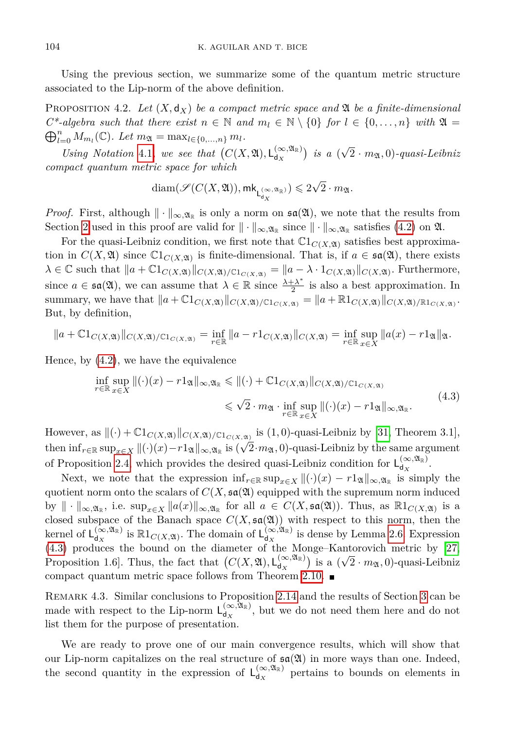Using the previous section, we summarize some of the quantum metric structure associated to the Lip-norm of the above definition.

Proposition 4.2. *Let $(X, \mathsf{d}_X)$ be a compact metric space and $\mathfrak{A}$ be a finite-dimensional C\*-algebra such that there exist $n \in \mathbb{N}$ and $m_l \in \mathbb{N} \setminus \{0\}$ for $l \in \{0, \ldots, n\}$ with $\mathfrak{A} = \bigoplus_{l=0}^n M_{m_l}(\mathbb{C})$. Let $m_{\mathfrak{A}} = \max_{l \in \{0,\ldots,n\}} m_l$.*

*Using Notation 4.1, we see that $\left(C(X, \mathfrak{A}), \mathsf{L}_{\mathsf{d}_X}^{(\infty, \mathfrak{A}_\mathbb{R})}\right)$ is a $(\sqrt{2} \cdot m_{\mathfrak{A}}, 0)$-quasi-Leibniz compact quantum metric space for which*

$$\operatorname{diam}(\mathscr{S}(C(X, \mathfrak{A})), \mathsf{mk}_{\mathsf{L}_{\mathsf{d}_X}^{(\infty,\mathfrak{A}_\mathbb{R})}}) \leqslant 2\sqrt{2} \cdot m_{\mathfrak{A}}.$$

*Proof.* First, although $\| \cdot \|_{\infty, \mathfrak{A}_\mathbb{R}}$ is only a norm on $\mathfrak{sa}(\mathfrak{A})$, we note that the results from Section 2 used in this proof are valid for $\| \cdot \|_{\infty, \mathfrak{A}_\mathbb{R}}$ since $\| \cdot \|_{\infty, \mathfrak{A}_\mathbb{R}}$ satisfies (4.2) on $\mathfrak{A}$.

For the quasi-Leibniz condition, we first note that $\mathbb{C}1_{C(X,\mathfrak{A})}$ satisfies best approximation in $C(X, \mathfrak{A})$ since $\mathbb{C}1_{C(X,\mathfrak{A})}$ is finite-dimensional. That is, if $a \in \mathfrak{sa}(\mathfrak{A})$, there exists $\lambda \in \mathbb{C}$ such that $\|a + \mathbb{C}1_{C(X,\mathfrak{A})}\|_{C(X,\mathfrak{A})/\mathbb{C}1_{C(X,\mathfrak{A})}} = \|a - \lambda \cdot 1_{C(X,\mathfrak{A})}\|_{C(X,\mathfrak{A})}$. Furthermore, since $a \in \mathfrak{sa}(\mathfrak{A})$, we can assume that $\lambda \in \mathbb{R}$ since $\frac{\lambda + \lambda^*}{2}$ is also a best approximation. In summary, we have that $\|a + \mathbb{C}1_{C(X,\mathfrak{A})}\|_{C(X,\mathfrak{A})/\mathbb{C}1_{C(X,\mathfrak{A})}} = \|a + \mathbb{R}1_{C(X,\mathfrak{A})}\|_{C(X,\mathfrak{A})/\mathbb{R}1_{C(X,\mathfrak{A})}}$. But, by definition,

$$\|a + \mathbb{C}1_{C(X,\mathfrak{A})}\|_{C(X,\mathfrak{A})/\mathbb{C}1_{C(X,\mathfrak{A})}} = \inf_{r \in \mathbb{R}} \|a - r1_{C(X,\mathfrak{A})}\|_{C(X,\mathfrak{A})} = \inf_{r \in \mathbb{R}} \sup_{x \in X} \|a(x) - r1_{\mathfrak{A}}\|_{\mathfrak{A}}.$$

Hence, by (4.2), we have the equivalence

$$\begin{aligned}\inf_{r \in \mathbb{R}} \sup_{x \in X} \|(\cdot)(x) - r1_{\mathfrak{A}}\|_{\infty, \mathfrak{A}_\mathbb{R}} &\leqslant \|(\cdot) + \mathbb{C}1_{C(X,\mathfrak{A})}\|_{C(X,\mathfrak{A})/\mathbb{C}1_{C(X,\mathfrak{A})}} \\ &\leqslant \sqrt{2} \cdot m_{\mathfrak{A}} \cdot \inf_{r \in \mathbb{R}} \sup_{x \in X} \|(\cdot)(x) - r1_{\mathfrak{A}}\|_{\infty, \mathfrak{A}_\mathbb{R}}.\end{aligned} \tag{4.3}$$

However, as $\|(\cdot) + \mathbb{C}1_{C(X,\mathfrak{A})}\|_{C(X,\mathfrak{A})/\mathbb{C}1_{C(X,\mathfrak{A})}}$ is $(1, 0)$-quasi-Leibniz by [31, Theorem 3.1], then $\inf_{r \in \mathbb{R}} \sup_{x \in X} \|(\cdot)(x) - r1_{\mathfrak{A}}\|_{\infty, \mathfrak{A}_\mathbb{R}}$ is $(\sqrt{2} \cdot m_{\mathfrak{A}}, 0)$-quasi-Leibniz by the same argument of Proposition 2.4, which provides the desired quasi-Leibniz condition for $\mathsf{L}_{\mathsf{d}_X}^{(\infty, \mathfrak{A}_\mathbb{R})}$.

Next, we note that the expression $\inf_{r \in \mathbb{R}} \sup_{x \in X} \|(\cdot)(x) - r1_{\mathfrak{A}}\|_{\infty, \mathfrak{A}_\mathbb{R}}$ is simply the quotient norm onto the scalars of $C(X, \mathfrak{sa}(\mathfrak{A}))$ equipped with the supremum norm induced by $\| \cdot \|_{\infty, \mathfrak{A}_\mathbb{R}}$, i.e. $\sup_{x \in X} \|a(x)\|_{\infty, \mathfrak{A}_\mathbb{R}}$ for all $a \in C(X, \mathfrak{sa}(\mathfrak{A}))$. Thus, as $\mathbb{R}1_{C(X,\mathfrak{A})}$ is a closed subspace of the Banach space $C(X, \mathfrak{sa}(\mathfrak{A}))$ with respect to this norm, then the kernel of $\mathsf{L}_{\mathsf{d}_X}^{(\infty, \mathfrak{A}_\mathbb{R})}$ is $\mathbb{R}1_{C(X,\mathfrak{A})}$. The domain of $\mathsf{L}_{\mathsf{d}_X}^{(\infty, \mathfrak{A}_\mathbb{R})}$ is dense by Lemma 2.6. Expression (4.3) produces the bound on the diameter of the Monge–Kantorovich metric by [27, Proposition 1.6]. Thus, the fact that $\left(C(X, \mathfrak{A}), \mathsf{L}_{\mathsf{d}_X}^{(\infty, \mathfrak{A}_\mathbb{R})}\right)$ is a $(\sqrt{2} \cdot m_{\mathfrak{A}}, 0)$-quasi-Leibniz compact quantum metric space follows from Theorem 2.10. ∎

Remark 4.3. Similar conclusions to Proposition 2.14 and the results of Section 3 can be made with respect to the Lip-norm $\mathsf{L}_{\mathsf{d}_X}^{(\infty, \mathfrak{A}_\mathbb{R})}$, but we do not need them here and do not list them for the purpose of presentation.

We are ready to prove one of our main convergence results, which will show that our Lip-norm capitalizes on the real structure of $\mathfrak{sa}(\mathfrak{A})$ in more ways than one. Indeed, the second quantity in the expression of $\mathsf{L}_{\mathsf{d}_X}^{(\infty, \mathfrak{A}_\mathbb{R})}$ pertains to bounds on elements in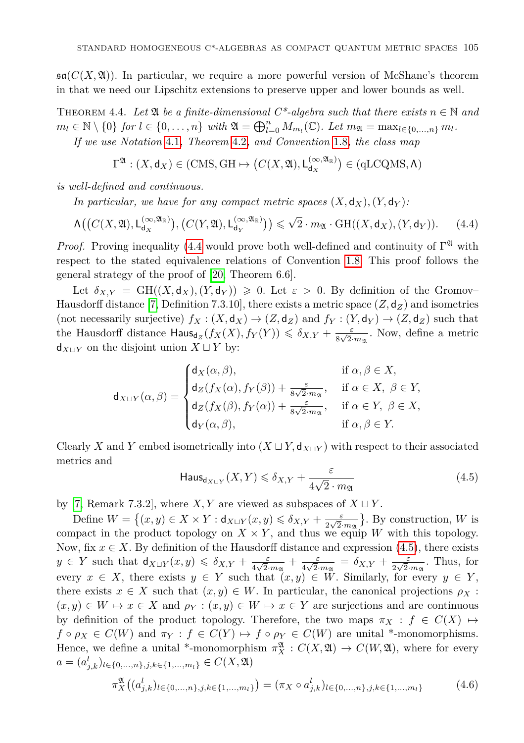$\mathfrak{sa}(C(X,\mathfrak{A}))$. In particular, we require a more powerful version of McShane's theorem in that we need our Lipschitz extensions to preserve upper and lower bounds as well.

Theorem 4.4. *Let $\mathfrak{A}$ be a finite-dimensional C*-algebra such that there exists $n \in \mathbb{N}$ and $m_l \in \mathbb{N} \setminus \{0\}$ for $l \in \{0, \ldots, n\}$ with $\mathfrak{A} = \bigoplus_{l=0}^n M_{m_l}(\mathbb{C})$. Let $m_{\mathfrak{A}} = \max_{l \in \{0,\ldots,n\}} m_l$.*

*If we use Notation 4.1, Theorem 4.2, and Convention 1.8, the class map*

$$\Gamma^{\mathfrak{A}} : (X, \mathsf{d}_X) \in (\mathrm{CMS}, \mathrm{GH} \mapsto \left(C(X,\mathfrak{A}), \mathsf{L}_{\mathsf{d}_X}^{(\infty,\mathfrak{A}_{\mathbb{R}})}\right) \in (\mathrm{qLCQMS}, \Lambda)$$

*is well-defined and continuous.*

*In particular, we have for any compact metric spaces $(X,\mathsf{d}_X), (Y,\mathsf{d}_Y)$:*

$$\Lambda\left(\left(C(X,\mathfrak{A}), \mathsf{L}_{\mathsf{d}_X}^{(\infty,\mathfrak{A}_{\mathbb{R}})}\right), \left(C(Y,\mathfrak{A}), \mathsf{L}_{\mathsf{d}_Y}^{(\infty,\mathfrak{A}_{\mathbb{R}})}\right)\right) \leqslant \sqrt{2} \cdot m_{\mathfrak{A}} \cdot \mathrm{GH}((X,\mathsf{d}_X),(Y,\mathsf{d}_Y)). \tag{4.4}$$

*Proof.* Proving inequality (4.4 would prove both well-defined and continuity of $\Gamma^{\mathfrak{A}}$ with respect to the stated equivalence relations of Convention 1.8. This proof follows the general strategy of the proof of [20, Theorem 6.6].

Let $\delta_{X,Y} = \mathrm{GH}((X,\mathsf{d}_X),(Y,\mathsf{d}_Y)) \geqslant 0$. Let $\varepsilon > 0$. By definition of the Gromov–Hausdorff distance [7, Definition 7.3.10], there exists a metric space $(Z,\mathsf{d}_Z)$ and isometries (not necessarily surjective) $f_X : (X,\mathsf{d}_X) \to (Z,\mathsf{d}_Z)$ and $f_Y : (Y,\mathsf{d}_Y) \to (Z,\mathsf{d}_Z)$ such that the Hausdorff distance $\mathsf{Haus}_{\mathsf{d}_Z}(f_X(X), f_Y(Y)) \leqslant \delta_{X,Y} + \frac{\varepsilon}{8\sqrt{2}\cdot m_{\mathfrak{A}}}$. Now, define a metric $\mathsf{d}_{X\sqcup Y}$ on the disjoint union $X \sqcup Y$ by:

$$\mathsf{d}_{X\sqcup Y}(\alpha,\beta) = \begin{cases} \mathsf{d}_X(\alpha,\beta), & \text{if } \alpha,\beta \in X, \\ \mathsf{d}_Z(f_X(\alpha), f_Y(\beta)) + \frac{\varepsilon}{8\sqrt{2}\cdot m_{\mathfrak{A}}}, & \text{if } \alpha \in X,\ \beta \in Y, \\ \mathsf{d}_Z(f_X(\beta), f_Y(\alpha)) + \frac{\varepsilon}{8\sqrt{2}\cdot m_{\mathfrak{A}}}, & \text{if } \alpha \in Y,\ \beta \in X, \\ \mathsf{d}_Y(\alpha,\beta), & \text{if } \alpha,\beta \in Y. \end{cases}$$

Clearly $X$ and $Y$ embed isometrically into $(X \sqcup Y, \mathsf{d}_{X\sqcup Y})$ with respect to their associated metrics and

$$\mathsf{Haus}_{\mathsf{d}_{X\sqcup Y}}(X,Y) \leqslant \delta_{X,Y} + \frac{\varepsilon}{4\sqrt{2}\cdot m_{\mathfrak{A}}} \tag{4.5}$$

by [7, Remark 7.3.2], where $X, Y$ are viewed as subspaces of $X \sqcup Y$.

Define $W = \left\{(x,y) \in X \times Y : \mathsf{d}_{X\sqcup Y}(x,y) \leqslant \delta_{X,Y} + \frac{\varepsilon}{2\sqrt{2}\cdot m_{\mathfrak{A}}}\right\}$. By construction, $W$ is compact in the product topology on $X \times Y$, and thus we equip $W$ with this topology. Now, fix $x \in X$. By definition of the Hausdorff distance and expression (4.5), there exists $y \in Y$ such that $\mathsf{d}_{X\sqcup Y}(x,y) \leqslant \delta_{X,Y} + \frac{\varepsilon}{4\sqrt{2}\cdot m_{\mathfrak{A}}} + \frac{\varepsilon}{4\sqrt{2}\cdot m_{\mathfrak{A}}} = \delta_{X,Y} + \frac{\varepsilon}{2\sqrt{2}\cdot m_{\mathfrak{A}}}$. Thus, for every $x \in X$, there exists $y \in Y$ such that $(x,y) \in W$. Similarly, for every $y \in Y$, there exists $x \in X$ such that $(x,y) \in W$. In particular, the canonical projections $\rho_X : (x,y) \in W \mapsto x \in X$ and $\rho_Y : (x,y) \in W \mapsto x \in Y$ are surjections and are continuous by definition of the product topology. Therefore, the two maps $\pi_X : f \in C(X) \mapsto f \circ \rho_X \in C(W)$ and $\pi_Y : f \in C(Y) \mapsto f \circ \rho_Y \in C(W)$ are unital *-monomorphisms. Hence, we define a unital *-monomorphism $\pi_X^{\mathfrak{A}} : C(X,\mathfrak{A}) \to C(W,\mathfrak{A})$, where for every $a = (a_{j,k}^l)_{l\in\{0,\ldots,n\},j,k\in\{1,\ldots,m_l\}} \in C(X,\mathfrak{A})$

$$\pi_X^{\mathfrak{A}}\left((a_{j,k}^l)_{l\in\{0,\ldots,n\},j,k\in\{1,\ldots,m_l\}}\right) = (\pi_X \circ a_{j,k}^l)_{l\in\{0,\ldots,n\},j,k\in\{1,\ldots,m_l\}} \tag{4.6}$$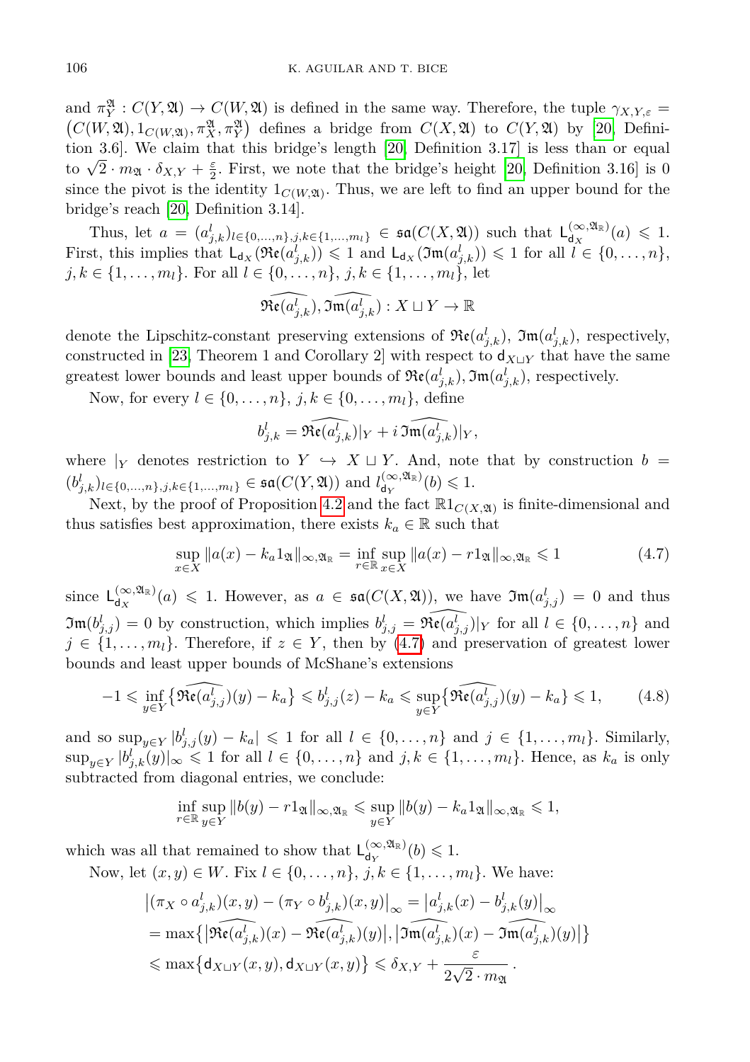and $\pi^{\mathfrak{A}}_Y : C(Y,\mathfrak{A}) \to C(W,\mathfrak{A})$ is defined in the same way. Therefore, the tuple $\gamma_{X,Y,\varepsilon} = \left(C(W,\mathfrak{A}), 1_{C(W,\mathfrak{A})}, \pi^{\mathfrak{A}}_X, \pi^{\mathfrak{A}}_Y\right)$ defines a bridge from $C(X,\mathfrak{A})$ to $C(Y,\mathfrak{A})$ by [20, Definition 3.6]. We claim that this bridge's length [20, Definition 3.17] is less than or equal to $\sqrt{2}\cdot m_{\mathfrak{A}} \cdot \delta_{X,Y} + \frac{\varepsilon}{2}$. First, we note that the bridge's height [20, Definition 3.16] is 0 since the pivot is the identity $1_{C(W,\mathfrak{A})}$. Thus, we are left to find an upper bound for the bridge's reach [20, Definition 3.14].

Thus, let $a = (a^l_{j,k})_{l\in\{0,\ldots,n\}, j,k\in\{1,\ldots,m_l\}} \in \mathfrak{sa}(C(X,\mathfrak{A}))$ such that $\mathsf{L}^{(\infty,\mathfrak{A}_{\mathbb{R}})}_{\mathsf{d}_X}(a) \leqslant 1$. First, this implies that $\mathsf{L}_{\mathsf{d}_X}(\mathfrak{Re}(a^l_{j,k})) \leqslant 1$ and $\mathsf{L}_{\mathsf{d}_X}(\mathfrak{Im}(a^l_{j,k})) \leqslant 1$ for all $l \in \{0,\ldots,n\}$, $j,k \in \{1,\ldots,m_l\}$. For all $l \in \{0,\ldots,n\}$, $j,k \in \{1,\ldots,m_l\}$, let

$$\widehat{\mathfrak{Re}(a^l_{j,k})}, \widehat{\mathfrak{Im}(a^l_{j,k})} : X \sqcup Y \to \mathbb{R}$$

denote the Lipschitz-constant preserving extensions of $\mathfrak{Re}(a^l_{j,k})$, $\mathfrak{Im}(a^l_{j,k})$, respectively, constructed in [23, Theorem 1 and Corollary 2] with respect to $\mathsf{d}_{X\sqcup Y}$ that have the same greatest lower bounds and least upper bounds of $\mathfrak{Re}(a^l_{j,k}), \mathfrak{Im}(a^l_{j,k})$, respectively.

Now, for every $l \in \{0,\ldots,n\}$, $j,k \in \{0,\ldots,m_l\}$, define

$$b^l_{j,k} = \widehat{\mathfrak{Re}(a^l_{j,k})}|_Y + i\,\widehat{\mathfrak{Im}(a^l_{j,k})}|_Y,$$

where $|_Y$ denotes restriction to $Y \hookrightarrow X \sqcup Y$. And, note that by construction $b = (b^l_{j,k})_{l\in\{0,\ldots,n\}, j,k\in\{1,\ldots,m_l\}} \in \mathfrak{sa}(C(Y,\mathfrak{A}))$ and $l^{(\infty,\mathfrak{A}_{\mathbb{R}})}_{\mathsf{d}_Y}(b) \leqslant 1$.

Next, by the proof of Proposition 4.2 and the fact $\mathbb{R}1_{C(X,\mathfrak{A})}$ is finite-dimensional and thus satisfies best approximation, there exists $k_a \in \mathbb{R}$ such that

$$\sup_{x\in X} \|a(x) - k_a 1_{\mathfrak{A}}\|_{\infty,\mathfrak{A}_{\mathbb{R}}} = \inf_{r\in\mathbb{R}} \sup_{x\in X} \|a(x) - r1_{\mathfrak{A}}\|_{\infty,\mathfrak{A}_{\mathbb{R}}} \leqslant 1 \tag{4.7}$$

since $\mathsf{L}^{(\infty,\mathfrak{A}_{\mathbb{R}})}_{\mathsf{d}_X}(a) \leqslant 1$. However, as $a \in \mathfrak{sa}(C(X,\mathfrak{A}))$, we have $\mathfrak{Im}(a^l_{j,j}) = 0$ and thus $\mathfrak{Im}(b^l_{j,j}) = 0$ by construction, which implies $b^l_{j,j} = \widehat{\mathfrak{Re}(a^l_{j,j})}|_Y$ for all $l \in \{0,\ldots,n\}$ and $j \in \{1,\ldots,m_l\}$. Therefore, if $z \in Y$, then by (4.7) and preservation of greatest lower bounds and least upper bounds of McShane's extensions

$$-1 \leqslant \inf_{y\in Y}\left\{\widehat{\mathfrak{Re}(a^l_{j,j})}(y) - k_a\right\} \leqslant b^l_{j,j}(z) - k_a \leqslant \sup_{y\in Y}\left\{\widehat{\mathfrak{Re}(a^l_{j,j})}(y) - k_a\right\} \leqslant 1, \tag{4.8}$$

and so $\sup_{y\in Y} |b^l_{j,j}(y) - k_a| \leqslant 1$ for all $l \in \{0,\ldots,n\}$ and $j \in \{1,\ldots,m_l\}$. Similarly, $\sup_{y\in Y} |b^l_{j,k}(y)|_\infty \leqslant 1$ for all $l \in \{0,\ldots,n\}$ and $j,k \in \{1,\ldots,m_l\}$. Hence, as $k_a$ is only subtracted from diagonal entries, we conclude:

$$\inf_{r\in\mathbb{R}} \sup_{y\in Y} \|b(y) - r1_{\mathfrak{A}}\|_{\infty,\mathfrak{A}_{\mathbb{R}}} \leqslant \sup_{y\in Y} \|b(y) - k_a 1_{\mathfrak{A}}\|_{\infty,\mathfrak{A}_{\mathbb{R}}} \leqslant 1,$$

which was all that remained to show that $\mathsf{L}^{(\infty,\mathfrak{A}_{\mathbb{R}})}_{\mathsf{d}_Y}(b) \leqslant 1$.

Now, let $(x,y) \in W$. Fix $l \in \{0,\ldots,n\}$, $j,k \in \{1,\ldots,m_l\}$. We have:

$$\begin{aligned}
&\left|(\pi_X \circ a^l_{j,k})(x,y) - (\pi_Y \circ b^l_{j,k})(x,y)\right|_\infty = \left|a^l_{j,k}(x) - b^l_{j,k}(y)\right|_\infty \\
&= \max\left\{\left|\widehat{\mathfrak{Re}(a^l_{j,k})}(x) - \widehat{\mathfrak{Re}(a^l_{j,k})}(y)\right|, \left|\widehat{\mathfrak{Im}(a^l_{j,k})}(x) - \widehat{\mathfrak{Im}(a^l_{j,k})}(y)\right|\right\} \\
&\leqslant \max\left\{\mathsf{d}_{X\sqcup Y}(x,y), \mathsf{d}_{X\sqcup Y}(x,y)\right\} \leqslant \delta_{X,Y} + \frac{\varepsilon}{2\sqrt{2}\cdot m_{\mathfrak{A}}}\,.
\end{aligned}$$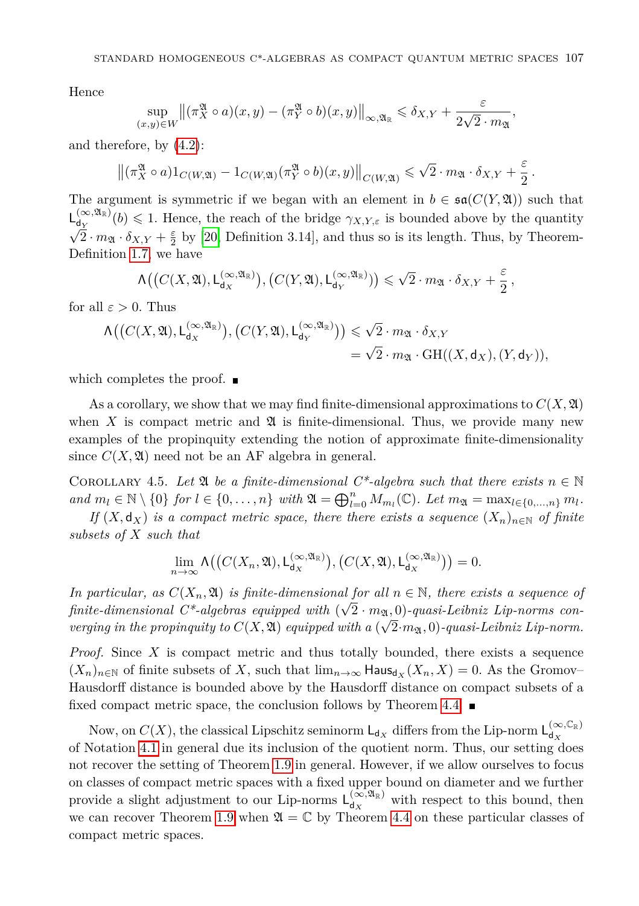Hence

$$\sup_{(x,y)\in W} \left\|(\pi_X^{\mathfrak{A}} \circ a)(x,y) - (\pi_Y^{\mathfrak{A}} \circ b)(x,y)\right\|_{\infty,\mathfrak{A}_{\mathbb{R}}} \leqslant \delta_{X,Y} + \frac{\varepsilon}{2\sqrt{2}\cdot m_{\mathfrak{A}}},$$

and therefore, by (4.2):

$$\left\|(\pi_X^{\mathfrak{A}} \circ a)1_{C(W,\mathfrak{A})} - 1_{C(W,\mathfrak{A})}(\pi_Y^{\mathfrak{A}} \circ b)(x,y)\right\|_{C(W,\mathfrak{A})} \leqslant \sqrt{2}\cdot m_{\mathfrak{A}} \cdot \delta_{X,Y} + \frac{\varepsilon}{2}.$$

The argument is symmetric if we began with an element in $b \in \mathfrak{sa}(C(Y,\mathfrak{A}))$ such that $\mathsf{L}_{\mathsf{d}_Y}^{(\infty,\mathfrak{A}_{\mathbb{R}})}(b) \leqslant 1$. Hence, the reach of the bridge $\gamma_{X,Y,\varepsilon}$ is bounded above by the quantity $\sqrt{2}\cdot m_{\mathfrak{A}} \cdot \delta_{X,Y} + \frac{\varepsilon}{2}$ by [20, Definition 3.14], and thus so is its length. Thus, by Theorem-Definition 1.7, we have

$$\Lambda\big(\big(C(X,\mathfrak{A}), \mathsf{L}_{\mathsf{d}_X}^{(\infty,\mathfrak{A}_{\mathbb{R}})}\big), \big(C(Y,\mathfrak{A}), \mathsf{L}_{\mathsf{d}_Y}^{(\infty,\mathfrak{A}_{\mathbb{R}})}\big)\big) \leqslant \sqrt{2}\cdot m_{\mathfrak{A}} \cdot \delta_{X,Y} + \frac{\varepsilon}{2},$$

for all $\varepsilon > 0$. Thus

$$\begin{aligned}\Lambda\big(\big(C(X,\mathfrak{A}), \mathsf{L}_{\mathsf{d}_X}^{(\infty,\mathfrak{A}_{\mathbb{R}})}\big), \big(C(Y,\mathfrak{A}), \mathsf{L}_{\mathsf{d}_Y}^{(\infty,\mathfrak{A}_{\mathbb{R}})}\big)\big) &\leqslant \sqrt{2}\cdot m_{\mathfrak{A}} \cdot \delta_{X,Y} \\ &= \sqrt{2}\cdot m_{\mathfrak{A}} \cdot \mathrm{GH}((X,\mathsf{d}_X),(Y,\mathsf{d}_Y)),\end{aligned}$$

which completes the proof. ∎

As a corollary, we show that we may find finite-dimensional approximations to $C(X,\mathfrak{A})$ when $X$ is compact metric and $\mathfrak{A}$ is finite-dimensional. Thus, we provide many new examples of the propinquity extending the notion of approximate finite-dimensionality since $C(X,\mathfrak{A})$ need not be an AF algebra in general.

Corollary 4.5. *Let $\mathfrak{A}$ be a finite-dimensional C\*-algebra such that there exists $n \in \mathbb{N}$ and $m_l \in \mathbb{N}\setminus\{0\}$ for $l \in \{0,\ldots,n\}$ with $\mathfrak{A} = \bigoplus_{l=0}^{n} M_{m_l}(\mathbb{C})$. Let $m_{\mathfrak{A}} = \max_{l\in\{0,\ldots,n\}} m_l$.*

*If $(X,\mathsf{d}_X)$ is a compact metric space, there there exists a sequence $(X_n)_{n\in\mathbb{N}}$ of finite subsets of $X$ such that*

$$\lim_{n\to\infty} \Lambda\big(\big(C(X_n,\mathfrak{A}), \mathsf{L}_{\mathsf{d}_X}^{(\infty,\mathfrak{A}_{\mathbb{R}})}\big), \big(C(X,\mathfrak{A}), \mathsf{L}_{\mathsf{d}_X}^{(\infty,\mathfrak{A}_{\mathbb{R}})}\big)\big) = 0.$$

*In particular, as $C(X_n,\mathfrak{A})$ is finite-dimensional for all $n \in \mathbb{N}$, there exists a sequence of finite-dimensional C\*-algebras equipped with $(\sqrt{2}\cdot m_{\mathfrak{A}}, 0)$-quasi-Leibniz Lip-norms converging in the propinquity to $C(X,\mathfrak{A})$ equipped with a $(\sqrt{2}\cdot m_{\mathfrak{A}}, 0)$-quasi-Leibniz Lip-norm.*

*Proof.* Since $X$ is compact metric and thus totally bounded, there exists a sequence $(X_n)_{n\in\mathbb{N}}$ of finite subsets of $X$, such that $\lim_{n\to\infty} \mathsf{Haus}_{\mathsf{d}_X}(X_n, X) = 0$. As the Gromov–Hausdorff distance is bounded above by the Hausdorff distance on compact subsets of a fixed compact metric space, the conclusion follows by Theorem 4.4. ∎

Now, on $C(X)$, the classical Lipschitz seminorm $\mathsf{L}_{\mathsf{d}_X}$ differs from the Lip-norm $\mathsf{L}_{\mathsf{d}_X}^{(\infty,\mathbb{C}_{\mathbb{R}})}$ of Notation 4.1 in general due its inclusion of the quotient norm. Thus, our setting does not recover the setting of Theorem 1.9 in general. However, if we allow ourselves to focus on classes of compact metric spaces with a fixed upper bound on diameter and we further provide a slight adjustment to our Lip-norms $\mathsf{L}_{\mathsf{d}_X}^{(\infty,\mathfrak{A}_{\mathbb{R}})}$ with respect to this bound, then we can recover Theorem 1.9 when $\mathfrak{A} = \mathbb{C}$ by Theorem 4.4 on these particular classes of compact metric spaces.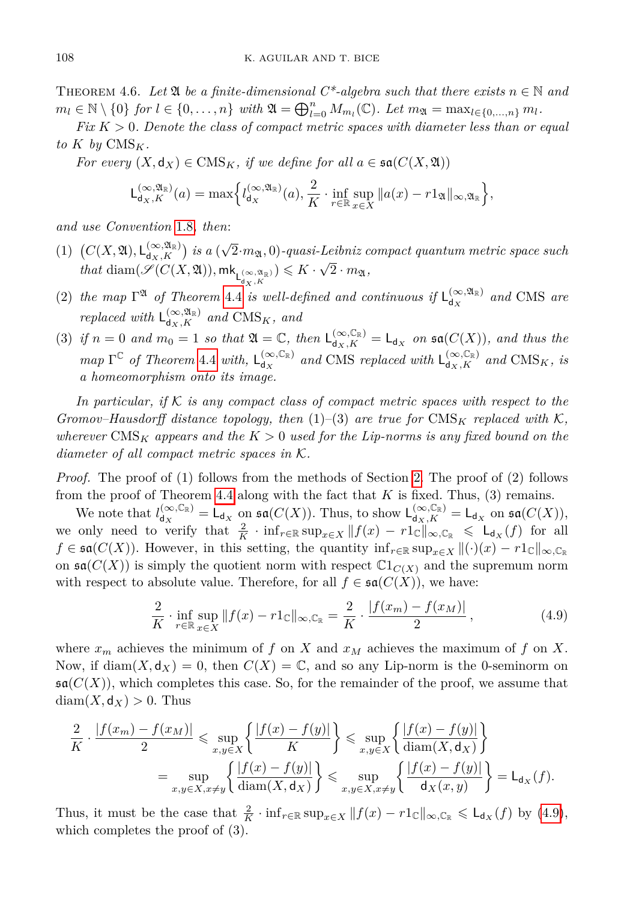THEOREM 4.6. *Let $\mathfrak{A}$ be a finite-dimensional $C^*$-algebra such that there exists $n \in \mathbb{N}$ and $m_l \in \mathbb{N} \setminus \{0\}$ for $l \in \{0, \ldots, n\}$ with $\mathfrak{A} = \bigoplus_{l=0}^{n} M_{m_l}(\mathbb{C})$. Let $m_{\mathfrak{A}} = \max_{l \in \{0,\ldots,n\}} m_l$.*

*Fix $K > 0$. Denote the class of compact metric spaces with diameter less than or equal to $K$ by $\mathrm{CMS}_K$.*

*For every $(X, \mathsf{d}_X) \in \mathrm{CMS}_K$, if we define for all $a \in \mathfrak{sa}(C(X, \mathfrak{A}))$*

$$\mathsf{L}^{(\infty,\mathfrak{A}_{\mathbb{R}})}_{\mathsf{d}_X,K}(a) = \max\Big\{ l^{(\infty,\mathfrak{A}_{\mathbb{R}})}_{\mathsf{d}_X}(a), \frac{2}{K} \cdot \inf_{r \in \mathbb{R}} \sup_{x \in X} \|a(x) - r1_{\mathfrak{A}}\|_{\infty,\mathfrak{A}_{\mathbb{R}}} \Big\},$$

*and use Convention 1.8, then:*

1. *$\big(C(X, \mathfrak{A}), \mathsf{L}^{(\infty,\mathfrak{A}_{\mathbb{R}})}_{\mathsf{d}_X,K}\big)$ is a $(\sqrt{2} \cdot m_{\mathfrak{A}}, 0)$-quasi-Leibniz compact quantum metric space such that $\mathrm{diam}(\mathscr{S}(C(X, \mathfrak{A})), \mathsf{mk}_{\mathsf{L}^{(\infty,\mathfrak{A}_{\mathbb{R}})}_{\mathsf{d}_X,K}}) \leqslant K \cdot \sqrt{2} \cdot m_{\mathfrak{A}}$,*
2. *the map $\Gamma^{\mathfrak{A}}$ of Theorem 4.4 is well-defined and continuous if $\mathsf{L}^{(\infty,\mathfrak{A}_{\mathbb{R}})}_{\mathsf{d}_X}$ and CMS are replaced with $\mathsf{L}^{(\infty,\mathfrak{A}_{\mathbb{R}})}_{\mathsf{d}_X,K}$ and $\mathrm{CMS}_K$, and*
3. *if $n = 0$ and $m_0 = 1$ so that $\mathfrak{A} = \mathbb{C}$, then $\mathsf{L}^{(\infty,\mathbb{C}_{\mathbb{R}})}_{\mathsf{d}_X,K} = \mathsf{L}_{\mathsf{d}_X}$ on $\mathfrak{sa}(C(X))$, and thus the map $\Gamma^{\mathbb{C}}$ of Theorem 4.4 with, $\mathsf{L}^{(\infty,\mathbb{C}_{\mathbb{R}})}_{\mathsf{d}_X}$ and CMS replaced with $\mathsf{L}^{(\infty,\mathbb{C}_{\mathbb{R}})}_{\mathsf{d}_X,K}$ and $\mathrm{CMS}_K$, is a homeomorphism onto its image.*

*In particular, if $\mathcal{K}$ is any compact class of compact metric spaces with respect to the Gromov–Hausdorff distance topology, then (1)–(3) are true for $\mathrm{CMS}_K$ replaced with $\mathcal{K}$, wherever $\mathrm{CMS}_K$ appears and the $K > 0$ used for the Lip-norms is any fixed bound on the diameter of all compact metric spaces in $\mathcal{K}$.*

*Proof.* The proof of (1) follows from the methods of Section 2. The proof of (2) follows from the proof of Theorem 4.4 along with the fact that $K$ is fixed. Thus, (3) remains.

We note that $l^{(\infty,\mathbb{C}_{\mathbb{R}})}_{\mathsf{d}_X} = \mathsf{L}_{\mathsf{d}_X}$ on $\mathfrak{sa}(C(X))$. Thus, to show $\mathsf{L}^{(\infty,\mathbb{C}_{\mathbb{R}})}_{\mathsf{d}_X,K} = \mathsf{L}_{\mathsf{d}_X}$ on $\mathfrak{sa}(C(X))$, we only need to verify that $\frac{2}{K} \cdot \inf_{r\in\mathbb{R}} \sup_{x\in X} \|f(x) - r1_{\mathbb{C}}\|_{\infty,\mathbb{C}_{\mathbb{R}}} \leqslant \mathsf{L}_{\mathsf{d}_X}(f)$ for all $f \in \mathfrak{sa}(C(X))$. However, in this setting, the quantity $\inf_{r\in\mathbb{R}} \sup_{x\in X} \|(\cdot)(x) - r1_{\mathbb{C}}\|_{\infty,\mathbb{C}_{\mathbb{R}}}$ on $\mathfrak{sa}(C(X))$ is simply the quotient norm with respect $\mathbb{C}1_{C(X)}$ and the supremum norm with respect to absolute value. Therefore, for all $f \in \mathfrak{sa}(C(X))$, we have:

$$\frac{2}{K} \cdot \inf_{r\in\mathbb{R}} \sup_{x\in X} \|f(x) - r1_{\mathbb{C}}\|_{\infty,\mathbb{C}_{\mathbb{R}}} = \frac{2}{K} \cdot \frac{|f(x_m) - f(x_M)|}{2}, \tag{4.9}$$

where $x_m$ achieves the minimum of $f$ on $X$ and $x_M$ achieves the maximum of $f$ on $X$. Now, if $\mathrm{diam}(X, \mathsf{d}_X) = 0$, then $C(X) = \mathbb{C}$, and so any Lip-norm is the 0-seminorm on $\mathfrak{sa}(C(X))$, which completes this case. So, for the remainder of the proof, we assume that $\mathrm{diam}(X, \mathsf{d}_X) > 0$. Thus

$$\begin{aligned}
\frac{2}{K} \cdot \frac{|f(x_m) - f(x_M)|}{2} &\leqslant \sup_{x,y\in X} \left\{ \frac{|f(x) - f(y)|}{K} \right\} \leqslant \sup_{x,y\in X} \left\{ \frac{|f(x) - f(y)|}{\mathrm{diam}(X, \mathsf{d}_X)} \right\} \\
&= \sup_{x,y\in X, x\neq y} \left\{ \frac{|f(x) - f(y)|}{\mathrm{diam}(X, \mathsf{d}_X)} \right\} \leqslant \sup_{x,y\in X, x\neq y} \left\{ \frac{|f(x) - f(y)|}{\mathsf{d}_X(x, y)} \right\} = \mathsf{L}_{\mathsf{d}_X}(f).
\end{aligned}$$

Thus, it must be the case that $\frac{2}{K} \cdot \inf_{r\in\mathbb{R}} \sup_{x\in X} \|f(x) - r1_{\mathbb{C}}\|_{\infty,\mathbb{C}_{\mathbb{R}}} \leqslant \mathsf{L}_{\mathsf{d}_X}(f)$ by (4.9), which completes the proof of (3).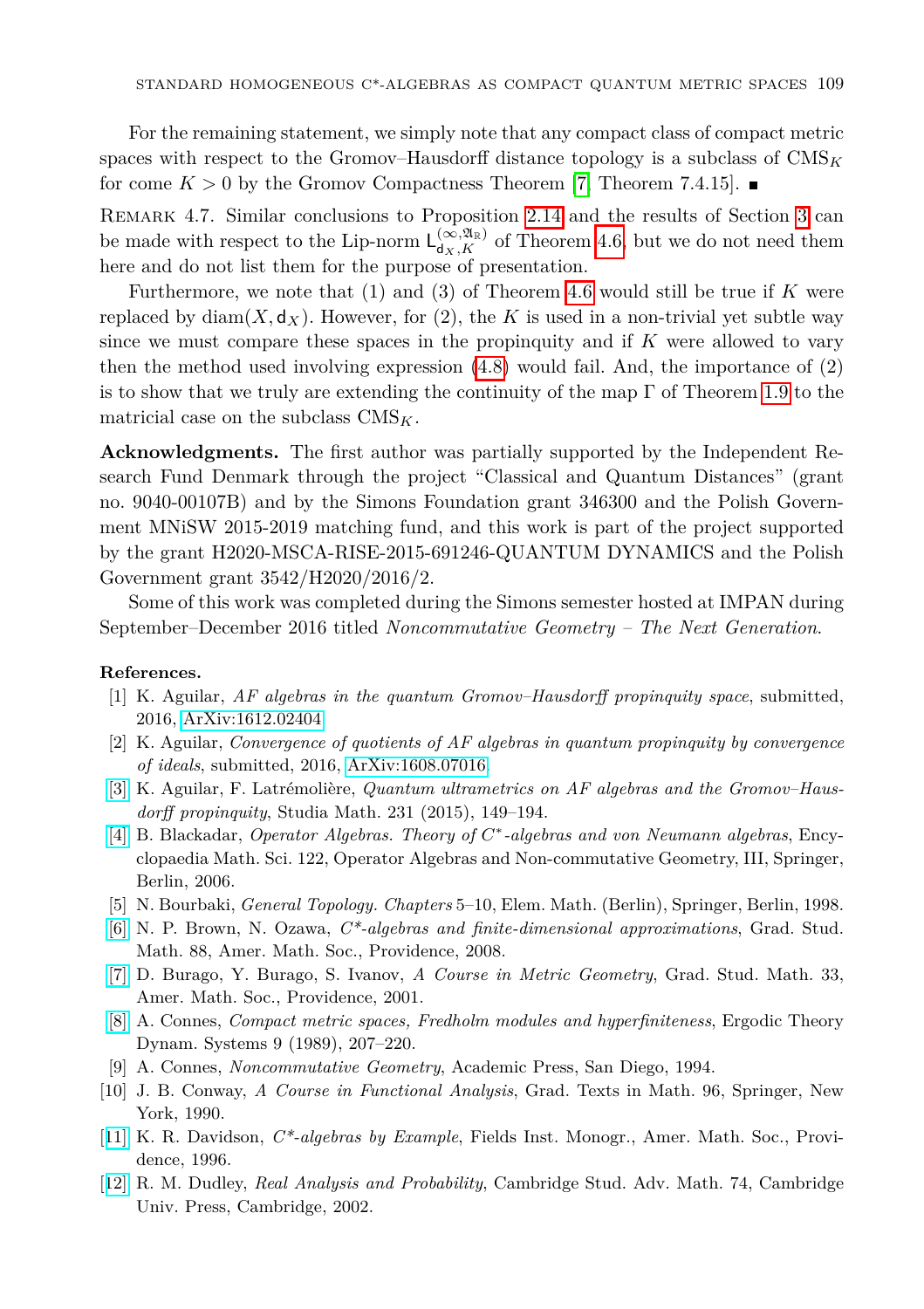For the remaining statement, we simply note that any compact class of compact metric spaces with respect to the Gromov–Hausdorff distance topology is a subclass of $\mathrm{CMS}_K$ for come $K > 0$ by the Gromov Compactness Theorem [7, Theorem 7.4.15]. ∎

Remark 4.7. Similar conclusions to Proposition 2.14 and the results of Section 3 can be made with respect to the Lip-norm $\mathsf{L}^{(\infty,\mathfrak{A}_{\mathbb{R}})}_{\mathsf{d}_X,K}$ of Theorem 4.6, but we do not need them here and do not list them for the purpose of presentation.

Furthermore, we note that (1) and (3) of Theorem 4.6 would still be true if $K$ were replaced by $\mathrm{diam}(X, \mathsf{d}_X)$. However, for (2), the $K$ is used in a non-trivial yet subtle way since we must compare these spaces in the propinquity and if $K$ were allowed to vary then the method used involving expression (4.8) would fail. And, the importance of (2) is to show that we truly are extending the continuity of the map $\Gamma$ of Theorem 1.9 to the matricial case on the subclass $\mathrm{CMS}_K$.

**Acknowledgments.** The first author was partially supported by the Independent Research Fund Denmark through the project "Classical and Quantum Distances" (grant no. 9040-00107B) and by the Simons Foundation grant 346300 and the Polish Government MNiSW 2015-2019 matching fund, and this work is part of the project supported by the grant H2020-MSCA-RISE-2015-691246-QUANTUM DYNAMICS and the Polish Government grant 3542/H2020/2016/2.

Some of this work was completed during the Simons semester hosted at IMPAN during September–December 2016 titled *Noncommutative Geometry – The Next Generation*.

**References.**

[1] K. Aguilar, *AF algebras in the quantum Gromov–Hausdorff propinquity space*, submitted, 2016, ArXiv:1612.02404.

[2] K. Aguilar, *Convergence of quotients of AF algebras in quantum propinquity by convergence of ideals*, submitted, 2016, ArXiv:1608.07016.

[3] K. Aguilar, F. Latrémolière, *Quantum ultrametrics on AF algebras and the Gromov–Hausdorff propinquity*, Studia Math. 231 (2015), 149–194.

[4] B. Blackadar, *Operator Algebras. Theory of $C^*$-algebras and von Neumann algebras*, Encyclopaedia Math. Sci. 122, Operator Algebras and Non-commutative Geometry, III, Springer, Berlin, 2006.

[5] N. Bourbaki, *General Topology. Chapters* 5–10, Elem. Math. (Berlin), Springer, Berlin, 1998.

[6] N. P. Brown, N. Ozawa, *C\*-algebras and finite-dimensional approximations*, Grad. Stud. Math. 88, Amer. Math. Soc., Providence, 2008.

[7] D. Burago, Y. Burago, S. Ivanov, *A Course in Metric Geometry*, Grad. Stud. Math. 33, Amer. Math. Soc., Providence, 2001.

[8] A. Connes, *Compact metric spaces, Fredholm modules and hyperfiniteness*, Ergodic Theory Dynam. Systems 9 (1989), 207–220.

[9] A. Connes, *Noncommutative Geometry*, Academic Press, San Diego, 1994.

[10] J. B. Conway, *A Course in Functional Analysis*, Grad. Texts in Math. 96, Springer, New York, 1990.

[11] K. R. Davidson, *C\*-algebras by Example*, Fields Inst. Monogr., Amer. Math. Soc., Providence, 1996.

[12] R. M. Dudley, *Real Analysis and Probability*, Cambridge Stud. Adv. Math. 74, Cambridge Univ. Press, Cambridge, 2002.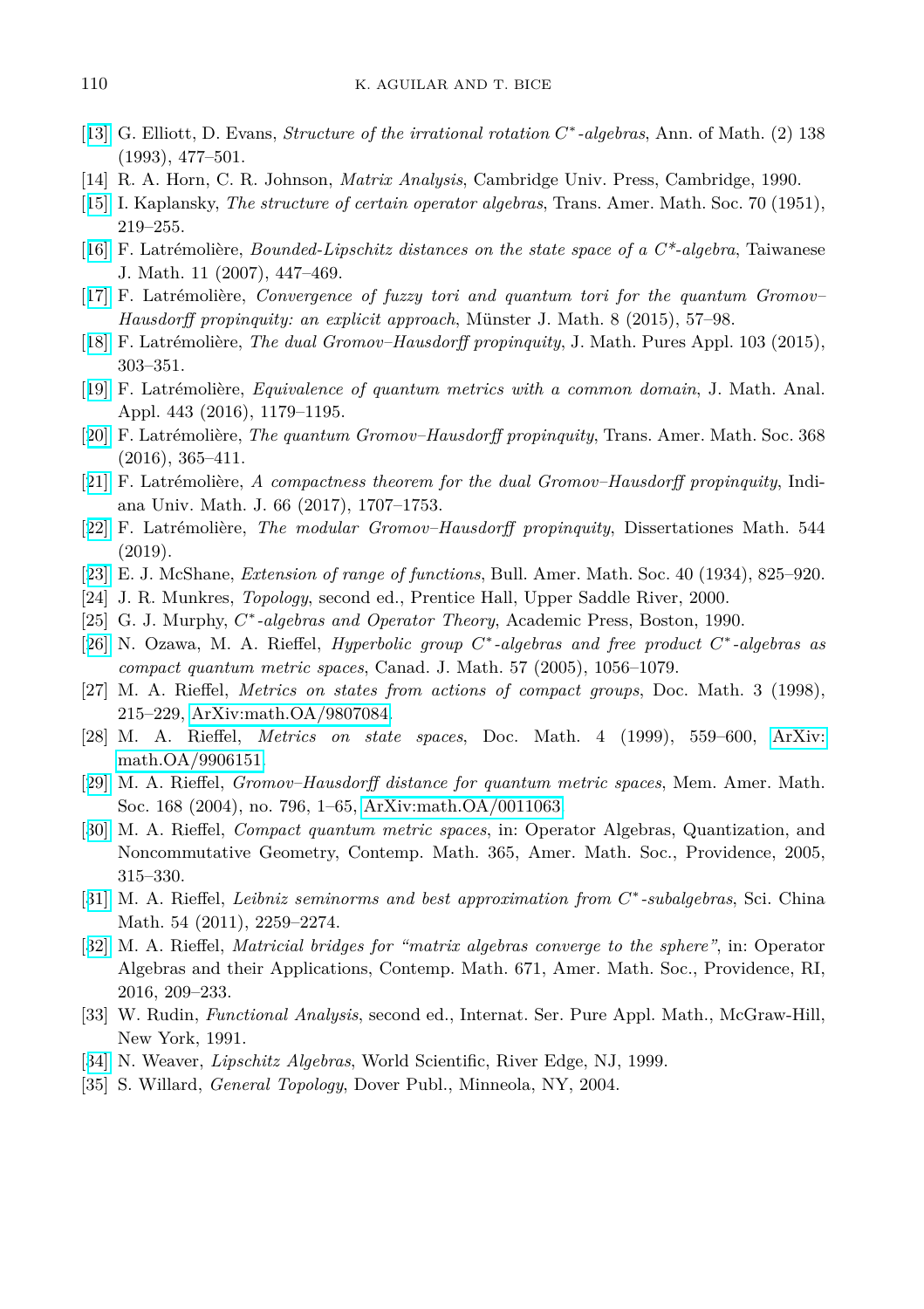[13] G. Elliott, D. Evans, *Structure of the irrational rotation $C^*$-algebras*, Ann. of Math. (2) 138 (1993), 477–501.

[14] R. A. Horn, C. R. Johnson, *Matrix Analysis*, Cambridge Univ. Press, Cambridge, 1990.

[15] I. Kaplansky, *The structure of certain operator algebras*, Trans. Amer. Math. Soc. 70 (1951), 219–255.

[16] F. Latrémolière, *Bounded-Lipschitz distances on the state space of a C\*-algebra*, Taiwanese J. Math. 11 (2007), 447–469.

[17] F. Latrémolière, *Convergence of fuzzy tori and quantum tori for the quantum Gromov–Hausdorff propinquity: an explicit approach*, Münster J. Math. 8 (2015), 57–98.

[18] F. Latrémolière, *The dual Gromov–Hausdorff propinquity*, J. Math. Pures Appl. 103 (2015), 303–351.

[19] F. Latrémolière, *Equivalence of quantum metrics with a common domain*, J. Math. Anal. Appl. 443 (2016), 1179–1195.

[20] F. Latrémolière, *The quantum Gromov–Hausdorff propinquity*, Trans. Amer. Math. Soc. 368 (2016), 365–411.

[21] F. Latrémolière, *A compactness theorem for the dual Gromov–Hausdorff propinquity*, Indiana Univ. Math. J. 66 (2017), 1707–1753.

[22] F. Latrémolière, *The modular Gromov–Hausdorff propinquity*, Dissertationes Math. 544 (2019).

[23] E. J. McShane, *Extension of range of functions*, Bull. Amer. Math. Soc. 40 (1934), 825–920.

[24] J. R. Munkres, *Topology*, second ed., Prentice Hall, Upper Saddle River, 2000.

[25] G. J. Murphy, *$C^*$-algebras and Operator Theory*, Academic Press, Boston, 1990.

[26] N. Ozawa, M. A. Rieffel, *Hyperbolic group $C^*$-algebras and free product $C^*$-algebras as compact quantum metric spaces*, Canad. J. Math. 57 (2005), 1056–1079.

[27] M. A. Rieffel, *Metrics on states from actions of compact groups*, Doc. Math. 3 (1998), 215–229, ArXiv:math.OA/9807084.

[28] M. A. Rieffel, *Metrics on state spaces*, Doc. Math. 4 (1999), 559–600, ArXiv:math.OA/9906151.

[29] M. A. Rieffel, *Gromov–Hausdorff distance for quantum metric spaces*, Mem. Amer. Math. Soc. 168 (2004), no. 796, 1–65, ArXiv:math.OA/0011063.

[30] M. A. Rieffel, *Compact quantum metric spaces*, in: Operator Algebras, Quantization, and Noncommutative Geometry, Contemp. Math. 365, Amer. Math. Soc., Providence, 2005, 315–330.

[31] M. A. Rieffel, *Leibniz seminorms and best approximation from $C^*$-subalgebras*, Sci. China Math. 54 (2011), 2259–2274.

[32] M. A. Rieffel, *Matricial bridges for "matrix algebras converge to the sphere"*, in: Operator Algebras and their Applications, Contemp. Math. 671, Amer. Math. Soc., Providence, RI, 2016, 209–233.

[33] W. Rudin, *Functional Analysis*, second ed., Internat. Ser. Pure Appl. Math., McGraw-Hill, New York, 1991.

[34] N. Weaver, *Lipschitz Algebras*, World Scientific, River Edge, NJ, 1999.

[35] S. Willard, *General Topology*, Dover Publ., Minneola, NY, 2004.